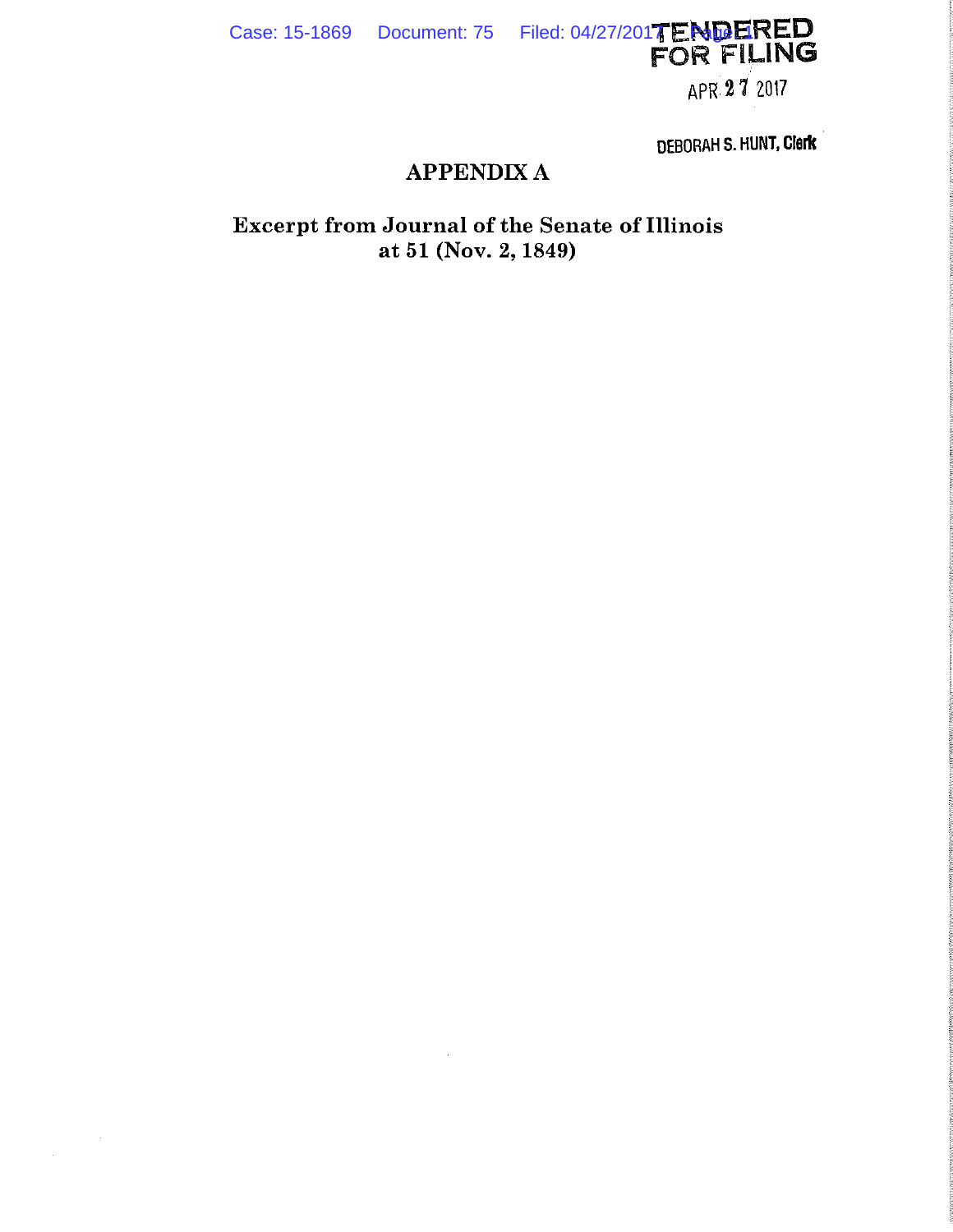# APPENDIX A

## Excerpt from Journal of the Senate of Illinois at 51 (Nov. 2, 1849)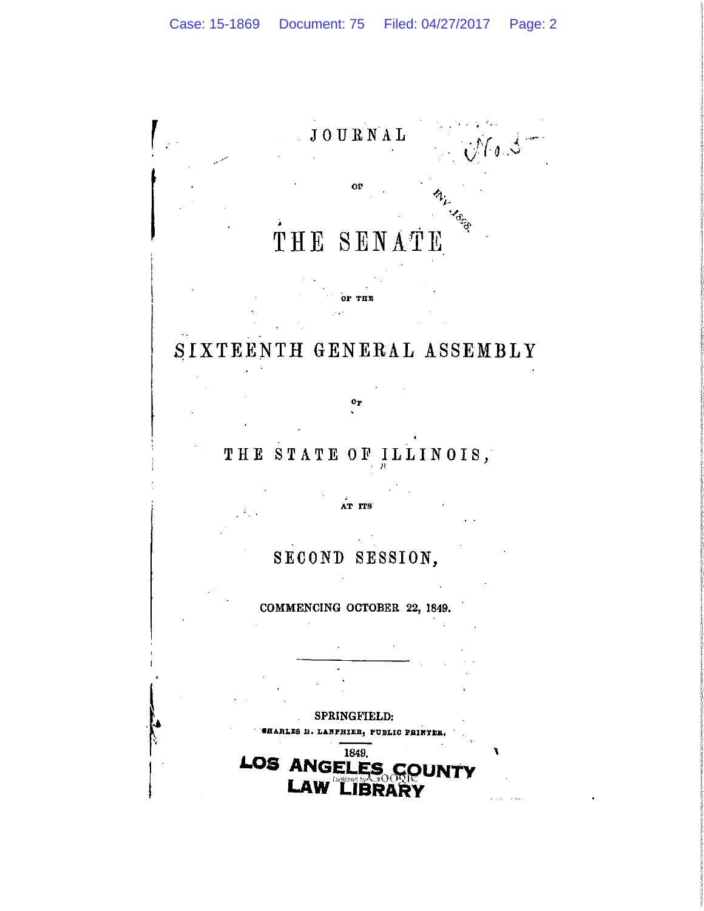# JOURNAL

OF

# THE SENATE

OF THE

## SIXTEENTH GENERAL ASSEMBLY

OF

## THE STATE OF ILLINOIS,

AT ITS

## SECOND SESSION,

COMMENCING OCTOBER 22, 1849.

---

SPRINGFIELD:

CHARLES H. LANPHIER, PUBLIC PRINTER.

1849.

**LOS ANGELES COUNTY LAW LIBRARY**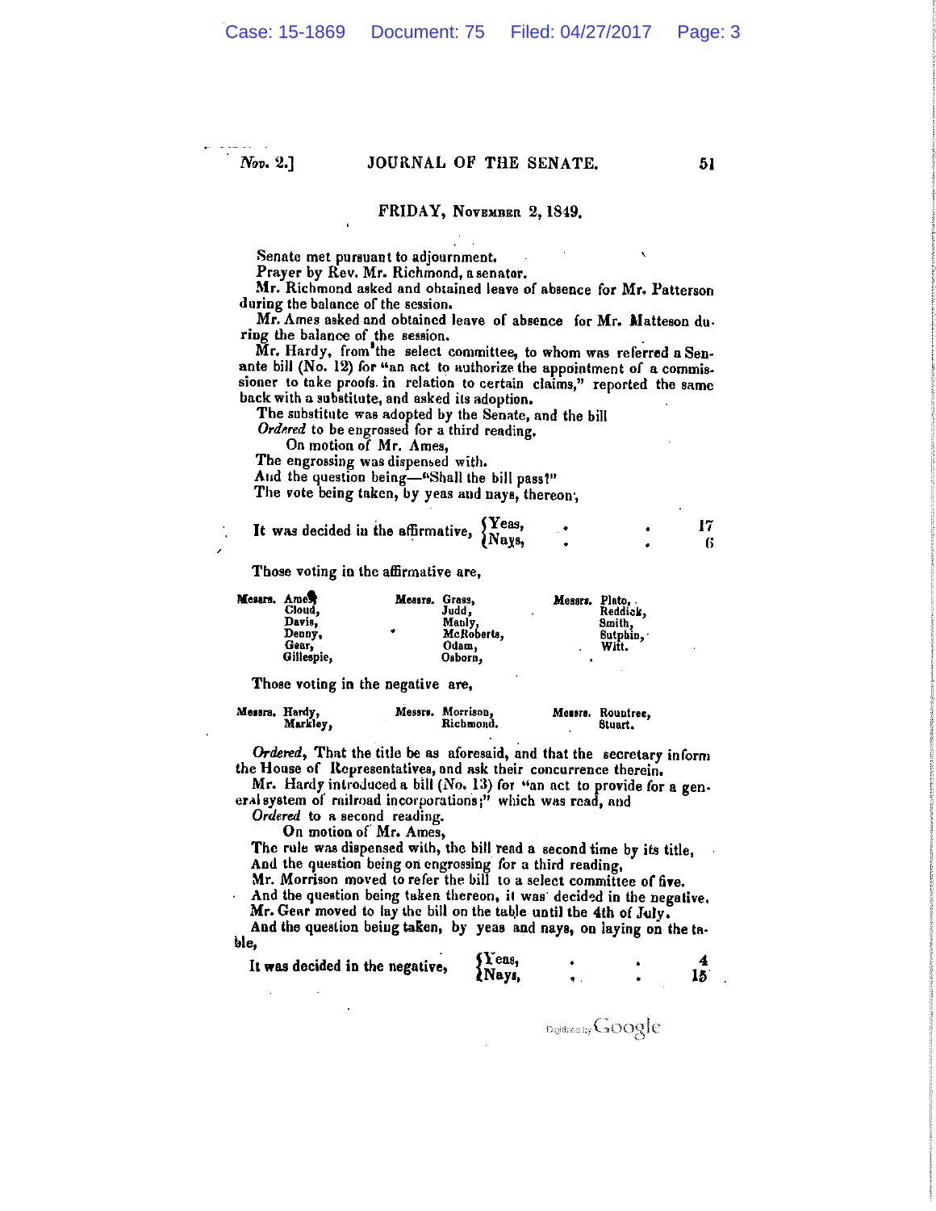## FRIDAY, November 2, 1849.

Senate met pursuant to adjournment.

Prayer by Rev. Mr. Richmond, a senator.

Mr. Richmond asked and obtained leave of absence for Mr. Patterson during the balance of the session.

Mr. Ames asked and obtained leave of absence for Mr. Matteson during the balance of the session.

Mr. Hardy, from the select committee, to whom was referred a Senante bill (No. 12) for "an act to authorize the appointment of a commissioner to take proofs in relation to certain claims," reported the same back with a substitute, and asked its adoption.

The substitute was adopted by the Senate, and the bill

*Ordered* to be engrossed for a third reading.

On motion of Mr. Ames,

The engrossing was dispensed with.

And the question being—"Shall the bill pass?"

The vote being taken, by yeas and nays, thereon,

It was decided in the affirmative, Yeas, . . . 17; Nays, . . . 6

Those voting in the affirmative are,

Messrs. Ames, Cloud, Davis, Denny, Gear, Gillespie, Grass, Judd, Manly, McRoberts, Odam, Osborn, Plato, Reddick, Smith, Sutphin, Witt.

Those voting in the negative are,

Messrs. Hardy, Markley, Morrison, Richmond, Rountree, Stuart.

*Ordered*, That the title be as aforesaid, and that the secretary inform the House of Representatives, and ask their concurrence therein.

Mr. Hardy introduced a bill (No. 13) for "an act to provide for a general system of railroad incorporations;" which was read, and

*Ordered* to a second reading.

On motion of Mr. Ames,

The rule was dispensed with, the bill read a second time by its title,

And the question being on engrossing for a third reading,

Mr. Morrison moved to refer the bill to a select committee of five.

And the question being taken thereon, it was decided in the negative.

Mr. Gear moved to lay the bill on the table until the 4th of July.

And the question being taken, by yeas and nays, on laying on the table,

It was decided in the negative, Yeas, . . . 4; Nays, . . . 15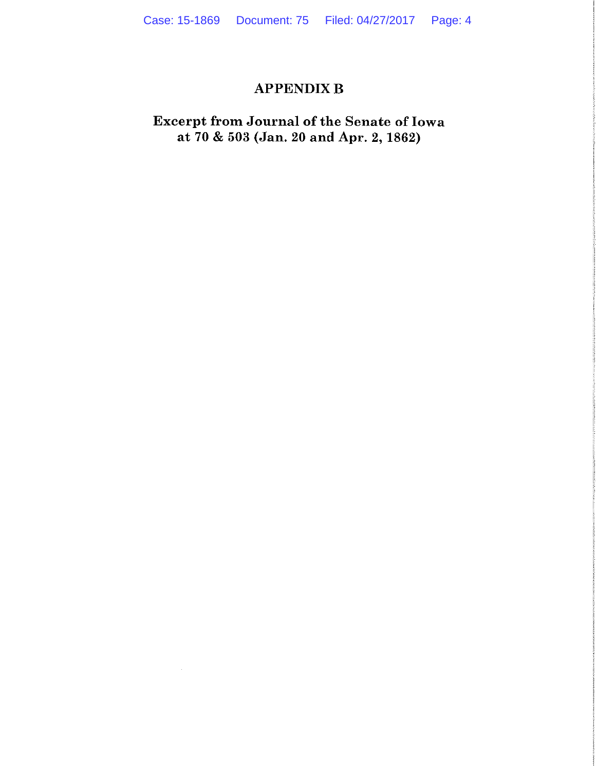# APPENDIX B

## Excerpt from Journal of the Senate of Iowa at 70 & 503 (Jan. 20 and Apr. 2, 1862)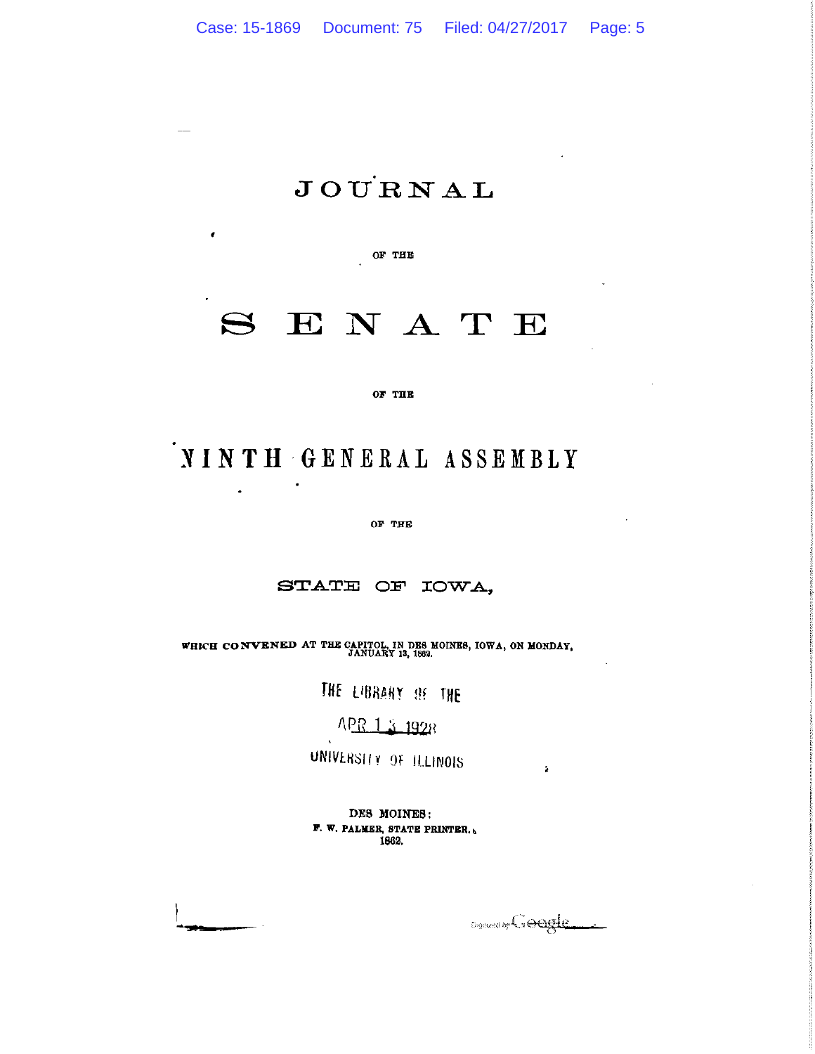# JOURNAL

OF THE

# SENATE

OF THE

# NINTH GENERAL ASSEMBLY

OF THE

## STATE OF IOWA,

WHICH CONVENED AT THE CAPITOL, IN DES MOINES, IOWA, ON MONDAY, JANUARY 13, 1862.

THE LIBRARY OF THE

APR 13 1928

UNIVERSITY OF ILLINOIS

DES MOINES:
F. W. PALMER, STATE PRINTER.
1862.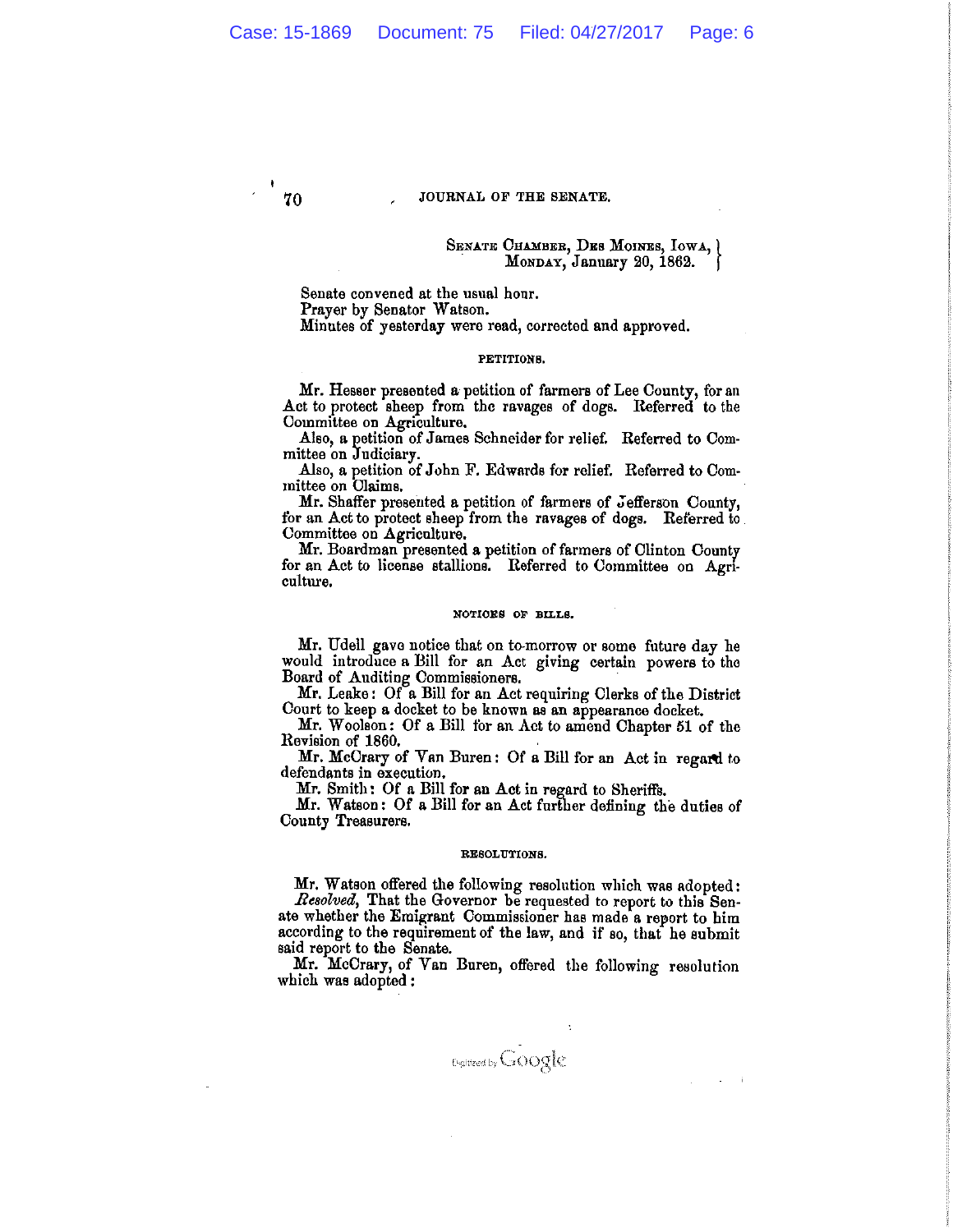SENATE CHAMBER, DES MOINES, IOWA,
MONDAY, January 20, 1862.

Senate convened at the usual hour.
Prayer by Senator Watson.
Minutes of yesterday were read, corrected and approved.

### PETITIONS.

Mr. Hesser presented a petition of farmers of Lee County, for an Act to protect sheep from the ravages of dogs. Referred to the Committee on Agriculture.

Also, a petition of James Schneider for relief. Referred to Committee on Judiciary.

Also, a petition of John F. Edwards for relief. Referred to Committee on Claims.

Mr. Shaffer presented a petition of farmers of Jefferson County, for an Act to protect sheep from the ravages of dogs. Referred to Committee on Agriculture.

Mr. Boardman presented a petition of farmers of Clinton County for an Act to license stallions. Referred to Committee on Agriculture.

### NOTICES OF BILLS.

Mr. Udell gave notice that on to-morrow or some future day he would introduce a Bill for an Act giving certain powers to the Board of Auditing Commissioners.

Mr. Leake: Of a Bill for an Act requiring Clerks of the District Court to keep a docket to be known as an appearance docket.

Mr. Woolson: Of a Bill for an Act to amend Chapter 51 of the Revision of 1860.

Mr. McCrary of Van Buren: Of a Bill for an Act in regard to defendants in execution.

Mr. Smith: Of a Bill for an Act in regard to Sheriffs.

Mr. Watson: Of a Bill for an Act further defining the duties of County Treasurers.

### RESOLUTIONS.

Mr. Watson offered the following resolution which was adopted:

*Resolved*, That the Governor be requested to report to this Senate whether the Emigrant Commissioner has made a report to him according to the requirement of the law, and if so, that he submit said report to the Senate.

Mr. McCrary, of Van Buren, offered the following resolution which was adopted: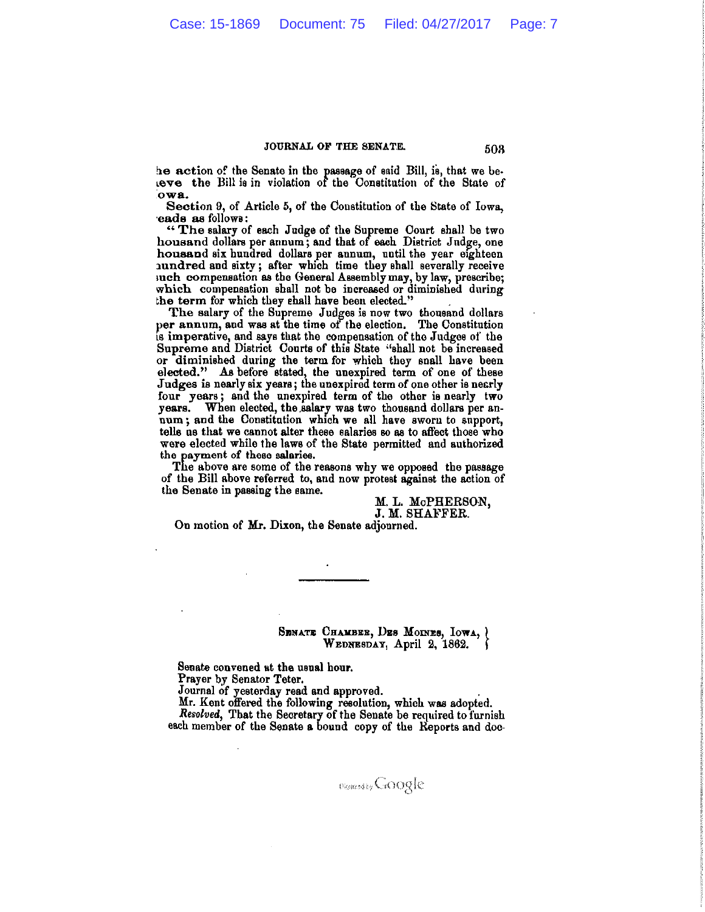he action of the Senate in the passage of said Bill, is, that we believe the Bill is in violation of the Constitution of the State of Iowa.

Section 9, of Article 5, of the Constitution of the State of Iowa, reads as follows:

"The salary of each Judge of the Supreme Court shall be two thousand dollars per annum; and that of each District Judge, one thousand six hundred dollars per annum, until the year eighteen hundred and sixty; after which time they shall severally receive such compensation as the General Assembly may, by law, prescribe; which compensation shall not be increased or diminished during the term for which they shall have been elected."

The salary of the Supreme Judges is now two thousand dollars per annum, and was at the time of the election. The Constitution is imperative, and says that the compensation of the Judges of the Supreme and District Courts of this State "shall not be increased or diminished during the term for which they shall have been elected." As before stated, the unexpired term of one of these Judges is nearly six years; the unexpired term of one other is nearly four years; and the unexpired term of the other is nearly two years. When elected, the salary was two thousand dollars per annum; and the Constitution which we all have sworn to support, tells us that we cannot alter these salaries so as to affect those who were elected while the laws of the State permitted and authorized the payment of these salaries.

The above are some of the reasons why we opposed the passage of the Bill above referred to, and now protest against the action of the Senate in passing the same.

M. L. McPHERSON,
J. M. SHAFFER.

On motion of Mr. Dixon, the Senate adjourned.

---

SENATE CHAMBER, DES MOINES, IOWA,
WEDNESDAY, April 2, 1862.

Senate convened at the usual hour.

Prayer by Senator Teter.

Journal of yesterday read and approved.

Mr. Kent offered the following resolution, which was adopted.

*Resolved*, That the Secretary of the Senate be required to furnish each member of the Senate a bound copy of the Reports and doc-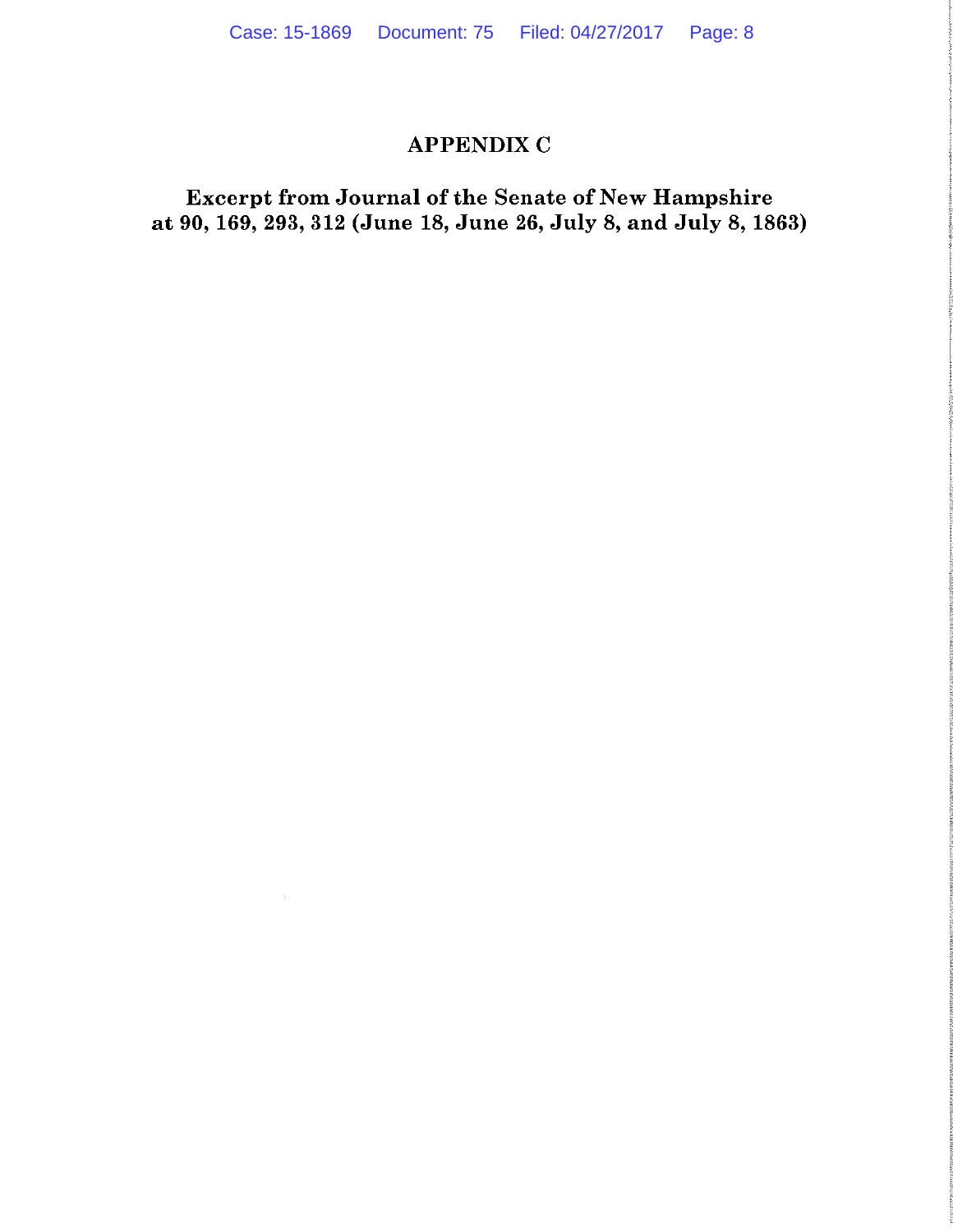# APPENDIX C

## Excerpt from Journal of the Senate of New Hampshire at 90, 169, 293, 312 (June 18, June 26, July 8, and July 8, 1863)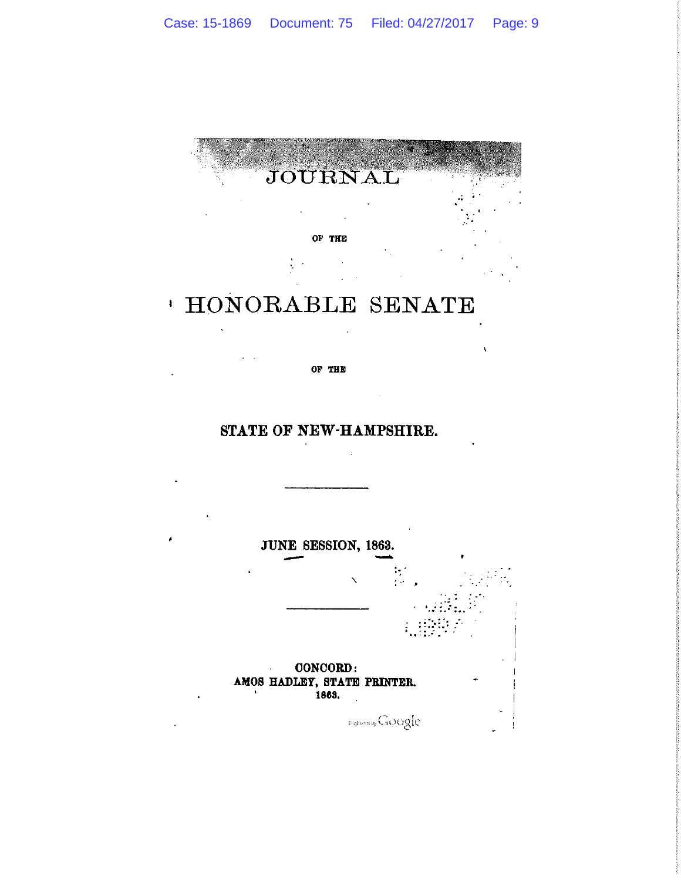# JOURNAL

OF THE

# HONORABLE SENATE

OF THE

## STATE OF NEW-HAMPSHIRE.

---

**JUNE SESSION, 1863.**

---

CONCORD:
AMOS HADLEY, STATE PRINTER.
1863.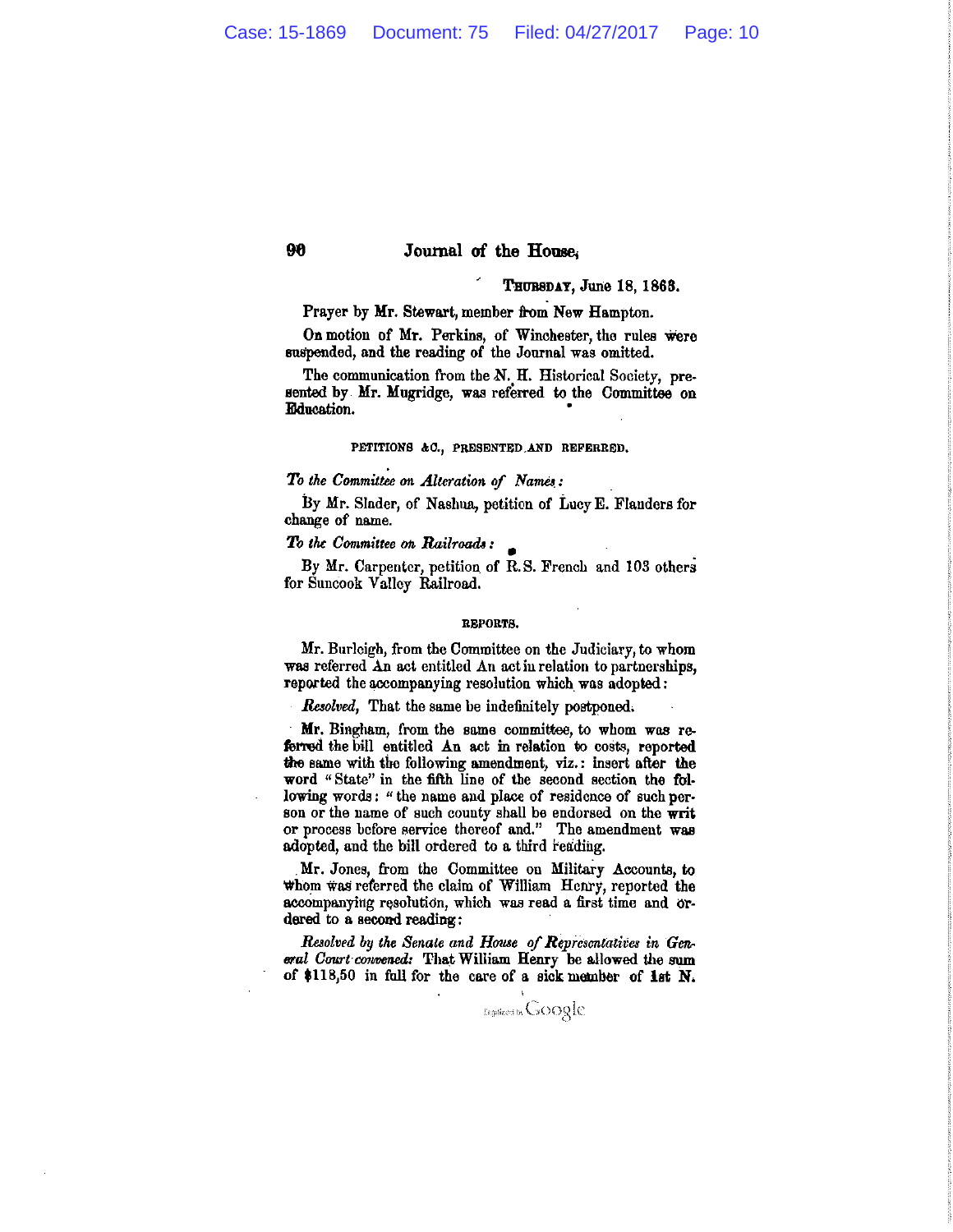THURSDAY, June 18, 1868.

Prayer by Mr. Stewart, member from New Hampton.

On motion of Mr. Perkins, of Winchester, the rules were suspended, and the reading of the Journal was omitted.

The communication from the N. H. Historical Society, presented by Mr. Mugridge, was referred to the Committee on Education.

PETITIONS &C., PRESENTED AND REFERRED.

*To the Committee on Alteration of Names:*

By Mr. Slader, of Nashua, petition of Lucy E. Flanders for change of name.

*To the Committee on Railroads:*

By Mr. Carpenter, petition of R. S. French and 103 others for Suncook Valley Railroad.

REPORTS.

Mr. Burleigh, from the Committee on the Judiciary, to whom was referred An act entitled An act in relation to partnerships, reported the accompanying resolution which was adopted:

*Resolved,* That the same be indefinitely postponed.

Mr. Bingham, from the same committee, to whom was referred the bill entitled An act in relation to costs, reported the same with the following amendment, viz.: insert after the word "State" in the fifth line of the second section the following words: "the name and place of residence of such person or the name of such county shall be endorsed on the writ or process before service thereof and." The amendment was adopted, and the bill ordered to a third reading.

Mr. Jones, from the Committee on Military Accounts, to whom was referred the claim of William Henry, reported the accompanying resolution, which was read a first time and ordered to a second reading:

*Resolved by the Senate and House of Representatives in General Court convened:* That William Henry be allowed the sum of $118,50 in full for the care of a sick member of 1st N.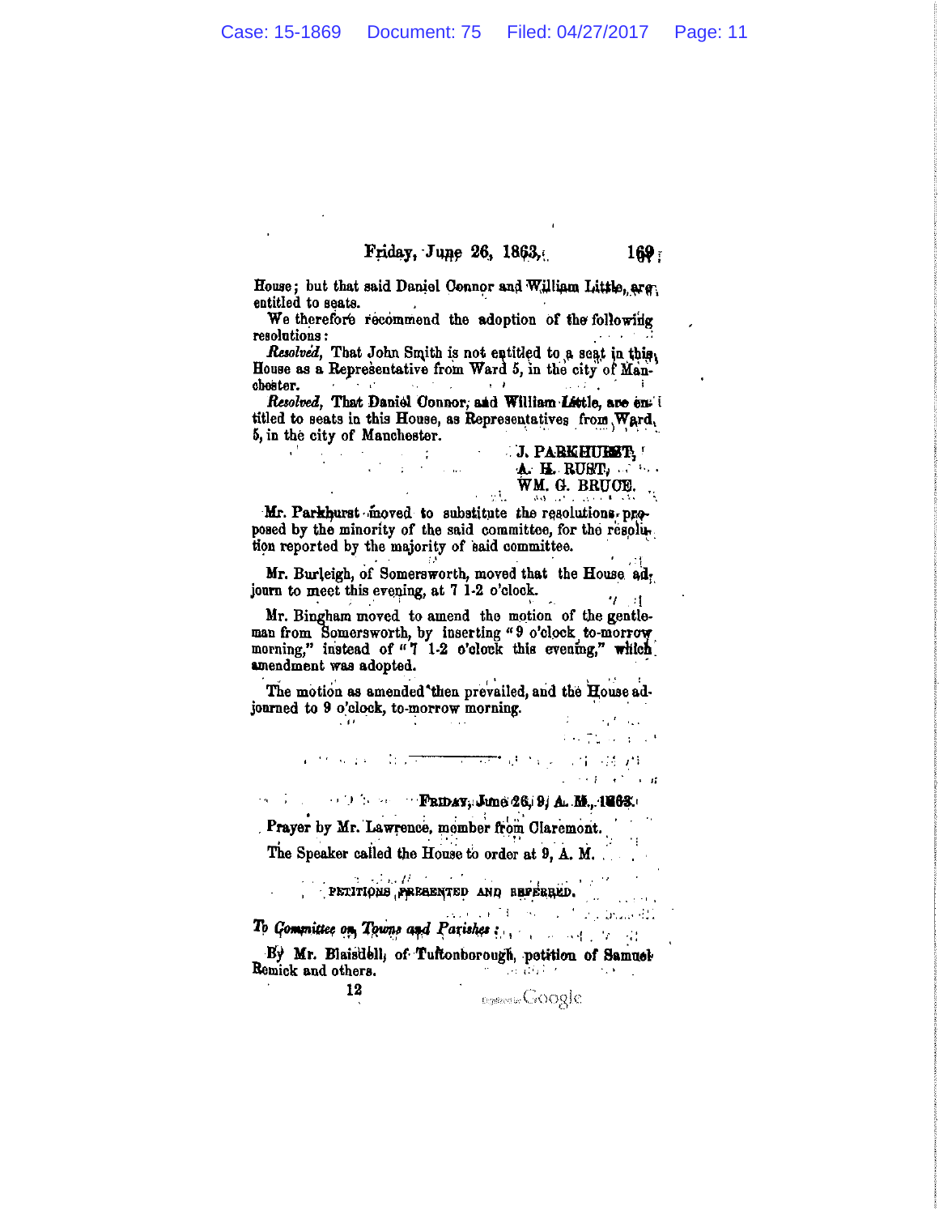House; but that said Daniel Connor and William Little, are entitled to seats.

We therefore recommend the adoption of the following resolutions:

*Resolved*, That John Smith is not entitled to a seat in this House as a Representative from Ward 5, in the city of Manchester.

*Resolved*, That Daniel Connor, and William Little, are entitled to seats in this House, as Representatives from Ward 5, in the city of Manchester.

J. PARKHURST,
A. H. RUST,
WM. G. BRUCE.

Mr. Parkhurst moved to substitute the resolutions proposed by the minority of the said committee, for the resolution reported by the majority of said committee.

Mr. Burleigh, of Somersworth, moved that the House adjourn to meet this evening, at 7 1-2 o'clock.

Mr. Bingham moved to amend the motion of the gentleman from Somersworth, by inserting "9 o'clock to-morrow morning," instead of "7 1-2 o'clock this evening," which amendment was adopted.

The motion as amended then prevailed, and the House adjourned to 9 o'clock, to-morrow morning.

---

FRIDAY, June 26, 9, A. M., 1863.

Prayer by Mr. Lawrence, member from Claremont.

The Speaker called the House to order at 9, A. M.

PETITIONS PRESENTED AND REFERRED.

*To Committee on Towns and Parishes:*

By Mr. Blaisdell, of Tuftonborough, petition of Samuel Remick and others.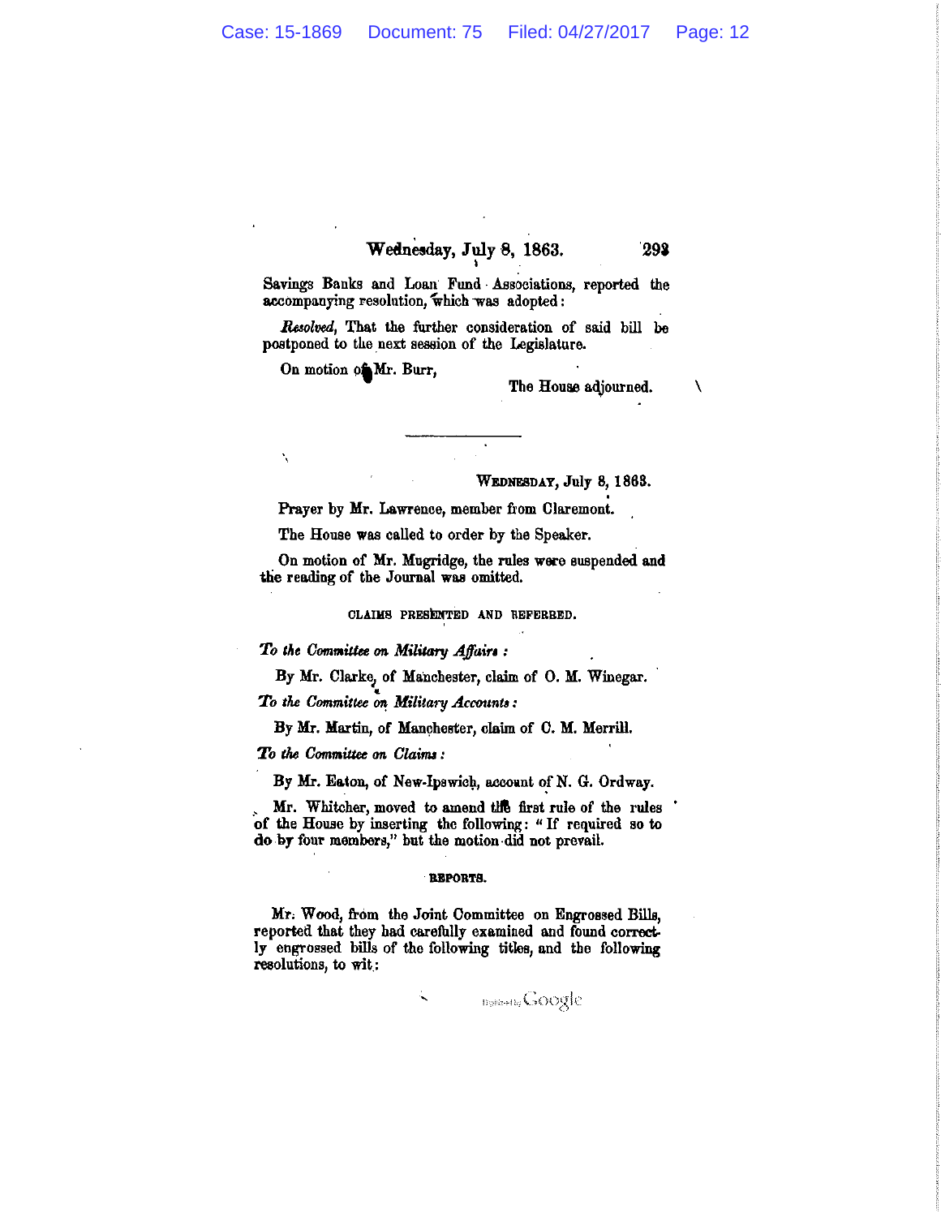Savings Banks and Loan Fund Associations, reported the accompanying resolution, which was adopted:

*Resolved*, That the further consideration of said bill be postponed to the next session of the Legislature.

On motion of Mr. Burr,

The House adjourned.

---

WEDNESDAY, July 8, 1863.

Prayer by Mr. Lawrence, member from Claremont.

The House was called to order by the Speaker.

On motion of Mr. Mugridge, the rules were suspended and the reading of the Journal was omitted.

CLAIMS PRESENTED AND REFERRED.

*To the Committee on Military Affairs:*

By Mr. Clarke, of Manchester, claim of O. M. Winegar.

*To the Committee on Military Accounts:*

By Mr. Martin, of Manchester, claim of C. M. Merrill.

*To the Committee on Claims:*

By Mr. Eaton, of New-Ipswich, account of N. G. Ordway.

Mr. Whitcher, moved to amend the first rule of the rules of the House by inserting the following: "If required so to do by four members," but the motion did not prevail.

REPORTS.

Mr. Wood, from the Joint Committee on Engrossed Bills, reported that they had carefully examined and found correctly engrossed bills of the following titles, and the following resolutions, to wit: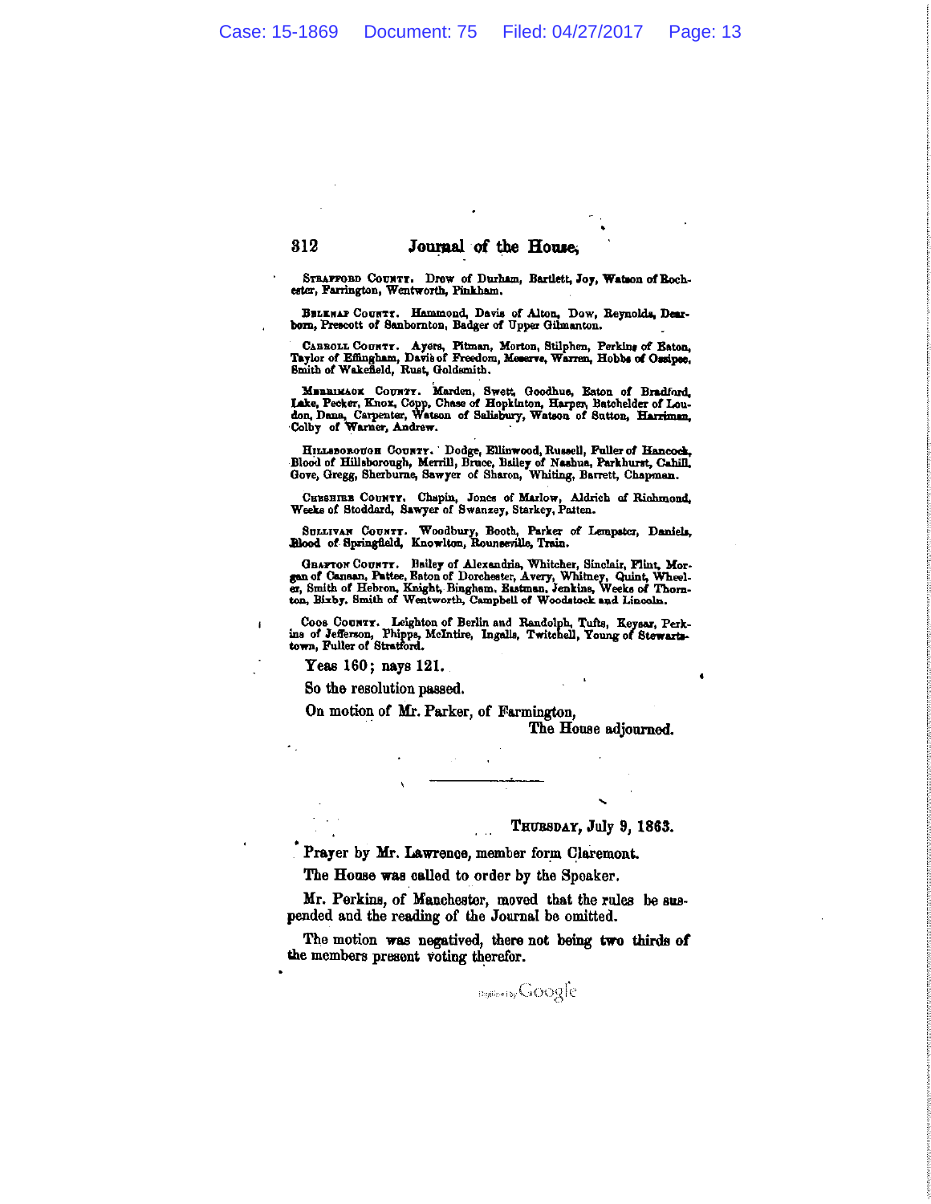STRAFFORD COUNTY. Drew of Durham, Bartlett, Joy, Watson of Rochester, Farrington, Wentworth, Pinkham.

BELKNAP COUNTY. Hammond, Davis of Alton, Dow, Reynolds, Dearborn, Prescott of Sanbornton, Badger of Upper Gilmanton.

CARROLL COUNTY. Ayers, Pitman, Morton, Stilphen, Perkins of Eaton, Taylor of Effingham, Davis of Freedom, Meserve, Warren, Hobbs of Ossipee, Smith of Wakefield, Rust, Goldsmith.

MERRIMACK COUNTY. Marden, Swett, Goodhue, Eaton of Bradford, Lake, Pecker, Knox, Copp, Chase of Hopkinton, Harper, Batchelder of Loudon, Dana, Carpenter, Watson of Salisbury, Watson of Sutton, Harriman, Colby of Warner, Andrew.

HILLSBOROUGH COUNTY. Dodge, Ellinwood, Russell, Fuller of Hancock, Blood of Hillsborough, Merrill, Bruce, Bailey of Nashua, Parkhurst, Cahill, Gove, Gregg, Sherburne, Sawyer of Sharon, Whiting, Barrett, Chapman.

CHESHIRE COUNTY. Chapin, Jones of Marlow, Aldrich of Richmond, Weeks of Stoddard, Sawyer of Swanzey, Starkey, Patten.

SULLIVAN COUNTY. Woodbury, Booth, Parker of Lempster, Daniels, Blood of Springfield, Knowlton, Rounseville, Train.

GRAFTON COUNTY. Bailey of Alexandria, Whitcher, Sinclair, Flint, Morgan of Canaan, Pattee, Eaton of Dorchester, Avery, Whitney, Quint, Wheeler, Smith of Hebron, Knight, Bingham, Eastman, Jenkins, Weeks of Thornton, Bixby, Smith of Wentworth, Campbell of Woodstock and Lincoln.

COOS COUNTY. Leighton of Berlin and Randolph, Tufts, Keysar, Perkins of Jefferson, Phipps, McIntire, Ingalls, Twitchell, Young of Stewartstown, Fuller of Stratford.

Yeas 160; nays 121.

So the resolution passed.

On motion of Mr. Parker, of Farmington,

The House adjourned.

---

THURSDAY, July 9, 1863.

Prayer by Mr. Lawrence, member form Claremont.

The House was called to order by the Speaker.

Mr. Perkins, of Manchester, moved that the rules be suspended and the reading of the Journal be omitted.

The motion was negatived, there not being two thirds of the members present voting therefor.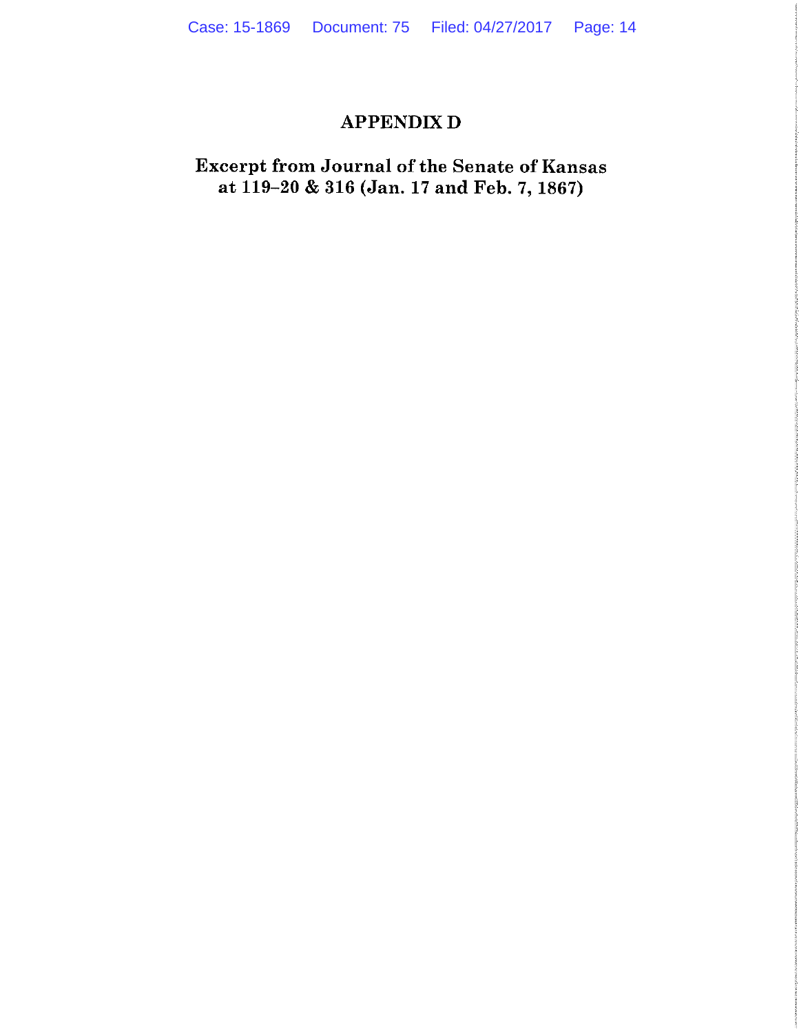# APPENDIX D

## Excerpt from Journal of the Senate of Kansas at 119–20 & 316 (Jan. 17 and Feb. 7, 1867)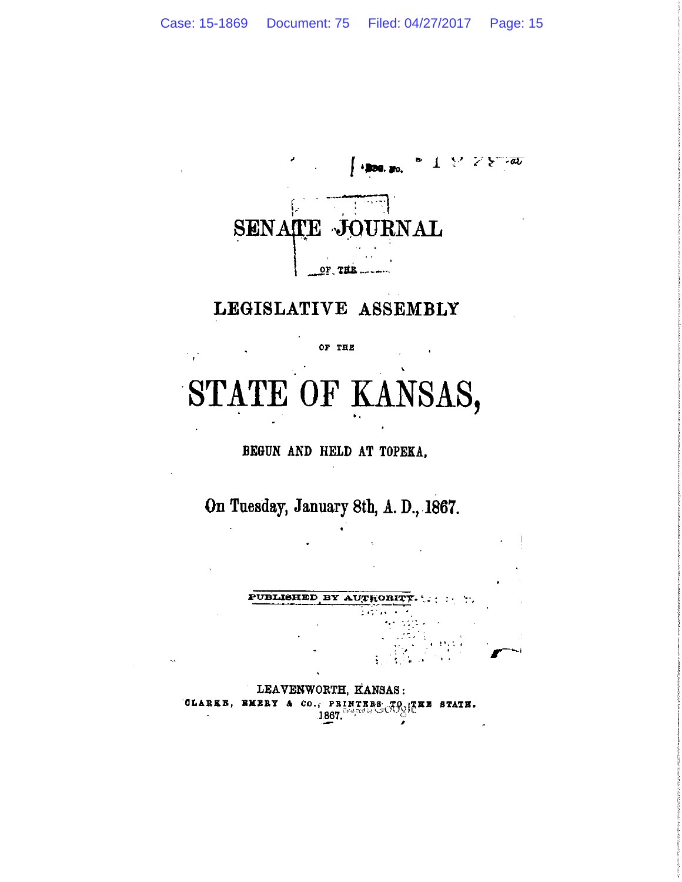# SENATE JOURNAL

OF THE

## LEGISLATIVE ASSEMBLY

OF THE

# STATE OF KANSAS,

BEGUN AND HELD AT TOPEKA,

On Tuesday, January 8th, A. D., 1867.

PUBLISHED BY AUTHORITY.

LEAVENWORTH, KANSAS:
CLARKE, EMERY & CO., PRINTERS TO THE STATE.
1867.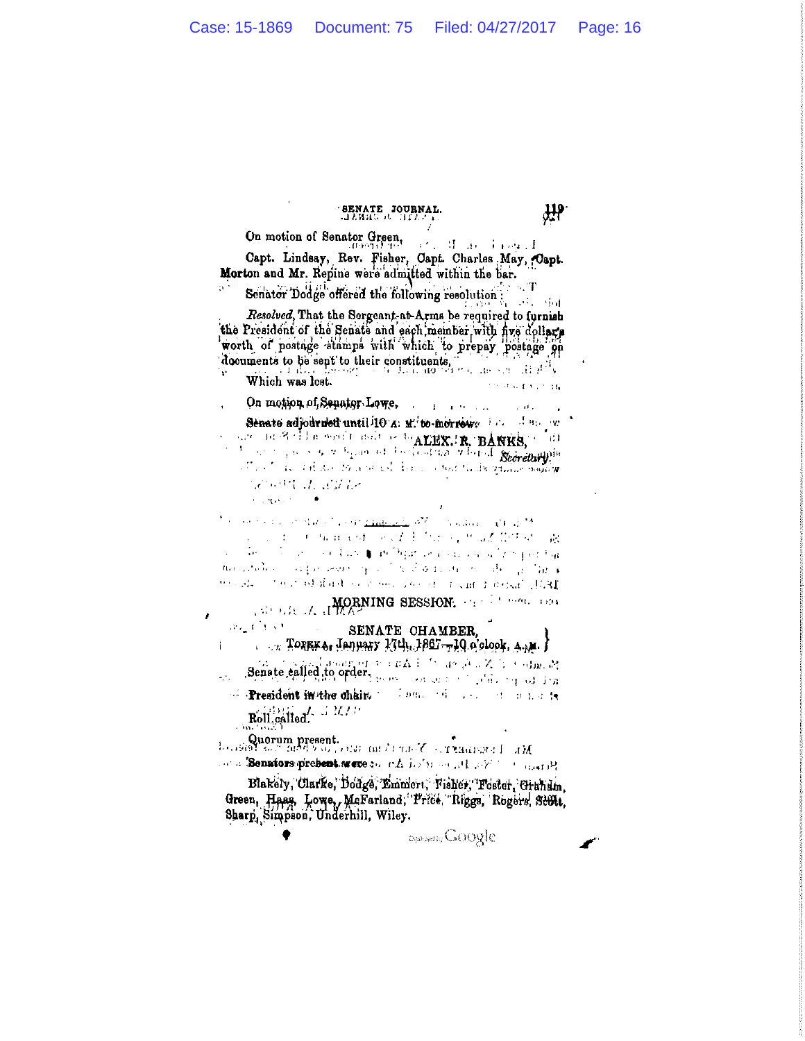On motion of Senator Green,

Capt. Lindsay, Rev. Fisher, Capt. Charles May, Capt. Morton and Mr. Repine were admitted within the bar.

Senator Dodge offered the following resolution:

*Resolved*, That the Sergeant-at-Arms be required to furnish the President of the Senate and each member with five dollar's worth of postage stamps with which to prepay postage on documents to be sent to their constituents,

Which was lost.

On motion of Senator Lowe,

Senate adjourned until 10 A. M. to-morrow.

ALEX. R. BANKS,
*Secretary.*

## MORNING SESSION.

SENATE CHAMBER,
TOPEKA, January 17th, 1867—10 o'clock, A. M.

Senate called to order.

President in the chair.

Roll called.

Quorum present.

Senators present were:

Blakely, Clarke, Dodge, Emmert, Fisher, Foster, Graham, Green, Haas, Lowe, McFarland, Price, Riggs, Rogers, Scott, Sharp, Simpson, Underhill, Wiley.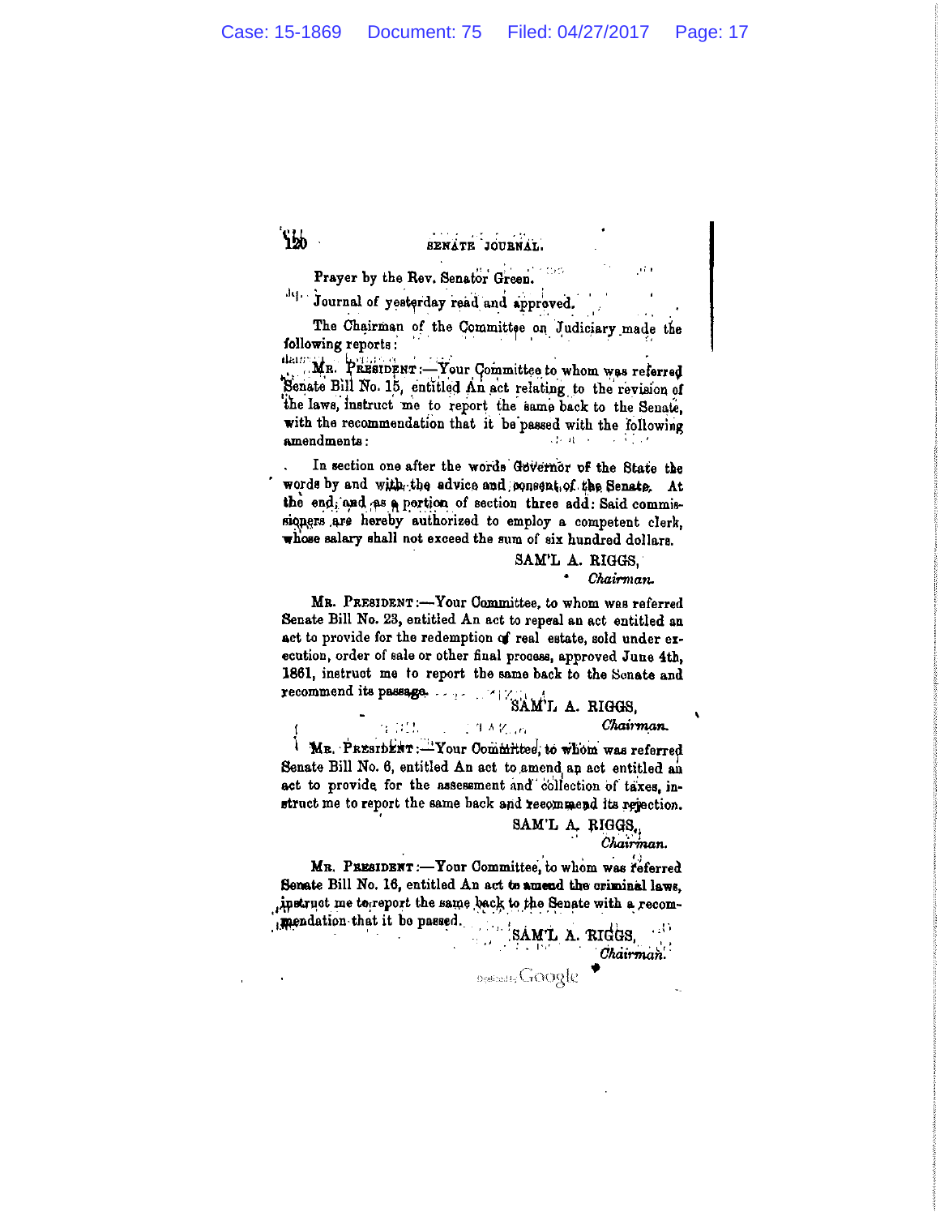SENATE JOURNAL.

Prayer by the Rev. Senator Green.

Journal of yesterday read and approved.

The Chairman of the Committee on Judiciary made the following reports:

MR. PRESIDENT:—Your Committee to whom was referred Senate Bill No. 15, entitled An act relating to the revision of the laws, instruct me to report the same back to the Senate, with the recommendation that it be passed with the following amendments:

In section one after the words Governor of the State the words by and with the advice and consent of the Senate. At the end, and as a portion of section three add: Said commissioners are hereby authorized to employ a competent clerk, whose salary shall not exceed the sum of six hundred dollars.

SAM'L A. RIGGS,
*Chairman.*

MR. PRESIDENT:—Your Committee, to whom was referred Senate Bill No. 23, entitled An act to repeal an act entitled an act to provide for the redemption of real estate, sold under execution, order of sale or other final process, approved June 4th, 1861, instruct me to report the same back to the Senate and recommend its passage.

SAM'L A. RIGGS,
*Chairman.*

MR. PRESIDENT:—Your Committee, to whom was referred Senate Bill No. 6, entitled An act to amend an act entitled an act to provide for the assessment and collection of taxes, instruct me to report the same back and recommend its rejection.

SAM'L A. RIGGS,
*Chairman.*

MR. PRESIDENT:—Your Committee, to whom was referred Senate Bill No. 16, entitled An act to amend the criminal laws, instruct me to report the same back to the Senate with a recommendation that it be passed.

SAM'L A. RIGGS,
*Chairman.*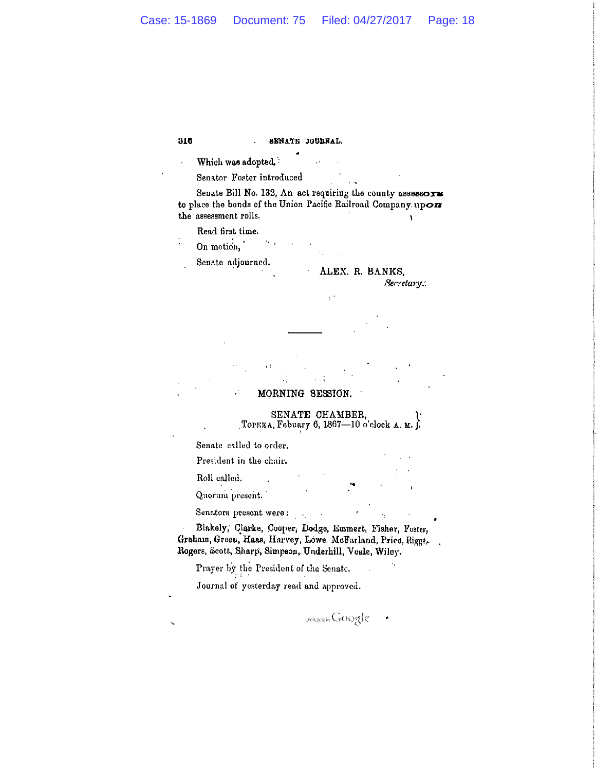Which was adopted.

Senator Foster introduced

Senate Bill No. 132, An act requiring the county assessors to place the bonds of the Union Pacific Railroad Company upon the assessment rolls.

Read first time.

On motion,

Senate adjourned.

ALEX. R. BANKS,
*Secretary.*

---

## MORNING SESSION.

SENATE CHAMBER,
TOPEKA, Febuary 6, 1867—10 o'clock A. M.

Senate called to order.

President in the chair.

Roll called.

Quorum present.

Senators present were:

Blakely, Clarke, Cooper, Dodge, Emmert, Fisher, Foster, Graham, Green, Haas, Harvey, Lowe, McFarland, Price, Riggs, Rogers, Scott, Sharp, Simpson, Underhill, Veale, Wiley.

Prayer by the President of the Senate.

Journal of yesterday read and approved.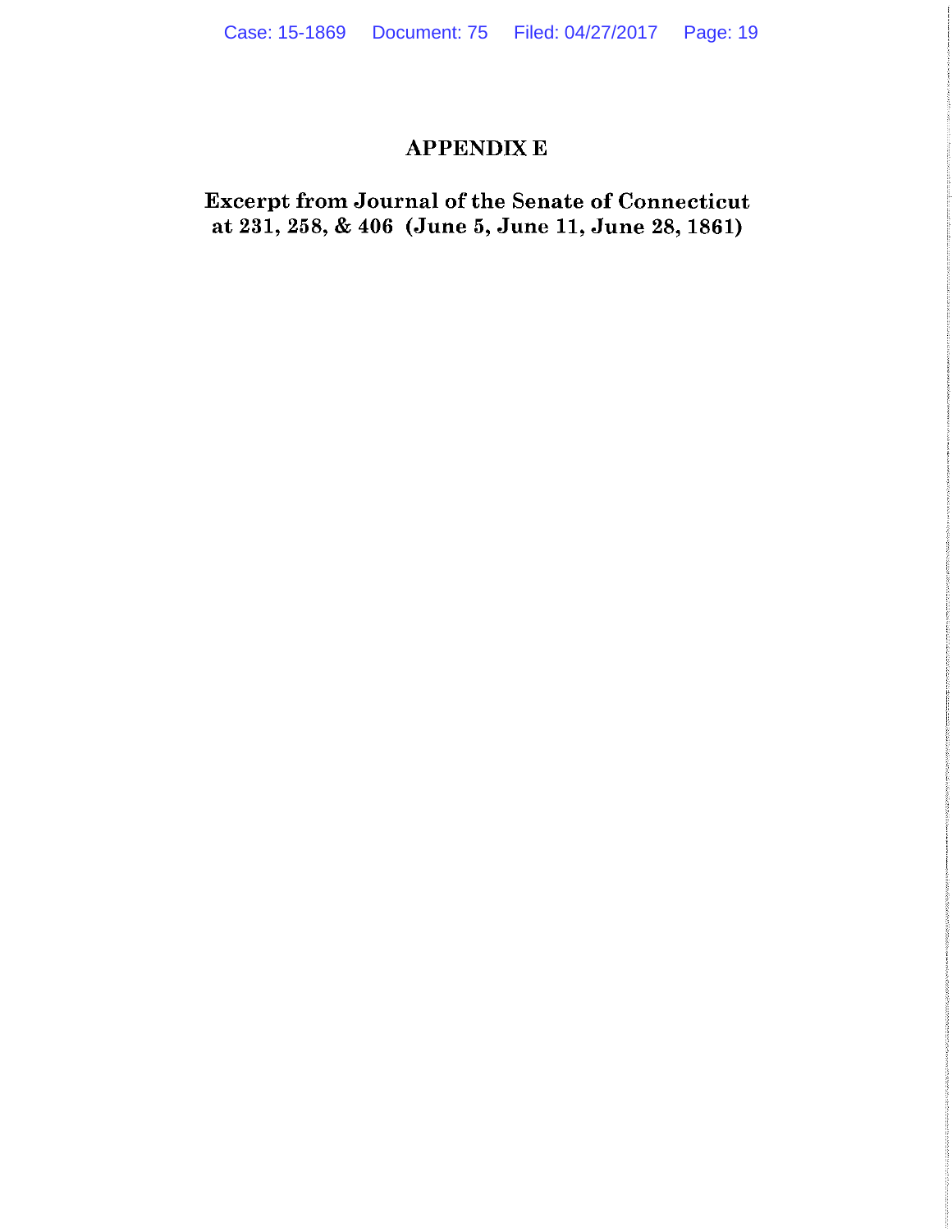# APPENDIX E

## Excerpt from Journal of the Senate of Connecticut at 231, 258, & 406 (June 5, June 11, June 28, 1861)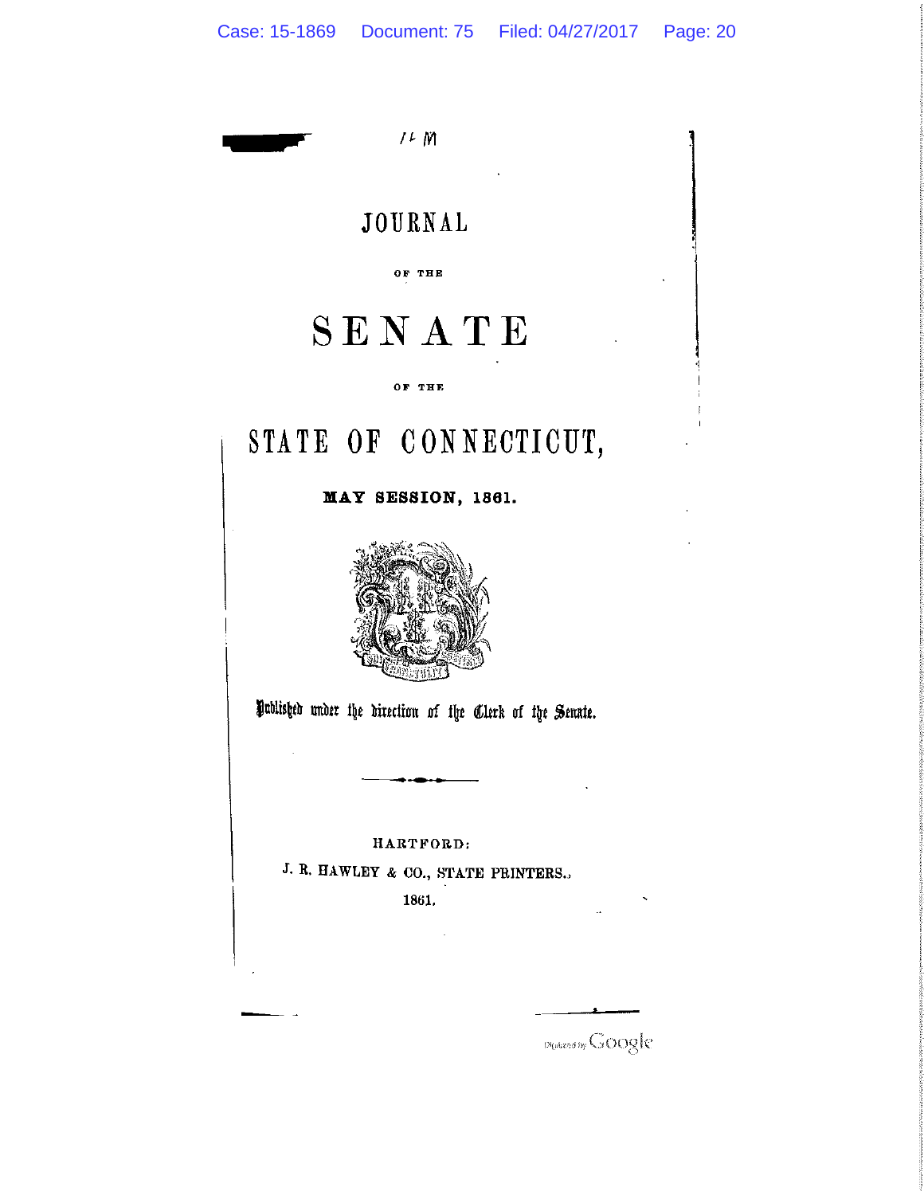# JOURNAL

OF THE

# SENATE

OF THE

# STATE OF CONNECTICUT,

**MAY SESSION, 1861.**

Published under the direction of the Clerk of the Senate.

HARTFORD:

J. R. HAWLEY & CO., STATE PRINTERS.

1861.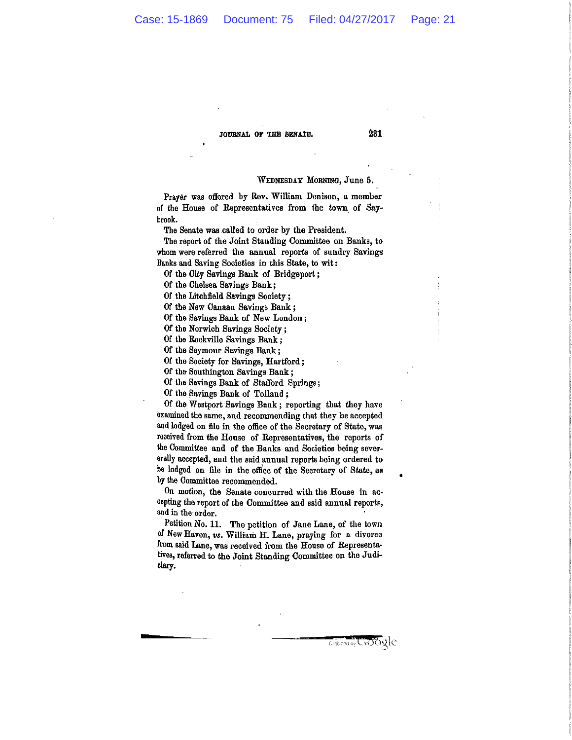WEDNESDAY MORNING, June 5.

Prayer was offered by Rev. William Denison, a member of the House of Representatives from the town of Saybrook.

The Senate was called to order by the President.

The report of the Joint Standing Committee on Banks, to whom were referred the annual reports of sundry Savings Banks and Saving Societies in this State, to wit:

Of the City Savings Bank of Bridgeport;
Of the Chelsea Savings Bank;
Of the Litchfield Savings Society;
Of the New Canaan Savings Bank;
Of the Savings Bank of New London;
Of the Norwich Savings Society;
Of the Rockville Savings Bank;
Of the Seymour Savings Bank;
Of the Society for Savings, Hartford;
Of the Southington Savings Bank;
Of the Savings Bank of Stafford Springs;
Of the Savings Bank of Tolland;
Of the Westport Savings Bank; reporting that they have examined the same, and recommending that they be accepted and lodged on file in the office of the Secretary of State, was received from the House of Representatives, the reports of the Committee and of the Banks and Societies being severally accepted, and the said annual reports being ordered to be lodged on file in the office of the Secretary of State, as by the Committee recommended.

On motion, the Senate concurred with the House in accepting the report of the Committee and said annual reports, and in the order.

Petition No. 11. The petition of Jane Lane, of the town of New Haven, *vs.* William H. Lane, praying for a divorce from said Lane, was received from the House of Representatives, referred to the Joint Standing Committee on the Judiciary.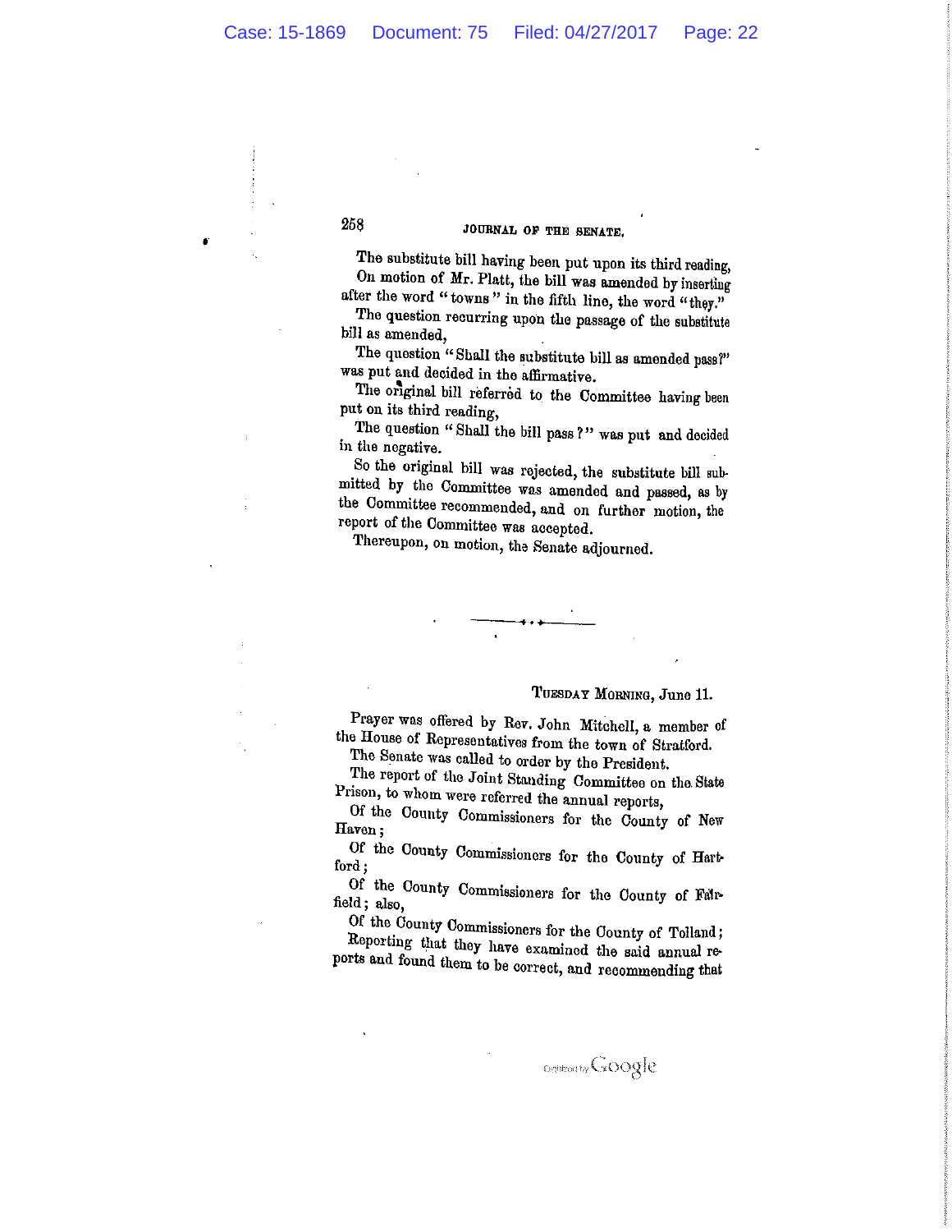The substitute bill having been put upon its third reading,

On motion of Mr. Platt, the bill was amended by inserting after the word "towns" in the fifth line, the word "they."

The question recurring upon the passage of the substitute bill as amended,

The question "Shall the substitute bill as amended pass?" was put and decided in the affirmative.

The original bill referred to the Committee having been put on its third reading,

The question "Shall the bill pass?" was put and decided in the negative.

So the original bill was rejected, the substitute bill submitted by the Committee was amended and passed, as by the Committee recommended, and on further motion, the report of the Committee was accepted.

Thereupon, on motion, the Senate adjourned.

---

TUESDAY MORNING, June 11.

Prayer was offered by Rev. John Mitchell, a member of the House of Representatives from the town of Stratford.

The Senate was called to order by the President.

The report of the Joint Standing Committee on the State Prison, to whom were referred the annual reports,

Of the County Commissioners for the County of New Haven;

Of the County Commissioners for the County of Hartford;

Of the County Commissioners for the County of Fairfield; also,

Of the County Commissioners for the County of Tolland;

Reporting that they have examined the said annual reports and found them to be correct, and recommending that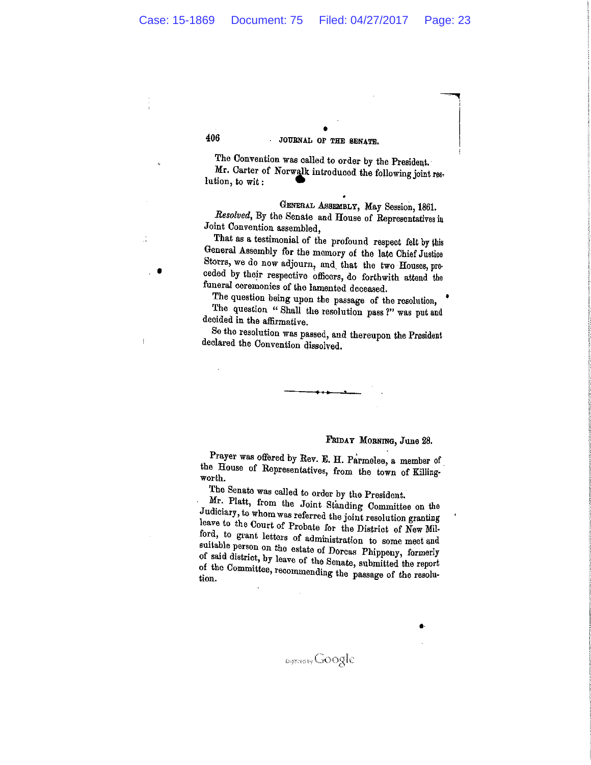The Convention was called to order by the President.

Mr. Carter of Norwalk introduced the following joint resolution, to wit:

General Assembly, May Session, 1861.

*Resolved*, By the Senate and House of Representatives in Joint Convention assembled,

That as a testimonial of the profound respect felt by this General Assembly for the memory of the late Chief Justice Storrs, we do now adjourn, and that the two Houses, preceded by their respective officers, do forthwith attend the funeral ceremonies of the lamented deceased.

The question being upon the passage of the resolution,

The question "Shall the resolution pass?" was put and decided in the affirmative.

So the resolution was passed, and thereupon the President declared the Convention dissolved.

---

Friday Morning, June 28.

Prayer was offered by Rev. E. H. Parmelee, a member of the House of Representatives, from the town of Killingworth.

The Senate was called to order by the President.

Mr. Platt, from the Joint Standing Committee on the Judiciary, to whom was referred the joint resolution granting leave to the Court of Probate for the District of New Milford, to grant letters of administration to some meet and suitable person on the estate of Dorcas Phippeny, formerly of said district, by leave of the Senate, submitted the report of the Committee, recommending the passage of the resolution.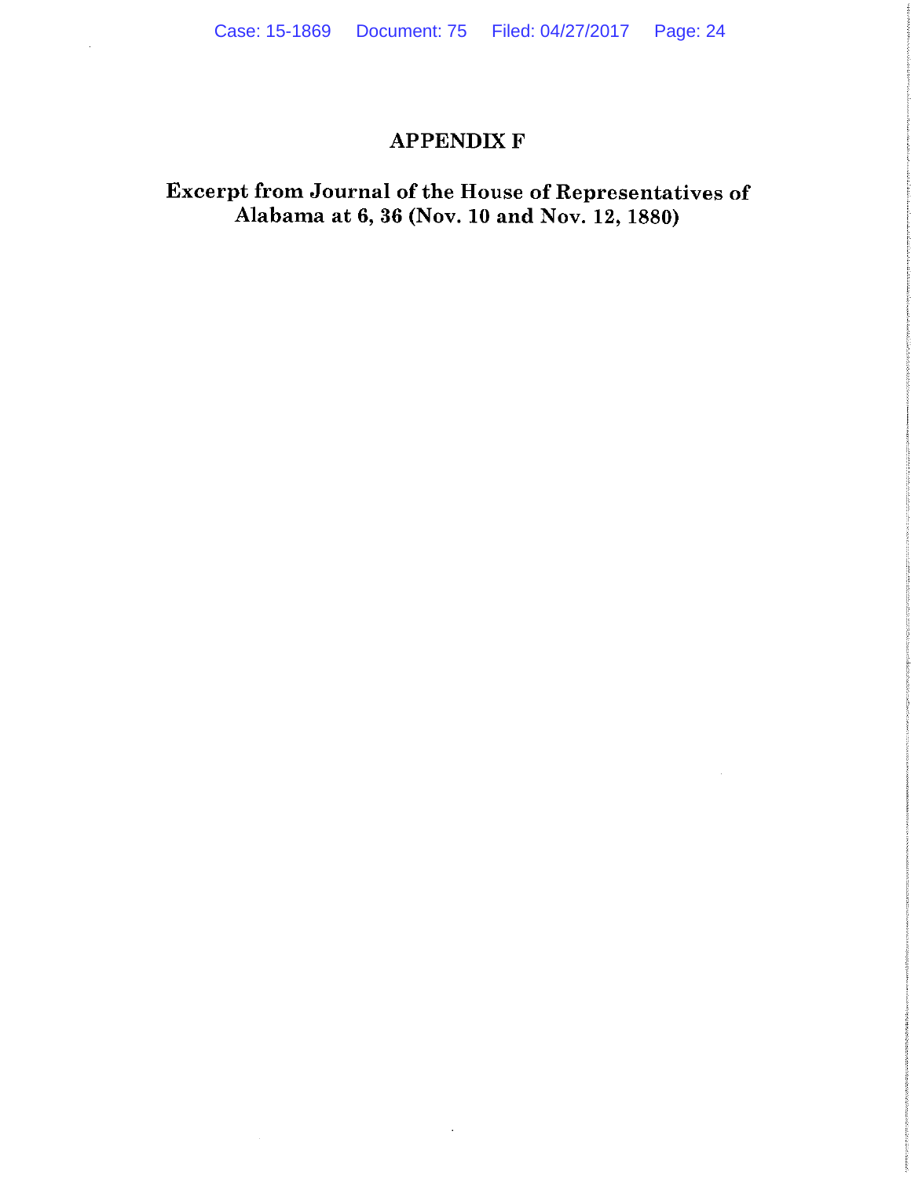# APPENDIX F

## Excerpt from Journal of the House of Representatives of Alabama at 6, 36 (Nov. 10 and Nov. 12, 1880)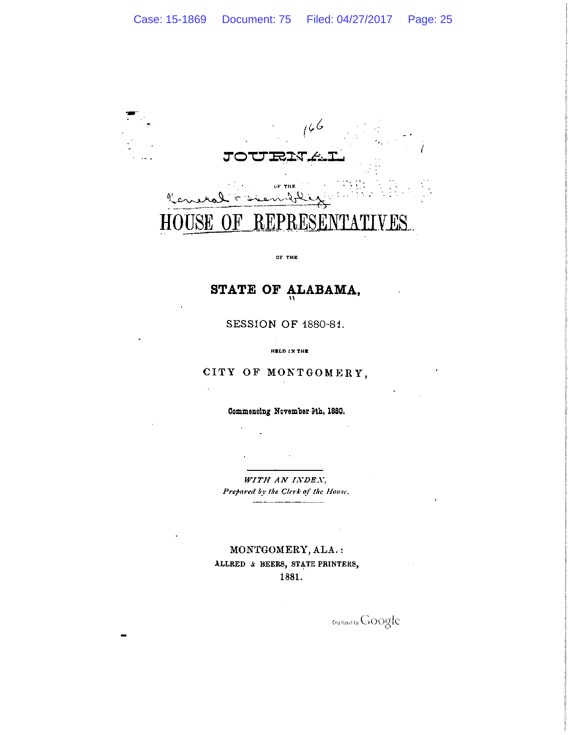166

# JOURNAL

OF THE

General Assembly

# HOUSE OF REPRESENTATIVES

OF THE

## STATE OF ALABAMA,

SESSION OF 1880-81.

HELD IN THE

CITY OF MONTGOMERY,

**Commencing November 9th, 1880.**

---

*WITH AN INDEX,*
*Prepared by the Clerk of the House.*

---

MONTGOMERY, ALA.:
ALLRED & BEERS, STATE PRINTERS,
1881.

Digitized by Google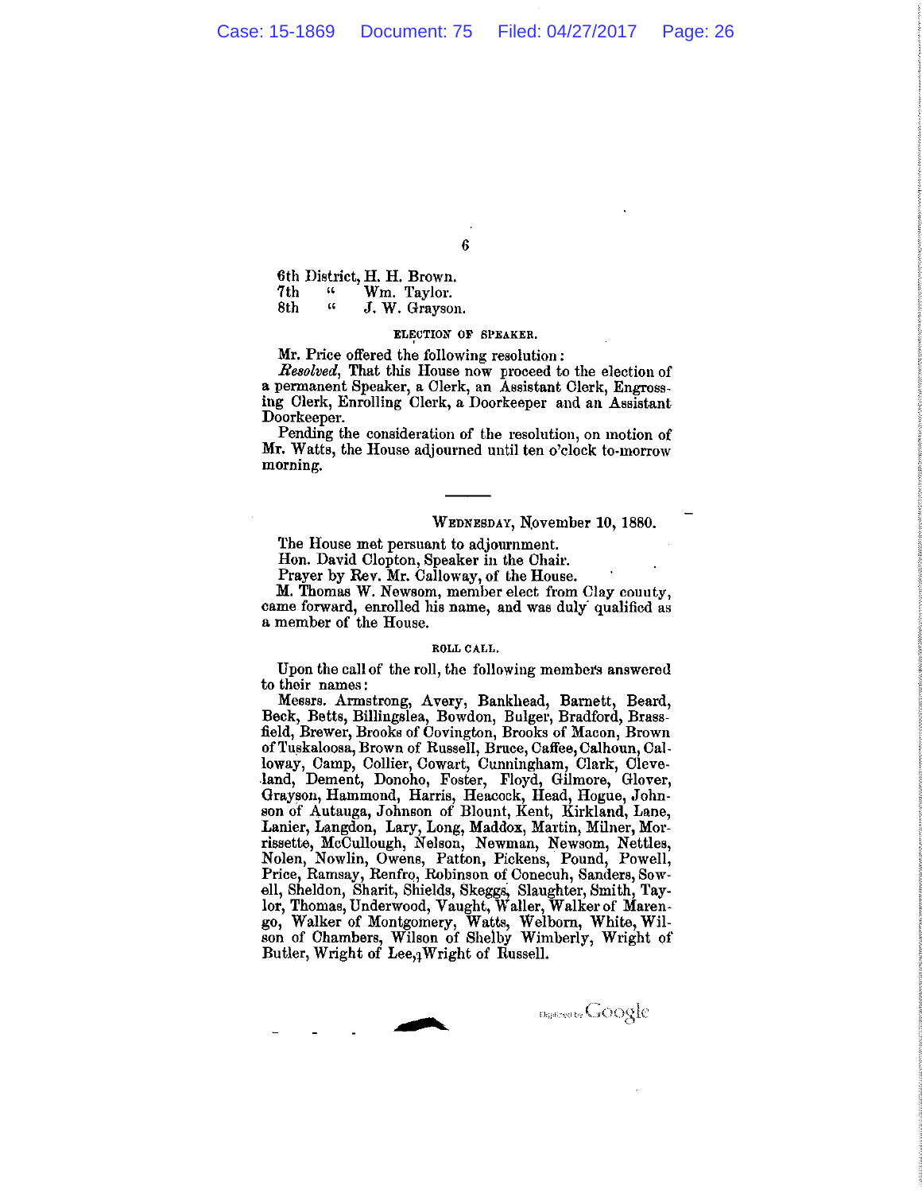6th District, H. H. Brown.
7th " Wm. Taylor.
8th " J. W. Grayson.

ELECTION OF SPEAKER.

Mr. Price offered the following resolution:

*Resolved*, That this House now proceed to the election of a permanent Speaker, a Clerk, an Assistant Clerk, Engrossing Clerk, Enrolling Clerk, a Doorkeeper and an Assistant Doorkeeper.

Pending the consideration of the resolution, on motion of Mr. Watts, the House adjourned until ten o'clock to-morrow morning.

---

WEDNESDAY, November 10, 1880.

The House met persuant to adjournment.
Hon. David Clopton, Speaker in the Chair.
Prayer by Rev. Mr. Calloway, of the House.
M. Thomas W. Newsom, member elect from Clay county, came forward, enrolled his name, and was duly qualified as a member of the House.

ROLL CALL.

Upon the call of the roll, the following members answered to their names:

Messrs. Armstrong, Avery, Bankhead, Barnett, Beard, Beck, Betts, Billingslea, Bowdon, Bulger, Bradford, Brassfield, Brewer, Brooks of Covington, Brooks of Macon, Brown of Tuskaloosa, Brown of Russell, Bruce, Caffee, Calhoun, Calloway, Camp, Collier, Cowart, Cunningham, Clark, Cleveland, Dement, Donoho, Foster, Floyd, Gilmore, Glover, Grayson, Hammond, Harris, Heacock, Head, Hogue, Johnson of Autauga, Johnson of Blount, Kent, Kirkland, Lane, Lanier, Langdon, Lary, Long, Maddox, Martin, Milner, Morrissette, McCullough, Nelson, Newman, Newsom, Nettles, Nolen, Nowlin, Owens, Patton, Pickens, Pound, Powell, Price, Ramsay, Renfro, Robinson of Conecuh, Sanders, Sowell, Sheldon, Sharit, Shields, Skeggs, Slaughter, Smith, Taylor, Thomas, Underwood, Vaught, Waller, Walker of Marengo, Walker of Montgomery, Watts, Welborn, White, Wilson of Chambers, Wilson of Shelby Wimberly, Wright of Butler, Wright of Lee, Wright of Russell.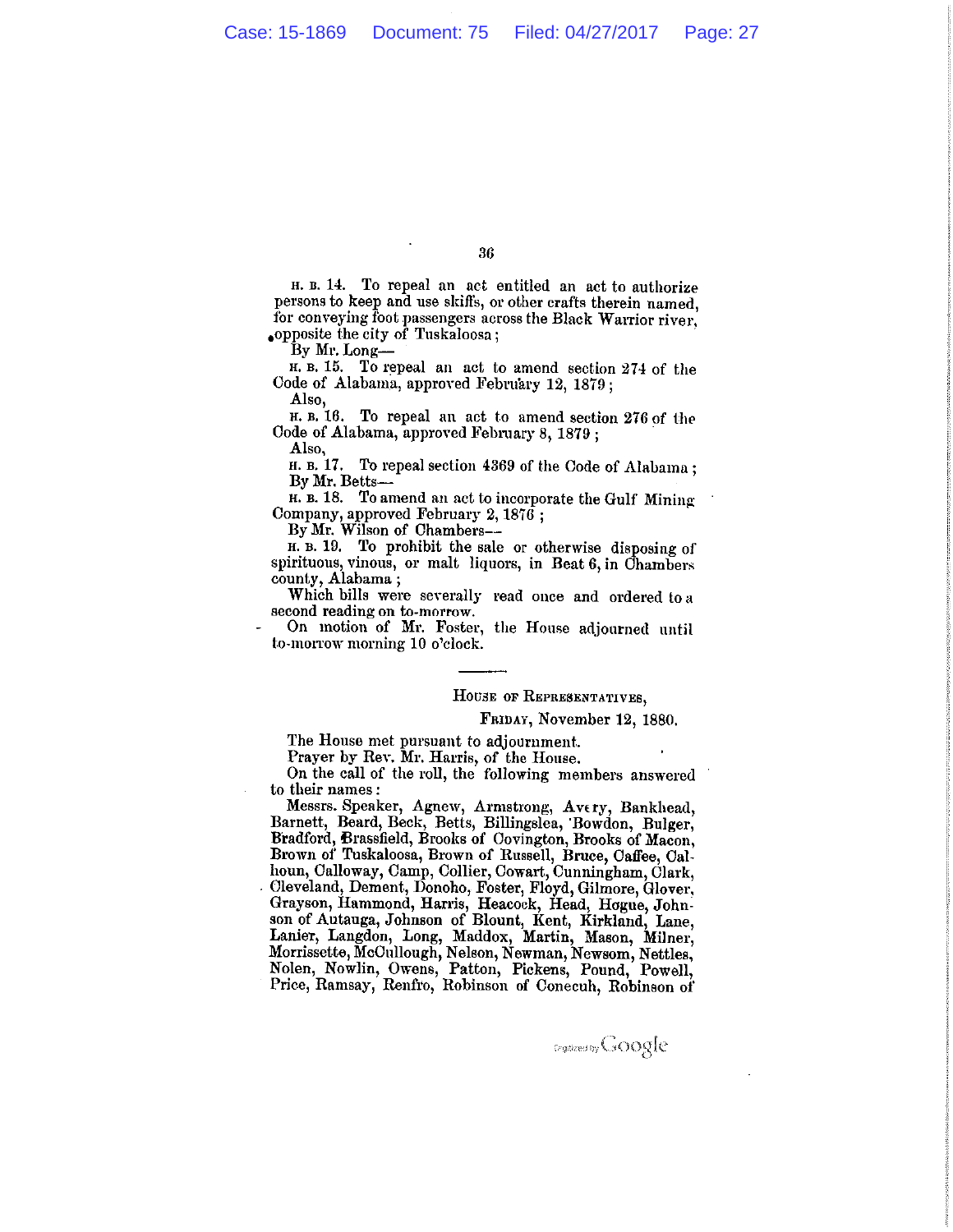H. B. 14. To repeal an act entitled an act to authorize persons to keep and use skiffs, or other crafts therein named, for conveying foot passengers across the Black Warrior river, opposite the city of Tuskaloosa;

By Mr. Long—

H. B. 15. To repeal an act to amend section 274 of the Code of Alabama, approved February 12, 1879;

Also,

H. B. 16. To repeal an act to amend section 276 of the Code of Alabama, approved February 8, 1879;

Also,

H. B. 17. To repeal section 4369 of the Code of Alabama;

By Mr. Betts—

H. B. 18. To amend an act to incorporate the Gulf Mining Company, approved February 2, 1876;

By Mr. Wilson of Chambers—

H. B. 19. To prohibit the sale or otherwise disposing of spirituous, vinous, or malt liquors, in Beat 6, in Chambers county, Alabama;

Which bills were severally read once and ordered to a second reading on to-morrow.

On motion of Mr. Foster, the House adjourned until to-morrow morning 10 o'clock.

---

HOUSE OF REPRESENTATIVES,

FRIDAY, November 12, 1880.

The House met pursuant to adjournment.

Prayer by Rev. Mr. Harris, of the House.

On the call of the roll, the following members answered to their names:

Messrs. Speaker, Agnew, Armstrong, Avery, Bankhead, Barnett, Beard, Beck, Betts, Billingslea, Bowdon, Bulger, Bradford, Brassfield, Brooks of Covington, Brooks of Macon, Brown of Tuskaloosa, Brown of Russell, Bruce, Caffee, Calhoun, Calloway, Camp, Collier, Cowart, Cunningham, Clark, Cleveland, Dement, Donoho, Foster, Floyd, Gilmore, Glover, Grayson, Hammond, Harris, Heacock, Head, Hogue, Johnson of Autauga, Johnson of Blount, Kent, Kirkland, Lane, Lanier, Langdon, Long, Maddox, Martin, Mason, Milner, Morrissette, McCullough, Nelson, Newman, Newsom, Nettles, Nolen, Nowlin, Owens, Patton, Pickens, Pound, Powell, Price, Ramsay, Renfro, Robinson of Conecuh, Robinson of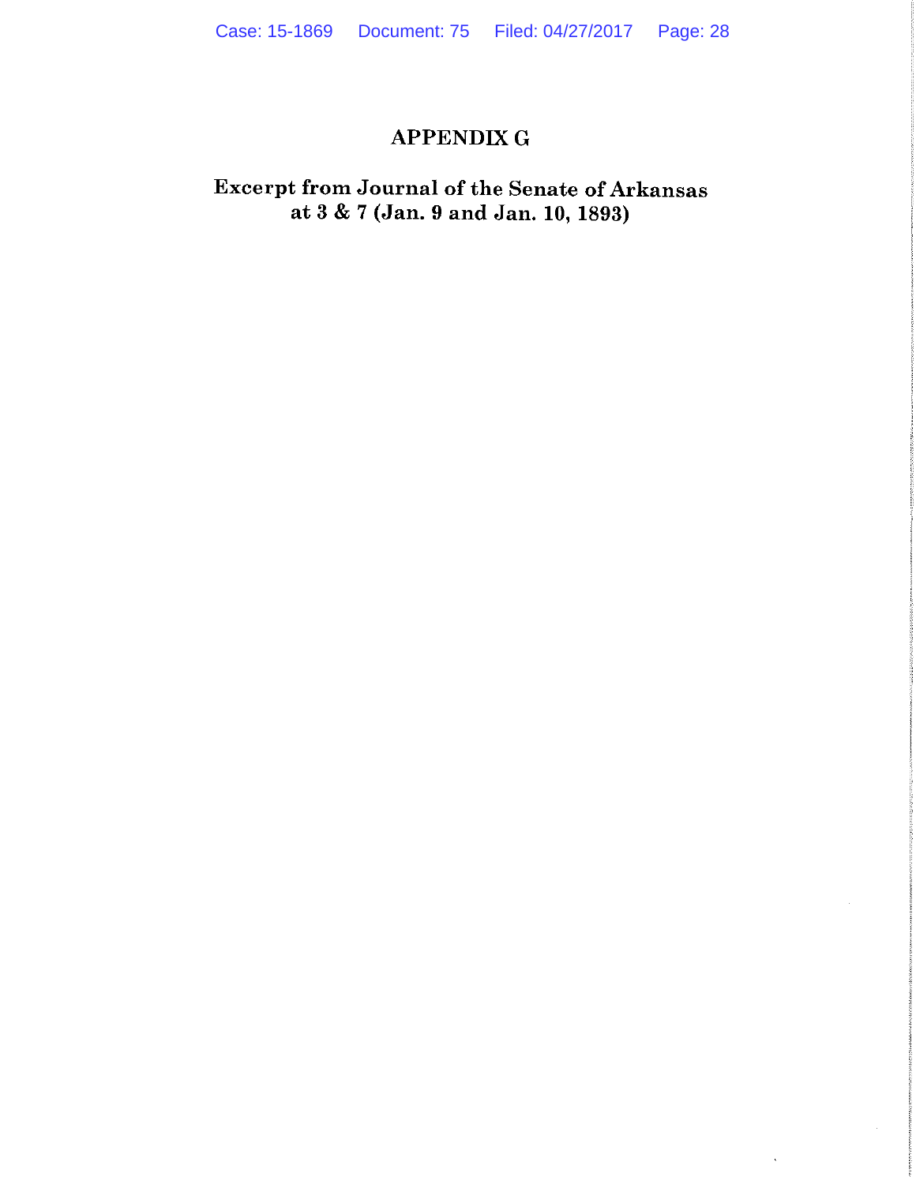# APPENDIX G

## Excerpt from Journal of the Senate of Arkansas at 3 & 7 (Jan. 9 and Jan. 10, 1893)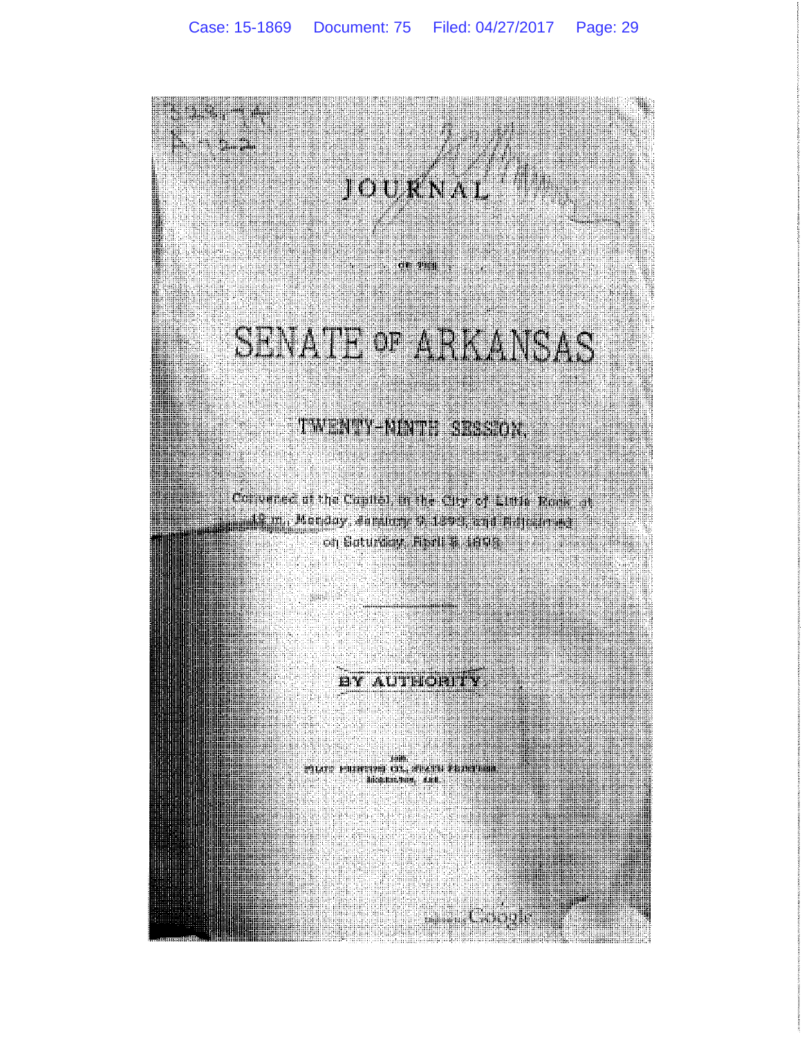# JOURNAL

OF THE

# SENATE OF ARKANSAS

## TWENTY-NINTH SESSION.

Convened at the Capitol, in the City of Little Rock, at 12 m., Monday, January 9, 1893, and Adjourned on Saturday, April 8, 1893.

---

**BY AUTHORITY.**

1893.
PRESS PRINTING CO., STATE PRINTERS
LITTLE ROCK, ARK.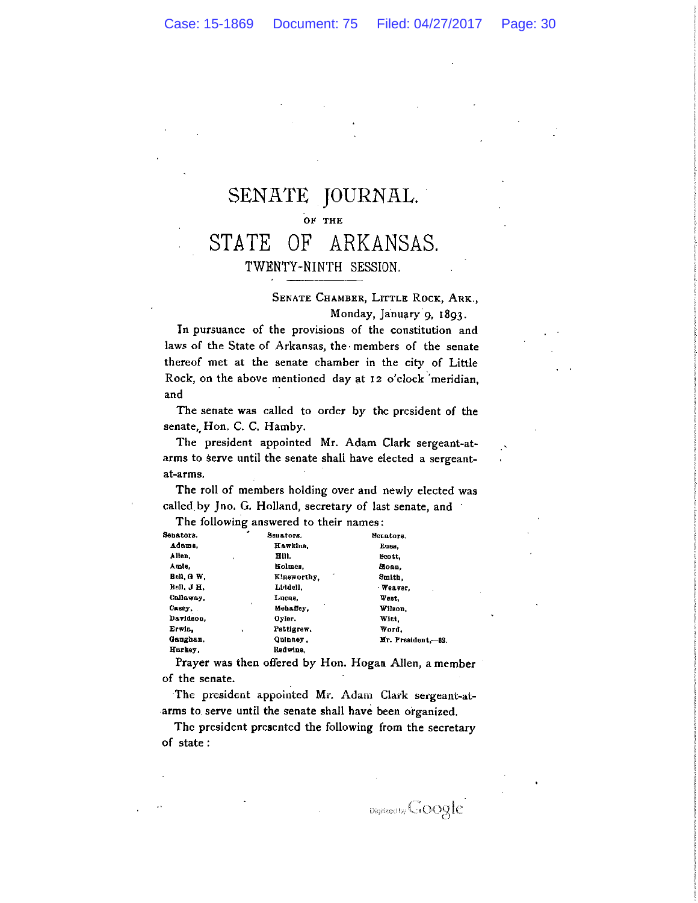# SENATE JOURNAL

OF THE

# STATE OF ARKANSAS.

## TWENTY-NINTH SESSION.

SENATE CHAMBER, LITTLE ROCK, ARK.,
Monday, January 9, 1893.

In pursuance of the provisions of the constitution and laws of the State of Arkansas, the members of the senate thereof met at the senate chamber in the city of Little Rock, on the above mentioned day at 12 o'clock meridian, and

The senate was called to order by the president of the senate, Hon. C. C. Hamby.

The president appointed Mr. Adam Clark sergeant-at-arms to serve until the senate shall have elected a sergeant-at-arms.

The roll of members holding over and newly elected was called by Jno. G. Holland, secretary of last senate, and

The following answered to their names:

| Senators. | Senators. | Senators. |
|---|---|---|
| Adams, | Hawkins, | Ross, |
| Allen, | Hill. | Scott, |
| Amis, | Holmes, | Sloan, |
| Bell, G W, | Kinsworthy, | Smith, |
| Bell, J H, | Liddell, | Weaver, |
| Callaway, | Lucas, | West, |
| Casey, | Mehaffey, | Wilson, |
| Davidson, | Oyler. | Witt, |
| Erwin, | Pettigrew, | Word, |
| Gaughan, | Quinney, | Mr. President,—32. |
| Harkey, | Redwine, | |

Prayer was then offered by Hon. Hogan Allen, a member of the senate.

The president appointed Mr. Adam Clark sergeant-at-arms to serve until the senate shall have been organized.

The president presented the following from the secretary of state: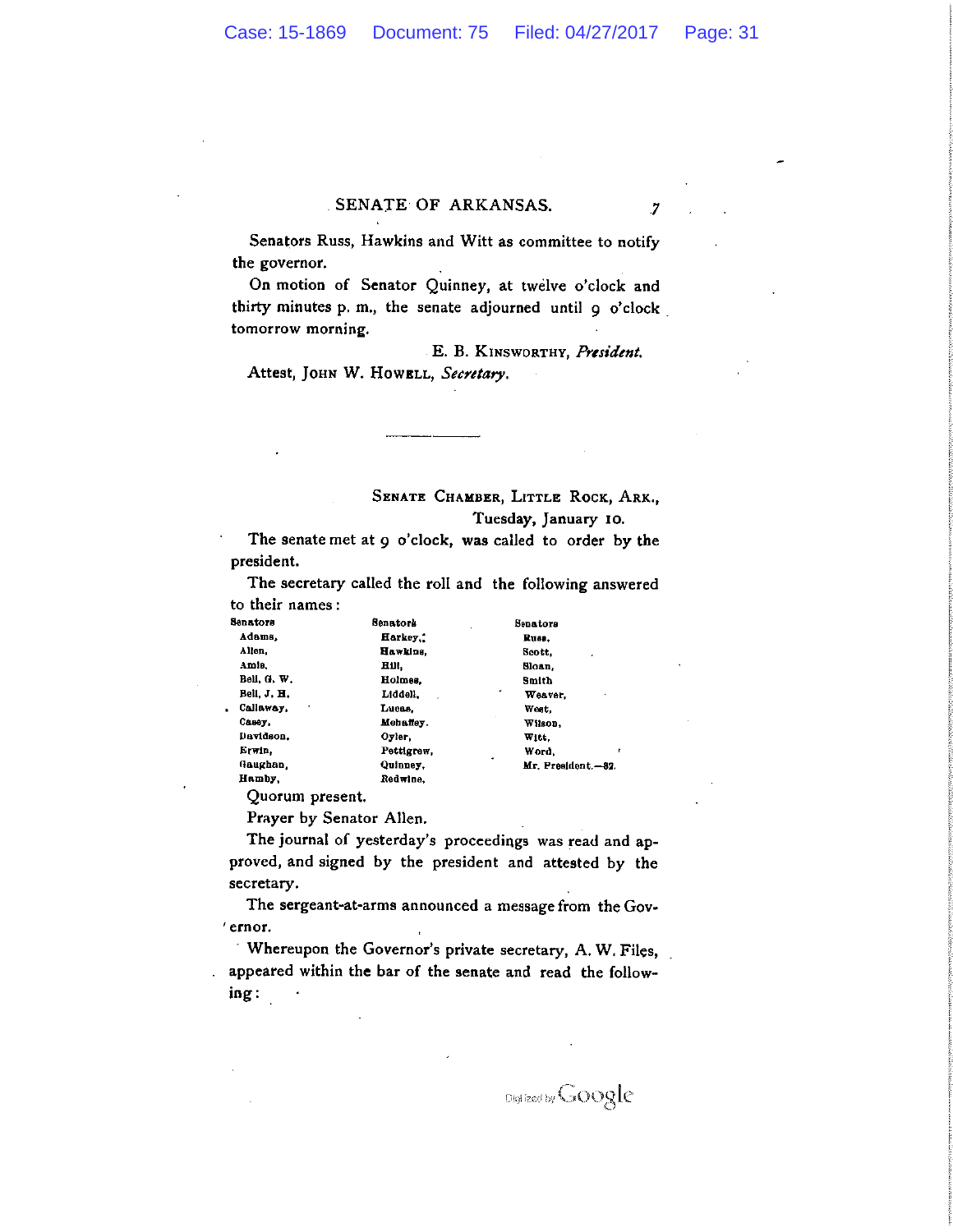Senators Russ, Hawkins and Witt as committee to notify the governor.

On motion of Senator Quinney, at twelve o'clock and thirty minutes p. m., the senate adjourned until 9 o'clock tomorrow morning.

E. B. KINSWORTHY, *President.*

Attest, JOHN W. HOWELL, *Secretary.*

---

SENATE CHAMBER, LITTLE ROCK, ARK.,
Tuesday, January 10.

The senate met at 9 o'clock, was called to order by the president.

The secretary called the roll and the following answered to their names:

| Senators | Senators | Senators |
|---|---|---|
| Adams, | Harkey, | Russ, |
| Allen, | Hawkins, | Scott, |
| Amis, | Hill, | Sloan, |
| Bell, G. W. | Holmes, | Smith |
| Bell, J. H. | Liddell, | Weaver, |
| Callaway, | Lucas, | West, |
| Casey, | Mehaffey. | Wilson, |
| Davidson, | Oyler, | Witt, |
| Erwin, | Pettigrew, | Word, |
| Gaughan, | Quinney, | Mr. President.—32. |
| Hamby, | Redwine, | |

Quorum present.

Prayer by Senator Allen.

The journal of yesterday's proceedings was read and approved, and signed by the president and attested by the secretary.

The sergeant-at-arms announced a message from the Governor.

Whereupon the Governor's private secretary, A. W. Files, appeared within the bar of the senate and read the following: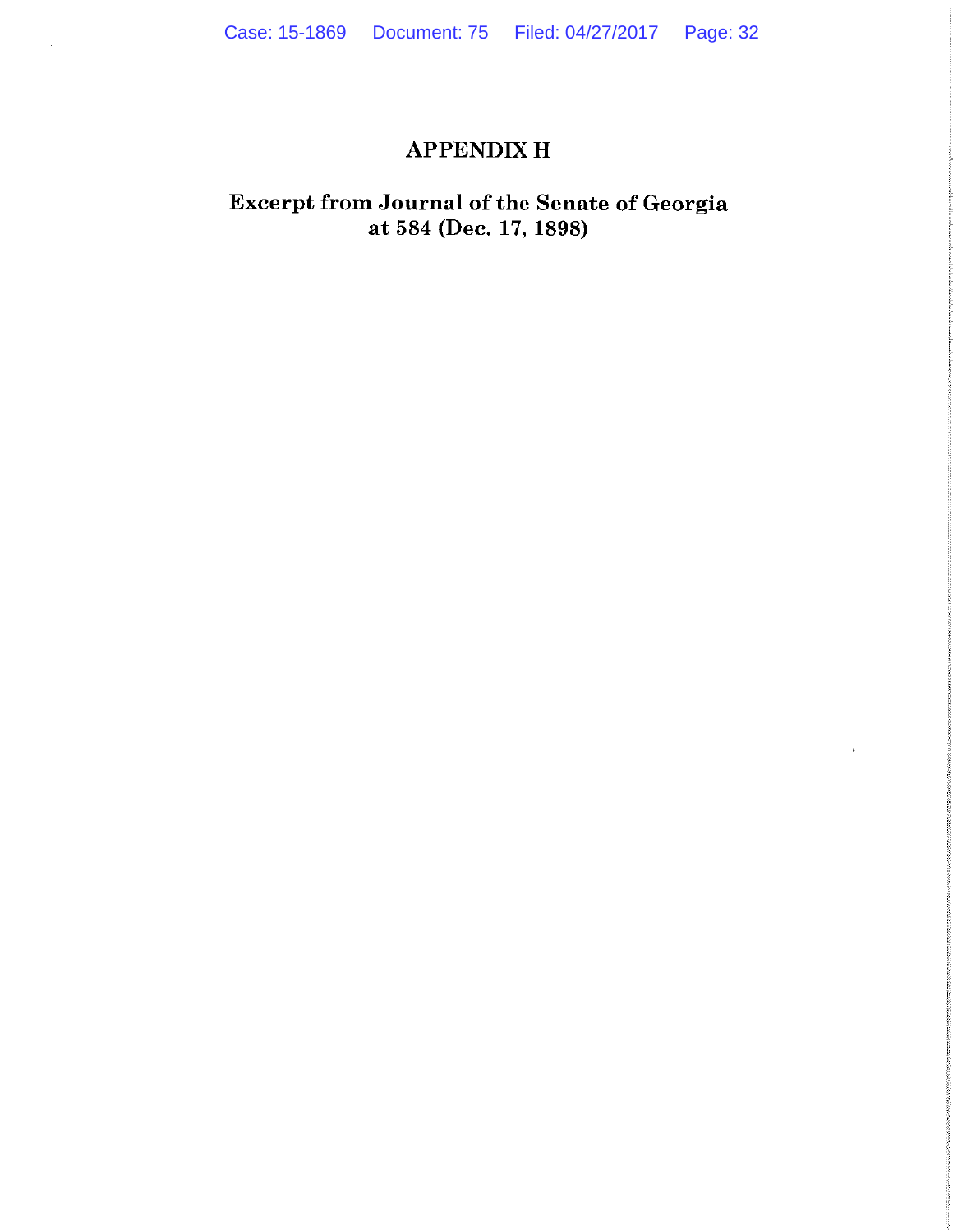# APPENDIX H

## Excerpt from Journal of the Senate of Georgia at 584 (Dec. 17, 1898)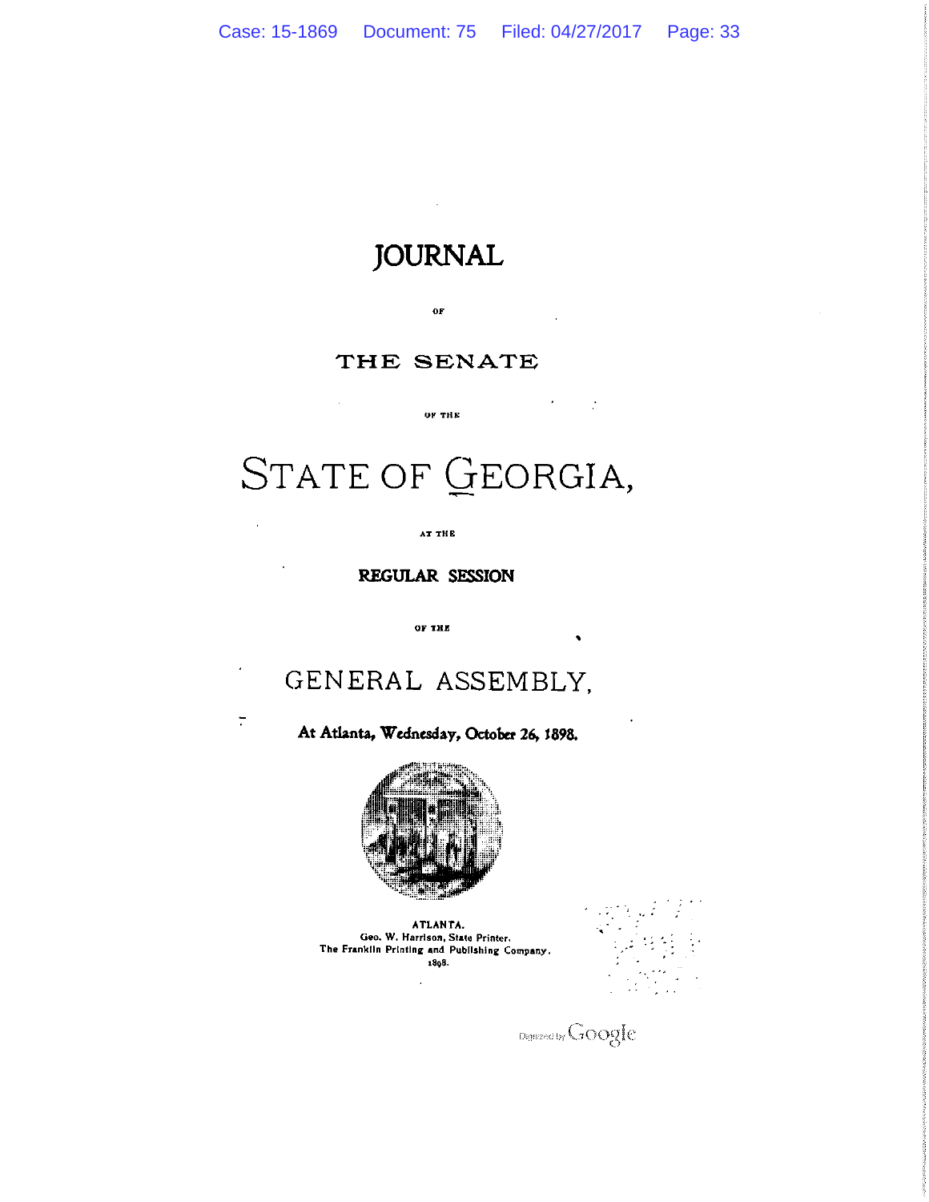# JOURNAL

OF

## THE SENATE

OF THE

# STATE OF GEORGIA,

AT THE

**REGULAR SESSION**

OF THE

## GENERAL ASSEMBLY,

**At Atlanta, Wednesday, October 26, 1898.**

ATLANTA.
Geo. W. Harrison, State Printer.
The Franklin Printing and Publishing Company.
1898.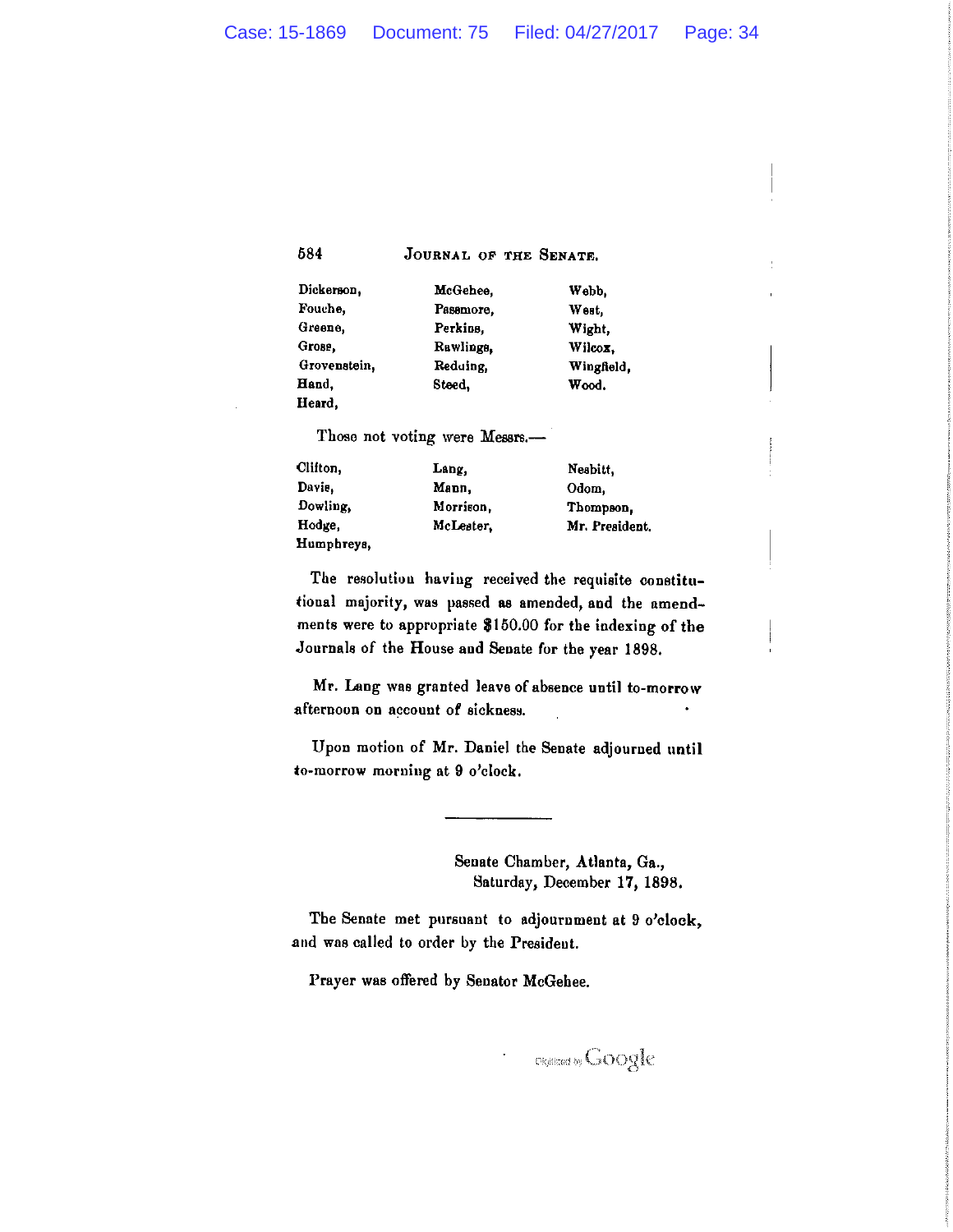| | | |
|---|---|---|
| Dickerson, | McGehee, | Webb, |
| Fouche, | Passmore, | West, |
| Greene, | Perkins, | Wight, |
| Gross, | Rawlings, | Wilcox, |
| Grovenstein, | Reduing, | Wingfield, |
| Hand, | Steed, | Wood. |
| Heard, | | |

Those not voting were Messrs.—

| | | |
|---|---|---|
| Clifton, | Lang, | Nesbitt, |
| Davis, | Mann, | Odom, |
| Dowling, | Morrison, | Thompson, |
| Hodge, | McLester, | Mr. President. |
| Humphreys, | | |

The resolution having received the requisite constitutional majority, was passed as amended, and the amendments were to appropriate $150.00 for the indexing of the Journals of the House and Senate for the year 1898.

Mr. Lang was granted leave of absence until to-morrow afternoon on account of sickness.

Upon motion of Mr. Daniel the Senate adjourned until to-morrow morning at 9 o'clock.

---

Senate Chamber, Atlanta, Ga.,
Saturday, December 17, 1898.

The Senate met pursuant to adjournment at 9 o'clock, and was called to order by the President.

Prayer was offered by Senator McGehee.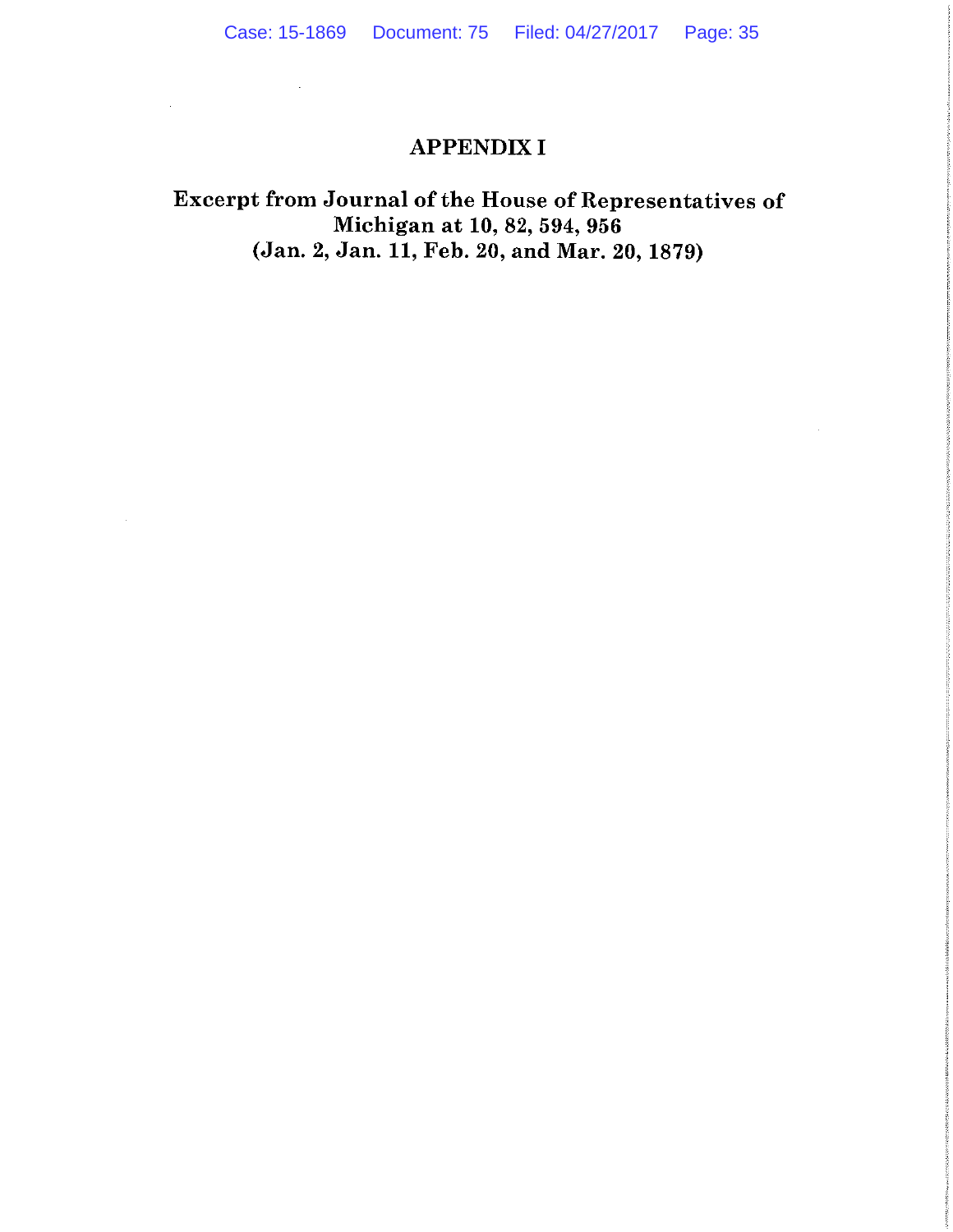# APPENDIX I

## Excerpt from Journal of the House of Representatives of Michigan at 10, 82, 594, 956 (Jan. 2, Jan. 11, Feb. 20, and Mar. 20, 1879)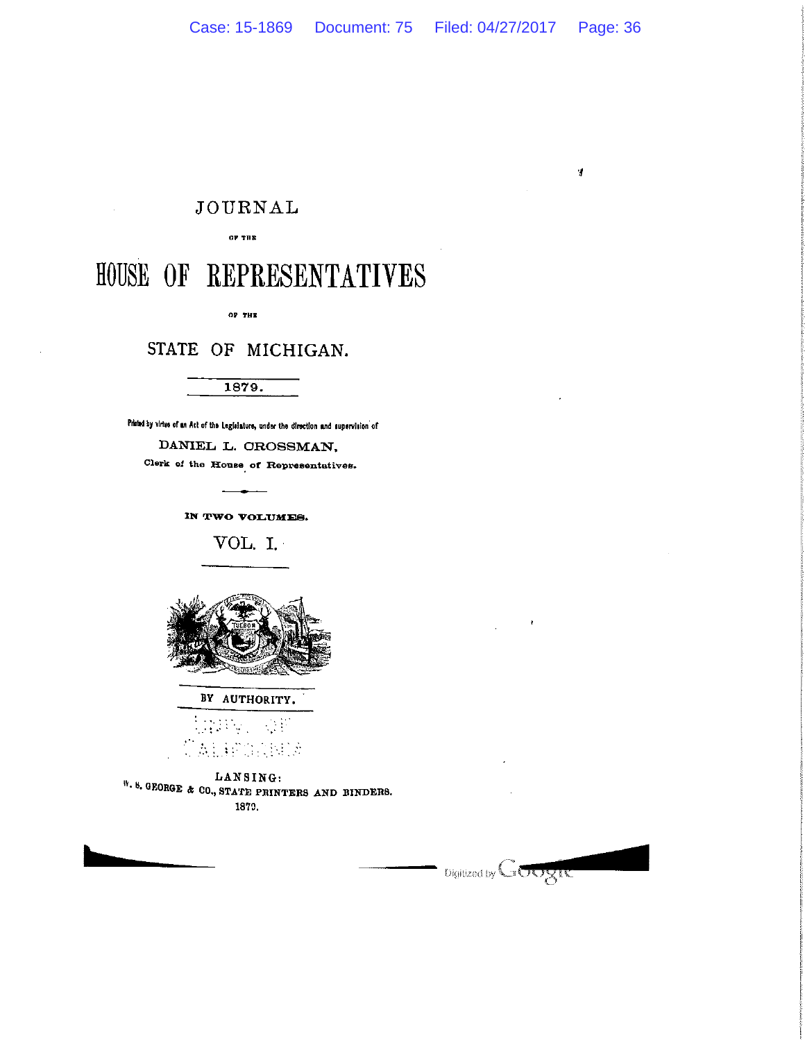# JOURNAL

OF THE

# HOUSE OF REPRESENTATIVES

OF THE

## STATE OF MICHIGAN.

1879.

Printed by virtue of an Act of the Legislature, under the direction and supervision of

DANIEL L. CROSSMAN,

Clerk of the House of Representatives.

IN TWO VOLUMES.

VOL. I.

BY AUTHORITY.

LANSING:

W. S. GEORGE & CO., STATE PRINTERS AND BINDERS.

1879.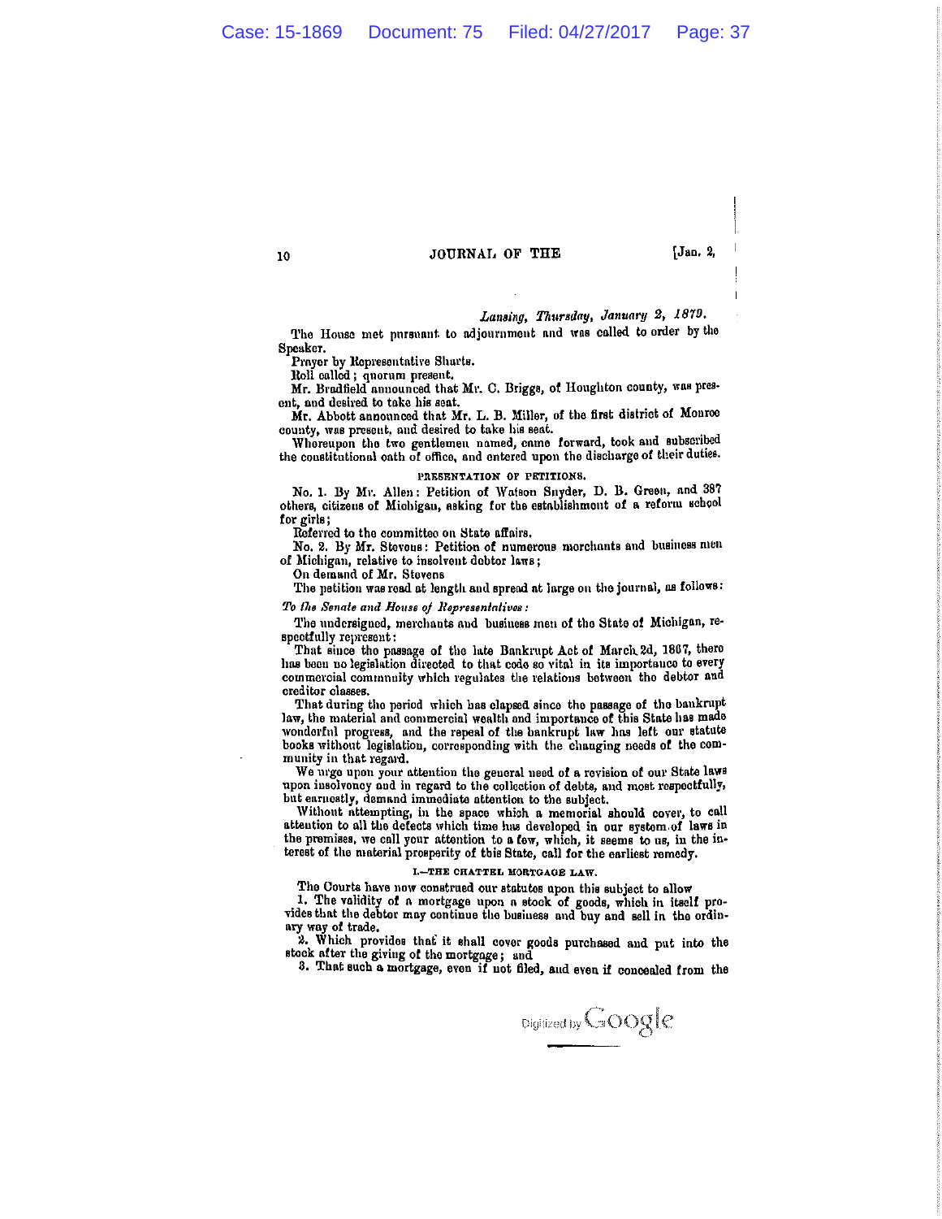*Lansing, Thursday, January 2, 1879.*

The House met pursuant to adjournment and was called to order by the Speaker.

Prayer by Representative Shurts.

Roll called; quorum present.

Mr. Bradfield announced that Mr. C. Briggs, of Houghton county, was present, and desired to take his seat.

Mr. Abbott announced that Mr. L. B. Miller, of the first district of Monroe county, was present, and desired to take his seat.

Whereupon the two gentlemen named, came forward, took and subscribed the constitutional oath of office, and entered upon the discharge of their duties.

PRESENTATION OF PETITIONS.

No. 1. By Mr. Allen: Petition of Watson Snyder, D. B. Green, and 387 others, citizens of Michigan, asking for the establishment of a reform school for girls;

Referred to the committee on State affairs.

No. 2. By Mr. Stevens: Petition of numerous merchants and business men of Michigan, relative to insolvent debtor laws;

On demand of Mr. Stevens

The petition was read at length and spread at large on the journal, as follows:

*To the Senate and House of Representatives:*

The undersigned, merchants and business men of the State of Michigan, respectfully represent:

That since the passage of the late Bankrupt Act of March 2d, 1867, there has been no legislation directed to that code so vital in its importance to every commercial community which regulates the relations between the debtor and creditor classes.

That during the period which has elapsed since the passage of the bankrupt law, the material and commercial wealth and importance of this State has made wonderful progress, and the repeal of the bankrupt law has left our statute books without legislation, corresponding with the changing needs of the community in that regard.

We urge upon your attention the general need of a revision of our State laws upon insolvency and in regard to the collection of debts, and most respectfully, but earnestly, demand immediate attention to the subject.

Without attempting, in the space which a memorial should cover, to call attention to all the defects which time has developed in our system of laws in the premises, we call your attention to a few, which, it seems to us, in the interest of the material prosperity of this State, call for the earliest remedy.

I.—THE CHATTEL MORTGAGE LAW.

The Courts have now construed our statutes upon this subject to allow

1. The validity of a mortgage upon a stock of goods, which in itself provides that the debtor may continue the business and buy and sell in the ordinary way of trade.

2. Which provides that it shall cover goods purchased and put into the stock after the giving of the mortgage; and

3. That such a mortgage, even if not filed, and even if concealed from the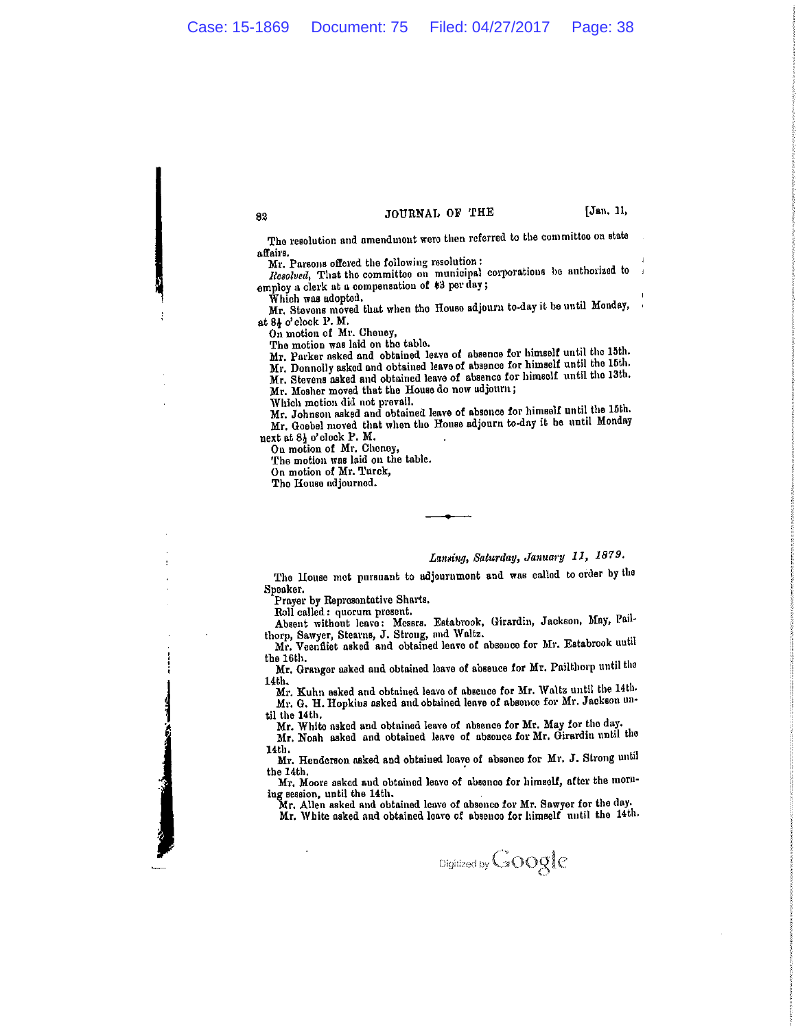The resolution and amendment were then referred to the committee on state affairs.

Mr. Parsons offered the following resolution:

*Resolved*, That the committee on municipal corporations be authorized to employ a clerk at a compensation of $3 per day;

Which was adopted.

Mr. Stevens moved that when the House adjourn to-day it be until Monday, at 8½ o'clock P. M.

On motion of Mr. Cheney,

The motion was laid on the table.

Mr. Parker asked and obtained leave of absence for himself until the 15th.

Mr. Donnelly asked and obtained leave of absence for himself until the 15th.

Mr. Stevens asked and obtained leave of absence for himself until the 13th.

Mr. Mosher moved that the House do now adjourn;

Which motion did not prevail.

Mr. Johnson asked and obtained leave of absence for himself until the 15th.

Mr. Goebel moved that when the House adjourn to-day it be until Monday next at 8½ o'clock P. M.

On motion of Mr. Cheney,

The motion was laid on the table.

On motion of Mr. Turck,

The House adjourned.

---

*Lansing, Saturday, January 11, 1879.*

The House met pursuant to adjournment and was called to order by the Speaker.

Prayer by Representative Sharts.

Roll called: quorum present.

Absent without leave: Messrs. Estabrook, Girardin, Jackson, May, Pailthorp, Sawyer, Stearns, J. Strong, and Waltz.

Mr. Veenfliet asked and obtained leave of absence for Mr. Estabrook until the 16th.

Mr. Granger asked and obtained leave of absence for Mr. Pailthorp until the 14th.

Mr. Kuhn asked and obtained leave of absence for Mr. Waltz until the 14th.

Mr. G. H. Hopkins asked and obtained leave of absence for Mr. Jackson until the 14th.

Mr. White asked and obtained leave of absence for Mr. May for the day.

Mr. Noah asked and obtained leave of absence for Mr. Girardin until the 14th.

Mr. Henderson asked and obtained leave of absence for Mr. J. Strong until the 14th.

Mr. Moore asked and obtained leave of absence for himself, after the morning session, until the 14th.

Mr. Allen asked and obtained leave of absence for Mr. Sawyer for the day.

Mr. White asked and obtained leave of absence for himself until the 14th.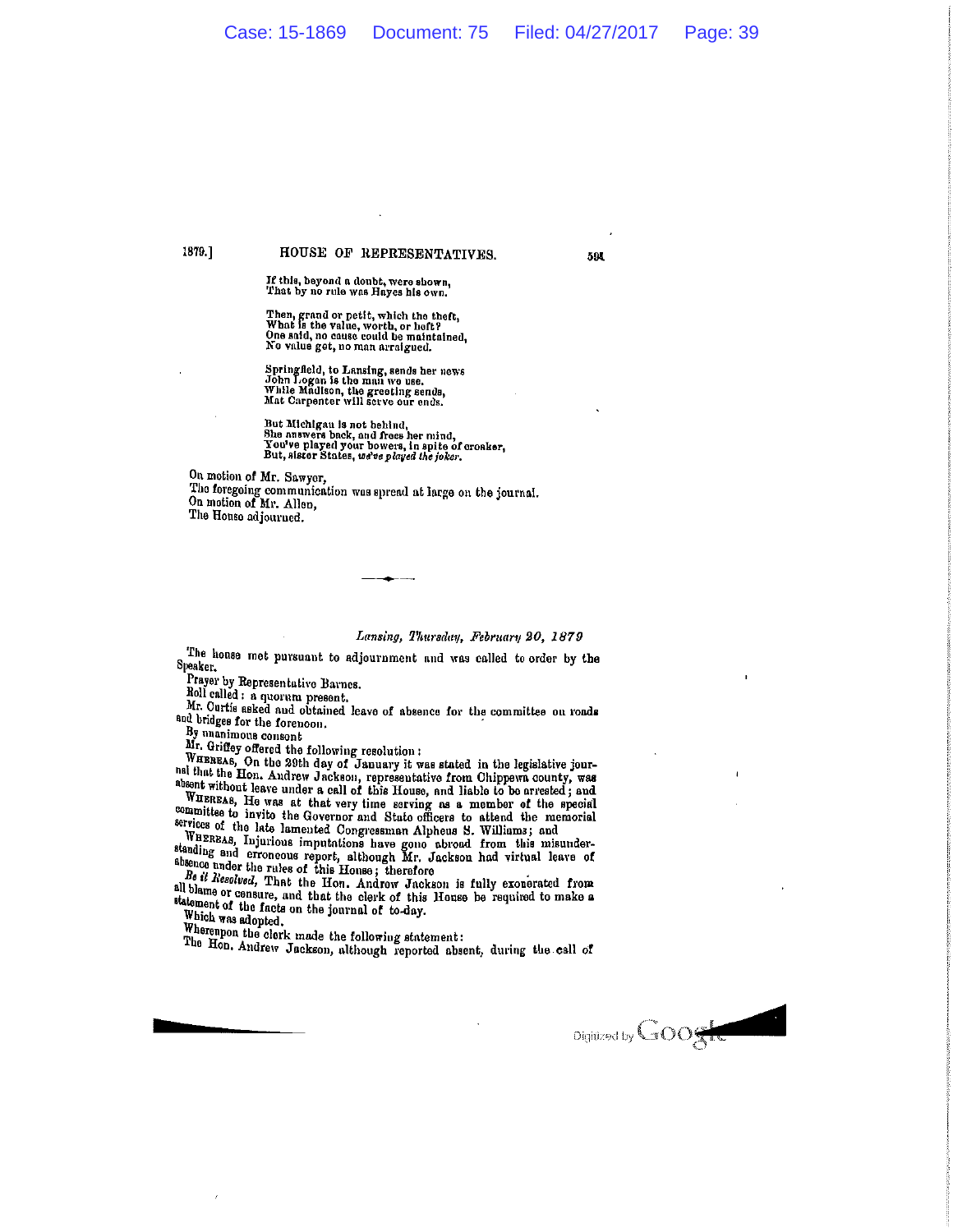If this, beyond a doubt, were shown,
That by no rule was Hayes his own.

Then, grand or petit, which the theft,
What is the value, worth, or heft?
One said, no cause could be maintained,
No value got, no man arraigned.

Springfield, to Lansing, sends her news
John Logan is the man we use.
While Madison, the greeting sends,
Mat Carpenter will serve our ends.

But Michigan is not behind,
She answers back, and frees her mind,
You've played your bowers, in spite of croaker,
But, sister States, *we've played the joker.*

On motion of Mr. Sawyer,
The foregoing communication was spread at large on the journal.
On motion of Mr. Allen,
The House adjourned.

---

*Lansing, Thursday, February 20, 1879*

The house met pursuant to adjournment and was called to order by the Speaker.

Prayer by Representative Barnes.

Roll called: a quorum present.

Mr. Curtis asked and obtained leave of absence for the committee on roads and bridges for the forenoon.

By unanimous consent

Mr. Griffey offered the following resolution:

WHEREAS, On the 29th day of January it was stated in the legislative journal that the Hon. Andrew Jackson, representative from Chippewa county, was absent without leave under a call of this House, and liable to be arrested; and

WHEREAS, He was at that very time serving as a member of the special committee to invite the Governor and State officers to attend the memorial services of the late lamented Congressman Alpheus S. Williams; and

WHEREAS, Injurious imputations have gone abroad from this misunderstanding and erroneous report, although Mr. Jackson had virtual leave of absence under the rules of this House; therefore

*Be it Resolved*, That the Hon. Andrew Jackson is fully exonerated from all blame or censure, and that the clerk of this House be required to make a statement of the facts on the journal of to-day.

Which was adopted.

Whereupon the clerk made the following statement:

The Hon. Andrew Jackson, although reported absent, during the call of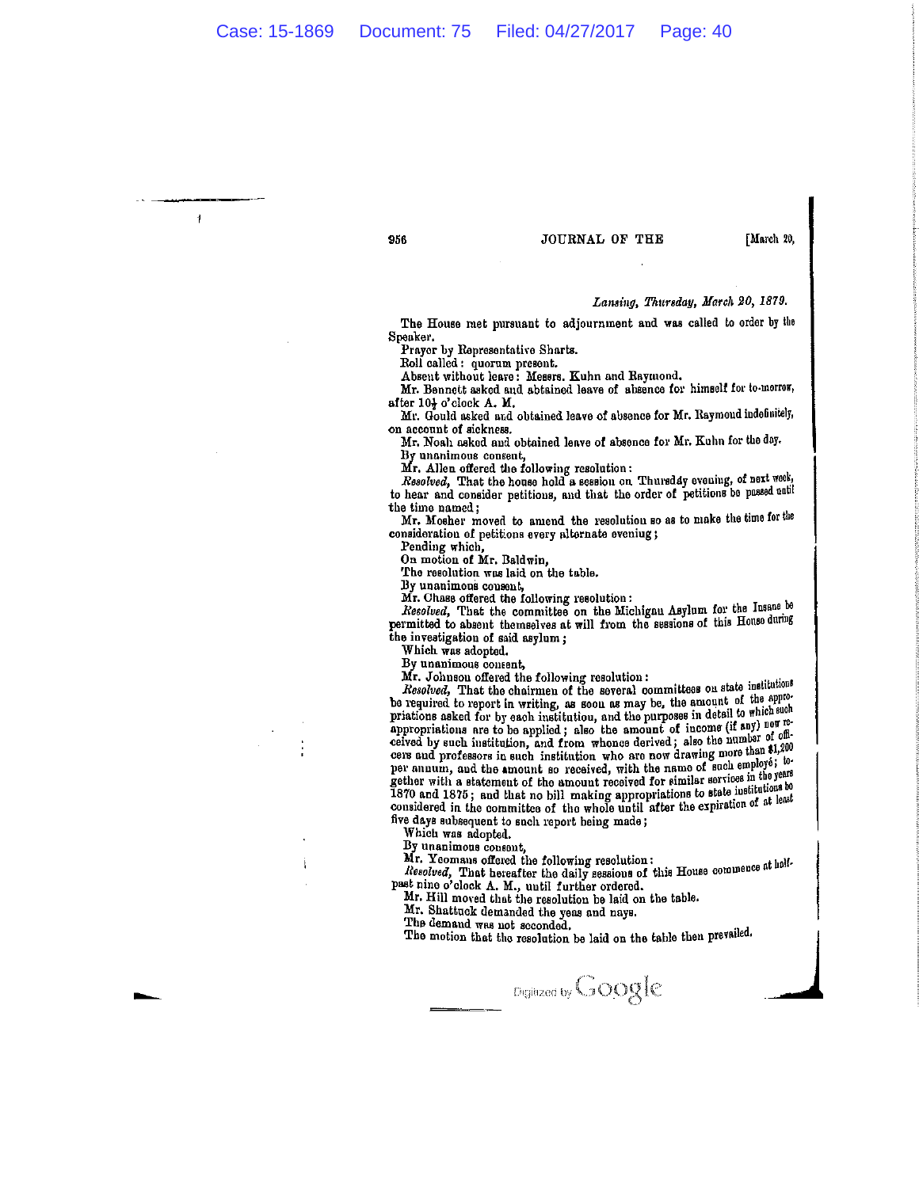*Lansing, Thursday, March 20, 1879.*

The House met pursuant to adjournment and was called to order by the Speaker.

Prayer by Representative Sharts.

Roll called: quorum present.

Absent without leave: Messrs. Kuhn and Raymond.

Mr. Bennett asked and obtained leave of absence for himself for to-morrow, after 10½ o'clock A. M.

Mr. Gould asked and obtained leave of absence for Mr. Raymond indefinitely, on account of sickness.

Mr. Noah asked and obtained leave of absence for Mr. Kuhn for the day.

By unanimous consent,

Mr. Allen offered the following resolution:

*Resolved,* That the house hold a session on Thursday evening, of next week, to hear and consider petitions, and that the order of petitions be passed until the time named;

Mr. Mosher moved to amend the resolution so as to make the time for the consideration of petitions every alternate evening;

Pending which,

On motion of Mr. Baldwin,

The resolution was laid on the table.

By unanimous consent,

Mr. Chase offered the following resolution:

*Resolved,* That the committee on the Michigan Asylum for the Insane be permitted to absent themselves at will from the sessions of this House during the investigation of said asylum;

Which was adopted.

By unanimous consent,

Mr. Johnson offered the following resolution:

*Resolved,* That the chairmen of the several committees on state institutions be required to report in writing, as soon as may be, the amount of the appropriations asked for by each institution, and the purposes in detail to which such appropriations are to be applied; also the amount of income (if any) now received by such institution, and from whence derived; also the number of officers and professors in such institution who are now drawing more than $1,200 per annum, and the amount so received, with the name of such employé; together with a statement of the amount received for similar services in the years 1870 and 1875; and that no bill making appropriations to state institutions be considered in the committee of the whole until after the expiration of at least five days subsequent to such report being made;

Which was adopted.

By unanimous consent,

Mr. Yeomans offered the following resolution:

*Resolved,* That hereafter the daily sessions of this House commence at half-past nine o'clock A. M., until further ordered.

Mr. Hill moved that the resolution be laid on the table.

Mr. Shattuck demanded the yeas and nays.

The demand was not seconded.

The motion that the resolution be laid on the table then prevailed.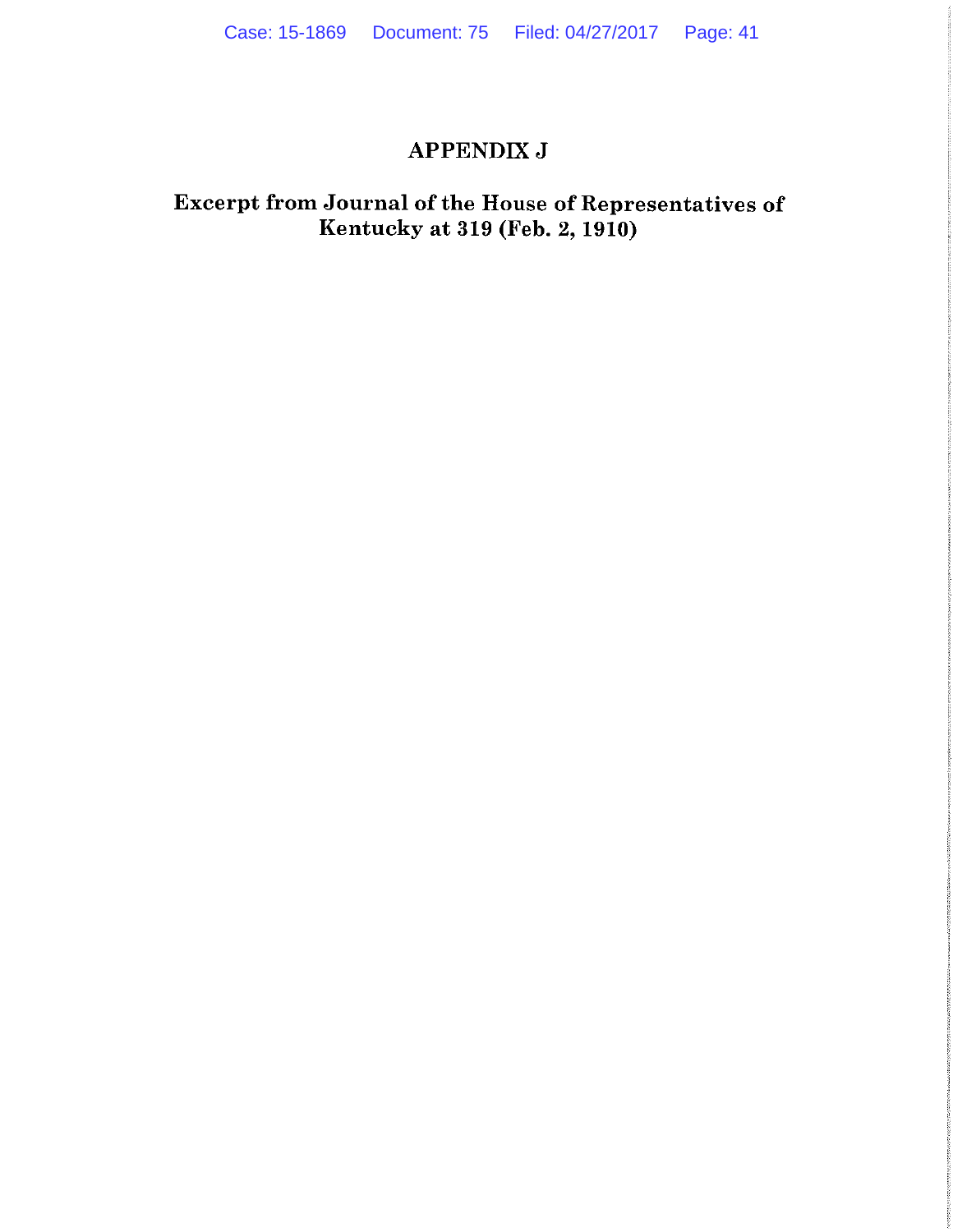# APPENDIX J

## Excerpt from Journal of the House of Representatives of Kentucky at 319 (Feb. 2, 1910)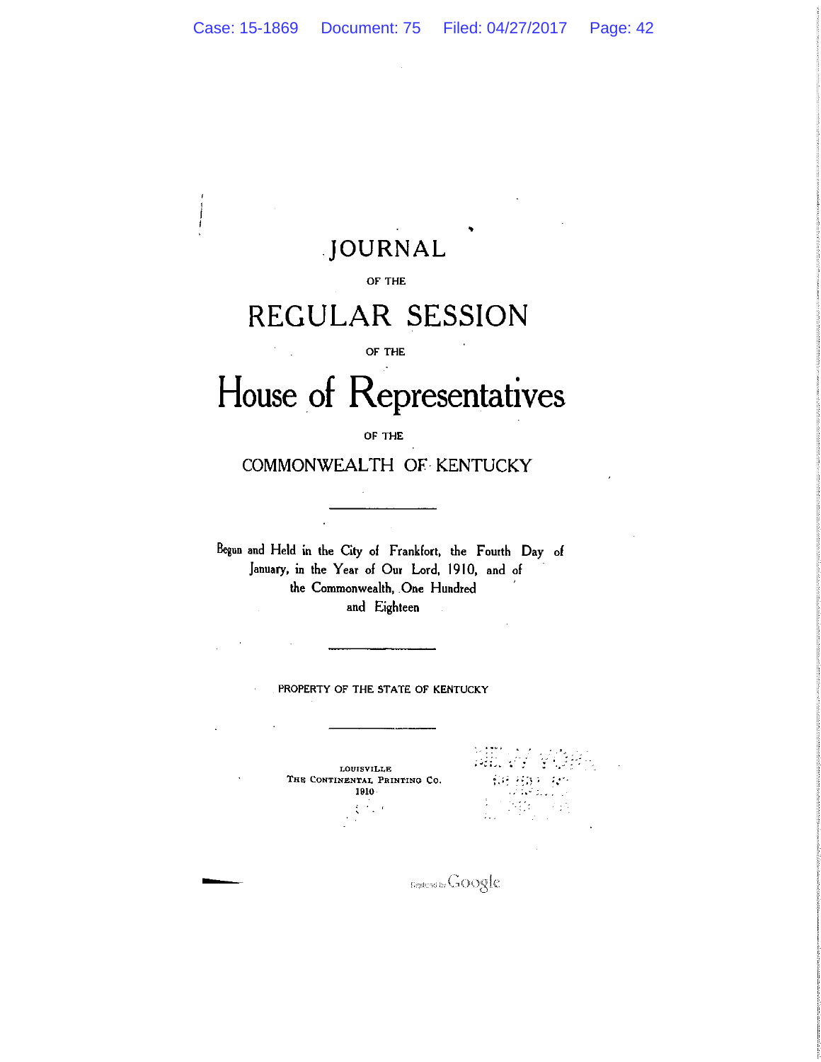# JOURNAL

OF THE

# REGULAR SESSION

OF THE

# House of Representatives

OF THE

## COMMONWEALTH OF KENTUCKY

---

Begun and Held in the City of Frankfort, the Fourth Day of January, in the Year of Our Lord, 1910, and of the Commonwealth, One Hundred and Eighteen

---

PROPERTY OF THE STATE OF KENTUCKY

---

LOUISVILLE
THE CONTINENTAL PRINTING CO.
1910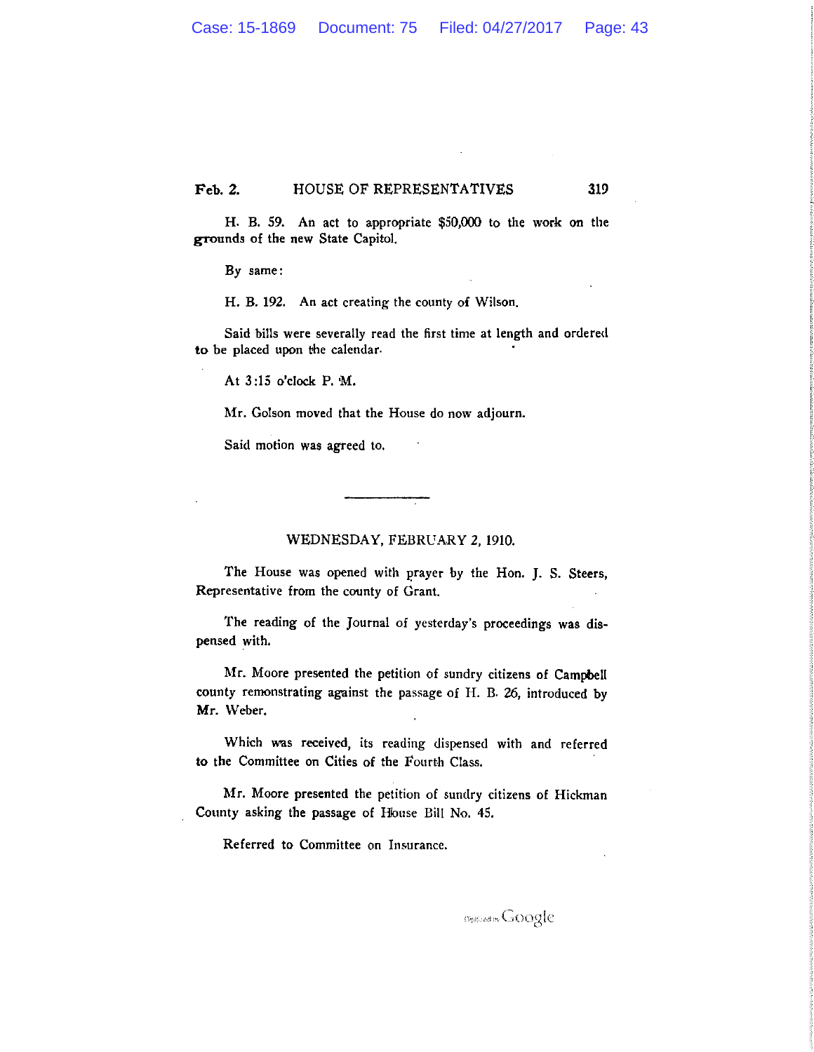H. B. 59. An act to appropriate $50,000 to the work on the grounds of the new State Capitol.

By same:

H. B. 192. An act creating the county of Wilson.

Said bills were severally read the first time at length and ordered to be placed upon the calendar.

At 3:15 o'clock P. M.

Mr. Golson moved that the House do now adjourn.

Said motion was agreed to.

---

## WEDNESDAY, FEBRUARY 2, 1910.

The House was opened with prayer by the Hon. J. S. Steers, Representative from the county of Grant.

The reading of the Journal of yesterday's proceedings was dispensed with.

Mr. Moore presented the petition of sundry citizens of Campbell county remonstrating against the passage of H. B. 26, introduced by Mr. Weber.

Which was received, its reading dispensed with and referred to the Committee on Cities of the Fourth Class.

Mr. Moore presented the petition of sundry citizens of Hickman County asking the passage of House Bill No. 45.

Referred to Committee on Insurance.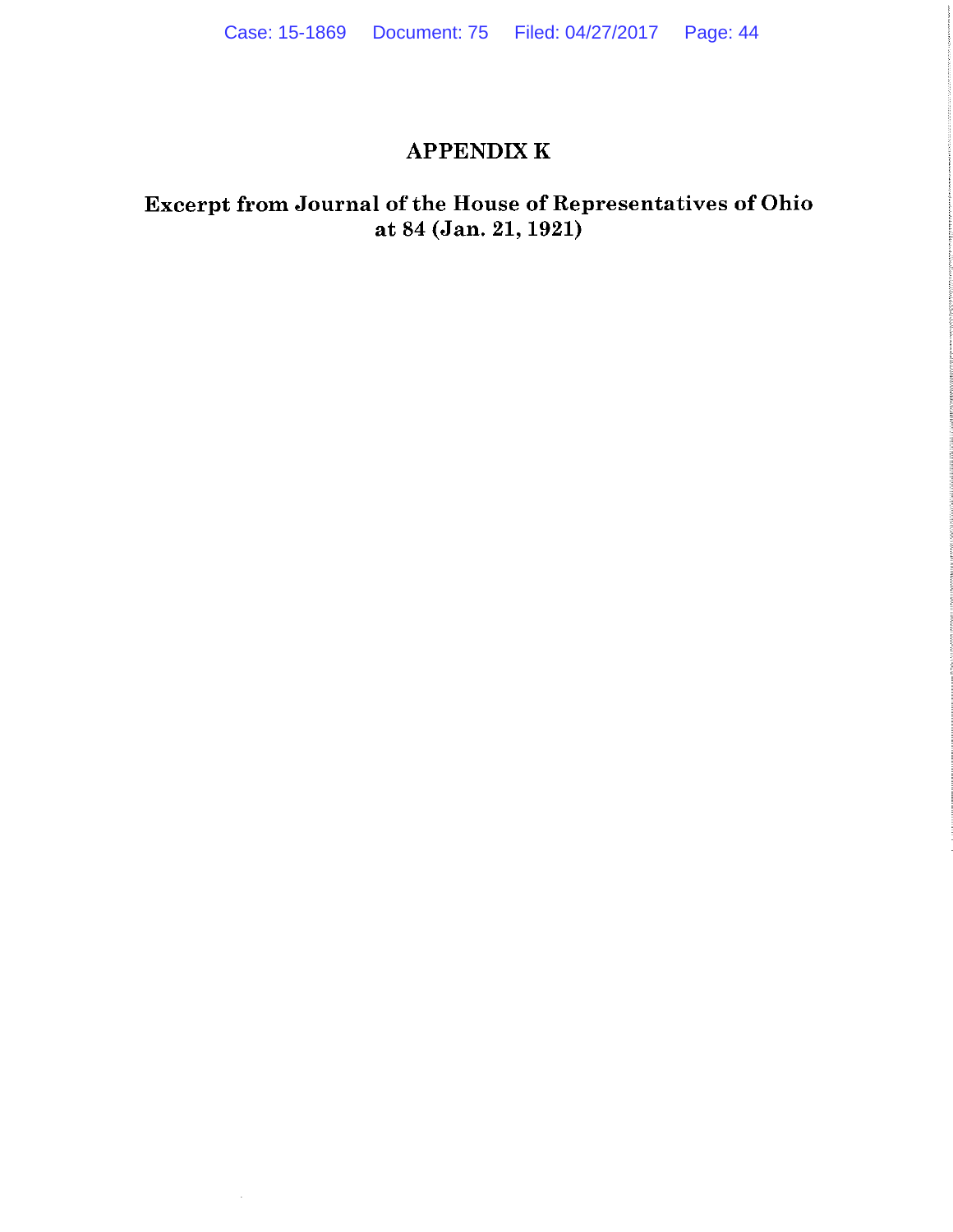# APPENDIX K

## Excerpt from Journal of the House of Representatives of Ohio at 84 (Jan. 21, 1921)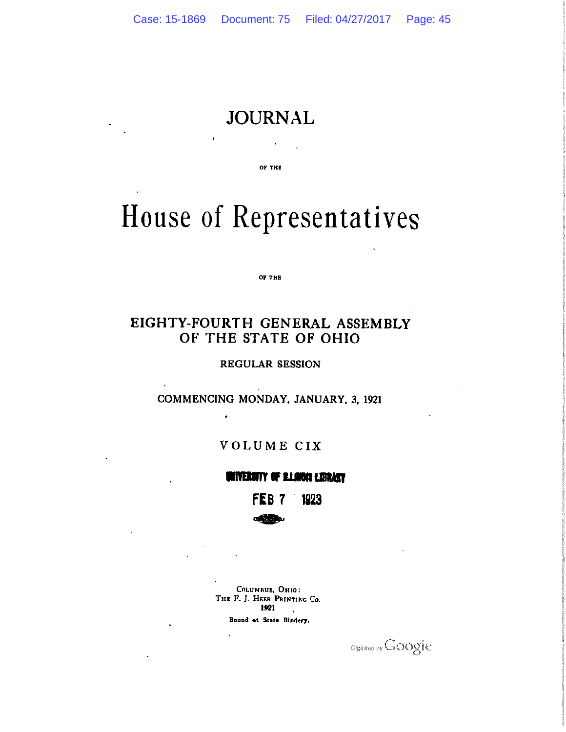# JOURNAL

OF THE

# House of Representatives

OF THE

## EIGHTY-FOURTH GENERAL ASSEMBLY OF THE STATE OF OHIO

REGULAR SESSION

COMMENCING MONDAY, JANUARY, 3, 1921

VOLUME CIX

UNIVERSITY OF ILLINOIS LIBRARY

FEB 7 1923

COLUMBUS, OHIO:
THE F. J. HEER PRINTING CO.
1921

Bound at State Bindery.

Digitized by Google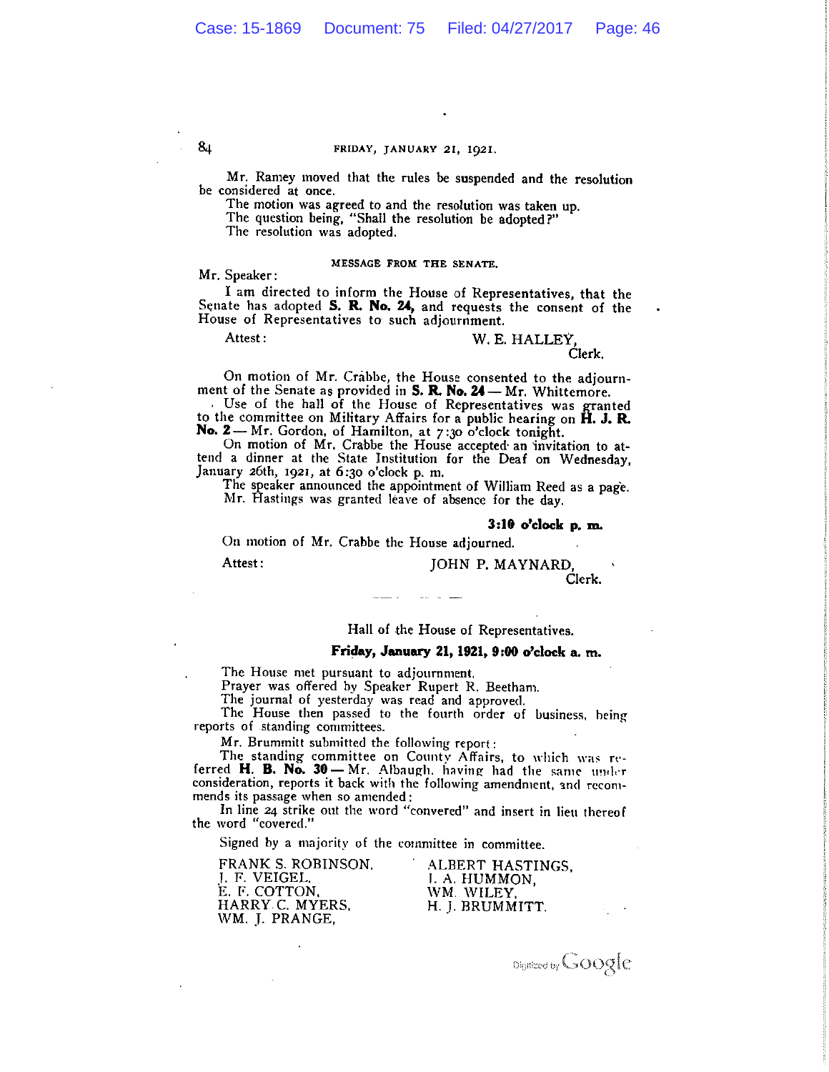Mr. Ramey moved that the rules be suspended and the resolution be considered at once.

The motion was agreed to and the resolution was taken up.

The question being, "Shall the resolution be adopted?"

The resolution was adopted.

MESSAGE FROM THE SENATE.

Mr. Speaker:

I am directed to inform the House of Representatives, that the Senate has adopted **S. R. No. 24,** and requests the consent of the House of Representatives to such adjournment.

Attest: W. E. HALLEY, Clerk.

On motion of Mr. Crabbe, the House consented to the adjournment of the Senate as provided in **S. R. No. 24** — Mr. Whittemore.

Use of the hall of the House of Representatives was granted to the committee on Military Affairs for a public hearing on **H. J. R. No. 2** — Mr. Gordon, of Hamilton, at 7:30 o'clock tonight.

On motion of Mr. Crabbe the House accepted an invitation to attend a dinner at the State Institution for the Deaf on Wednesday, January 26th, 1921, at 6:30 o'clock p. m.

The speaker announced the appointment of William Reed as a page.

Mr. Hastings was granted leave of absence for the day.

**3:10 o'clock p. m.**

On motion of Mr. Crabbe the House adjourned.

Attest: JOHN P. MAYNARD, Clerk.

---

Hall of the House of Representatives.

**Friday, January 21, 1921, 9:00 o'clock a. m.**

The House met pursuant to adjournment.

Prayer was offered by Speaker Rupert R. Beetham.

The journal of yesterday was read and approved.

The House then passed to the fourth order of business, being reports of standing committees.

Mr. Brummitt submitted the following report:

The standing committee on County Affairs, to which was referred **H. B. No. 30** — Mr. Albaugh, having had the same under consideration, reports it back with the following amendment, and recommends its passage when so amended:

In line 24 strike out the word "convered" and insert in lieu thereof the word "covered."

Signed by a majority of the committee in committee.

FRANK S. ROBINSON,
J. F. VEIGEL,
E. F. COTTON,
HARRY C. MYERS,
WM. J. PRANGE,
ALBERT HASTINGS,
I. A. HUMMON,
WM. WILEY,
H. J. BRUMMITT.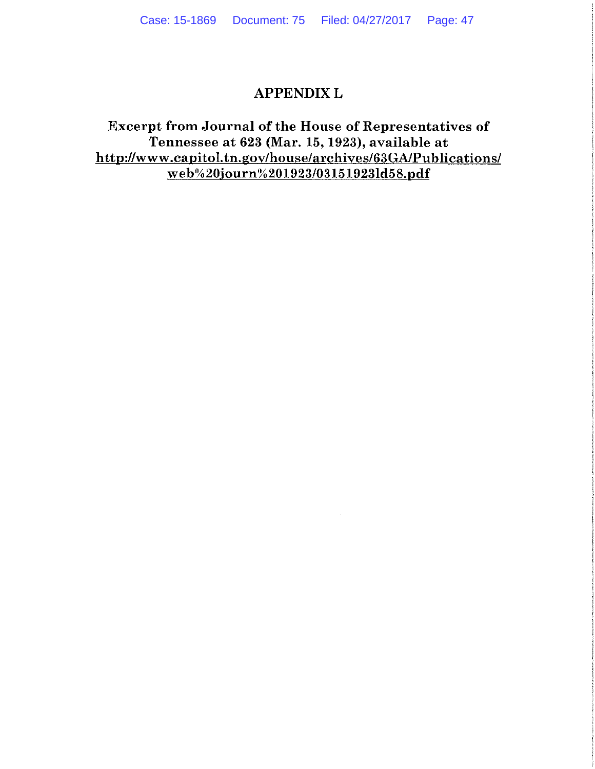# APPENDIX L

## Excerpt from Journal of the House of Representatives of Tennessee at 623 (Mar. 15, 1923), available at http://www.capitol.tn.gov/house/archives/63GA/Publications/web%20journ%201923/03151923ld58.pdf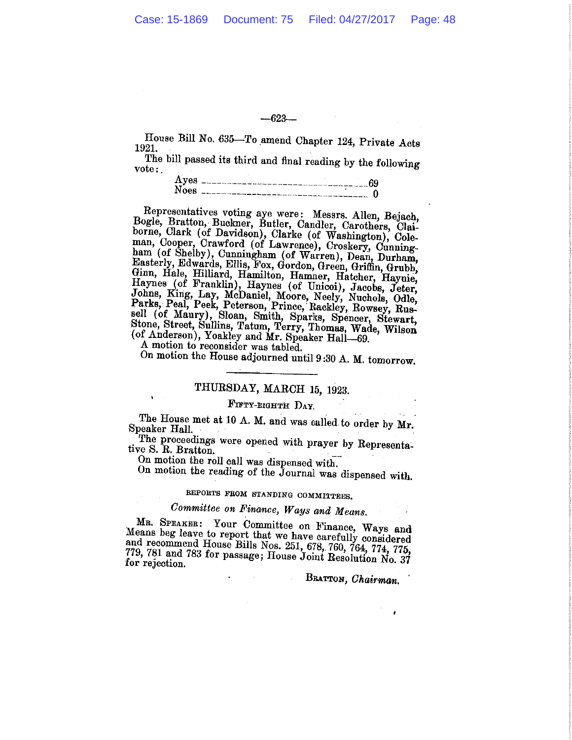House Bill No. 635—To amend Chapter 124, Private Acts 1921.

The bill passed its third and final reading by the following vote:

| | |
|---|---|
| Ayes | 69 |
| Noes | 0 |

Representatives voting aye were: Messrs. Allen, Bejach, Bogle, Bratton, Buckner, Butler, Candler, Carothers, Claiborne, Clark (of Davidson), Clarke (of Washington), Coleman, Cooper, Crawford (of Lawrence), Croskery, Cunningham (of Shelby), Cunningham (of Warren), Dean, Durham, Easterly, Edwards, Ellis, Fox, Gordon, Green, Griffin, Grubb, Ginn, Hale, Hilliard, Hamilton, Hamner, Hatcher, Haynie, Haynes (of Franklin), Haynes (of Unicoi), Jacobs, Jeter, Johns, King, Lay, McDaniel, Moore, Neely, Nuchols, Odle, Parks, Peal, Peek, Peterson, Prince, Rackley, Rowsey, Russell (of Maury), Sloan, Smith, Sparks, Spencer, Stewart, Stone, Street, Sullins, Tatum, Terry, Thomas, Wade, Wilson (of Anderson), Yoakley and Mr. Speaker Hall—69.

A motion to reconsider was tabled.

On motion the House adjourned until 9:30 A. M. tomorrow.

---

## THURSDAY, MARCH 15, 1923.

### FIFTY-EIGHTH DAY.

The House met at 10 A. M. and was called to order by Mr. Speaker Hall.

The proceedings were opened with prayer by Representative S. R. Bratton.

On motion the roll call was dispensed with.

On motion the reading of the Journal was dispensed with.

### REPORTS FROM STANDING COMMITTEES.

#### *Committee on Finance, Ways and Means.*

MR. SPEAKER: Your Committee on Finance, Ways and Means beg leave to report that we have carefully considered and recommend House Bills Nos. 251, 678, 760, 764, 774, 775, 779, 781 and 783 for passage; House Joint Resolution No. 37 for rejection.

BRATTON, *Chairman.*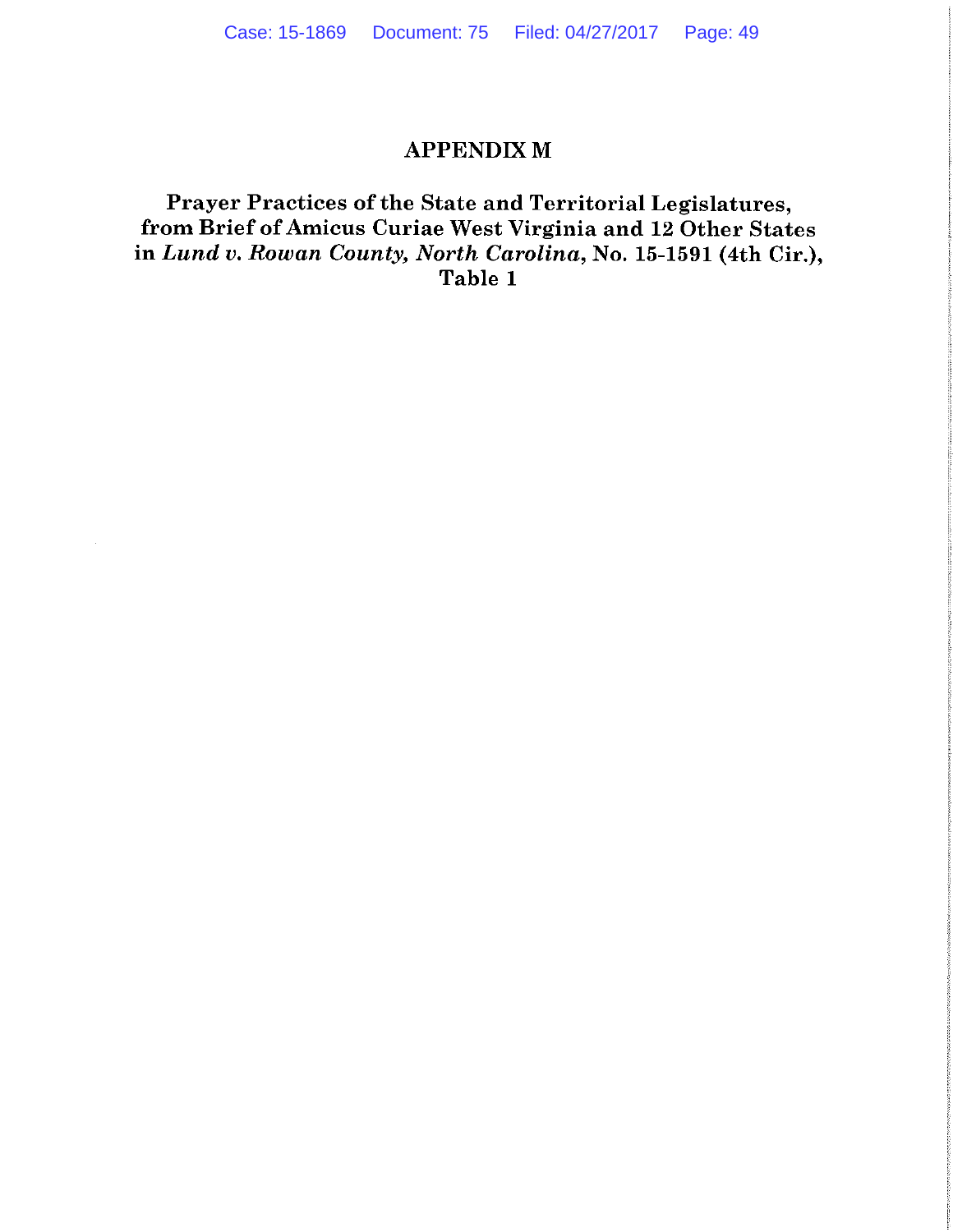# APPENDIX M

## Prayer Practices of the State and Territorial Legislatures, from Brief of Amicus Curiae West Virginia and 12 Other States in *Lund v. Rowan County, North Carolina*, No. 15-1591 (4th Cir.), Table 1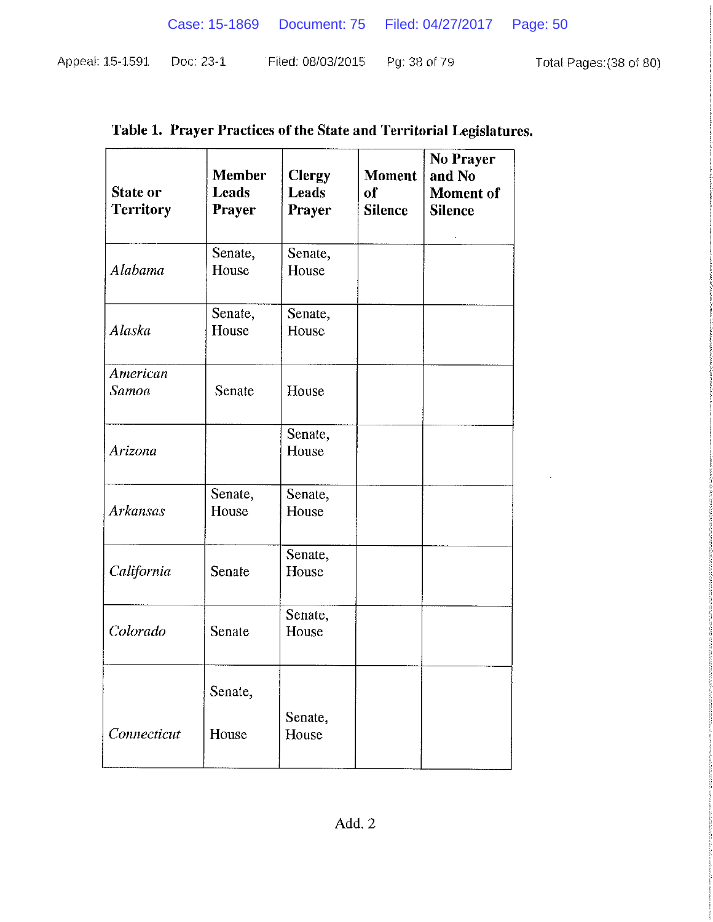**Table 1. Prayer Practices of the State and Territorial Legislatures.**

| State or Territory | Member Leads Prayer | Clergy Leads Prayer | Moment of Silence | No Prayer and No Moment of Silence |
|---|---|---|---|---|
| *Alabama* | Senate, House | Senate, House | | |
| *Alaska* | Senate, House | Senate, House | | |
| *American Samoa* | Senate | House | | |
| *Arizona* | | Senate, House | | |
| *Arkansas* | Senate, House | Senate, House | | |
| *California* | Senate | Senate, House | | |
| *Colorado* | Senate | Senate, House | | |
| *Connecticut* | Senate, House | Senate, House | | |

Add. 2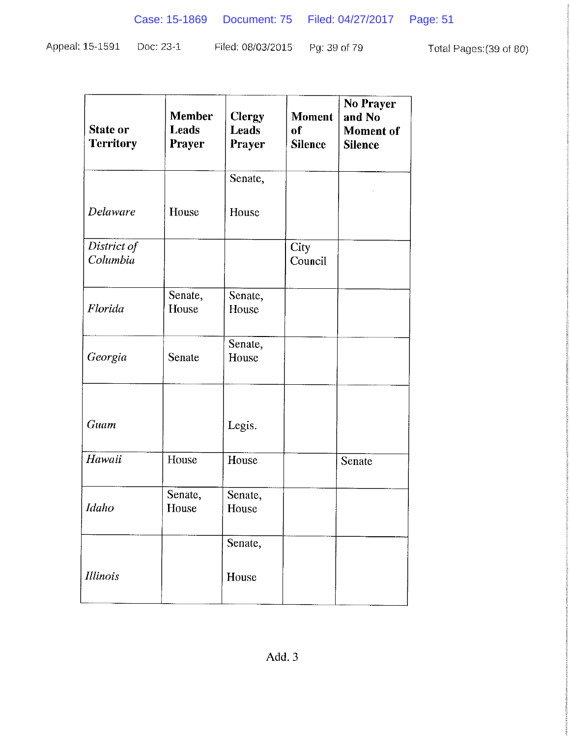| State or Territory | Member Leads Prayer | Clergy Leads Prayer | Moment of Silence | No Prayer and No Moment of Silence |
|---|---|---|---|---|
| *Delaware* | House | Senate, House | | |
| *District of Columbia* | | | City Council | |
| *Florida* | Senate, House | Senate, House | | |
| *Georgia* | Senate | Senate, House | | |
| *Guam* | | Legis. | | |
| *Hawaii* | House | House | | Senate |
| *Idaho* | Senate, House | Senate, House | | |
| *Illinois* | | Senate, House | | |

Add. 3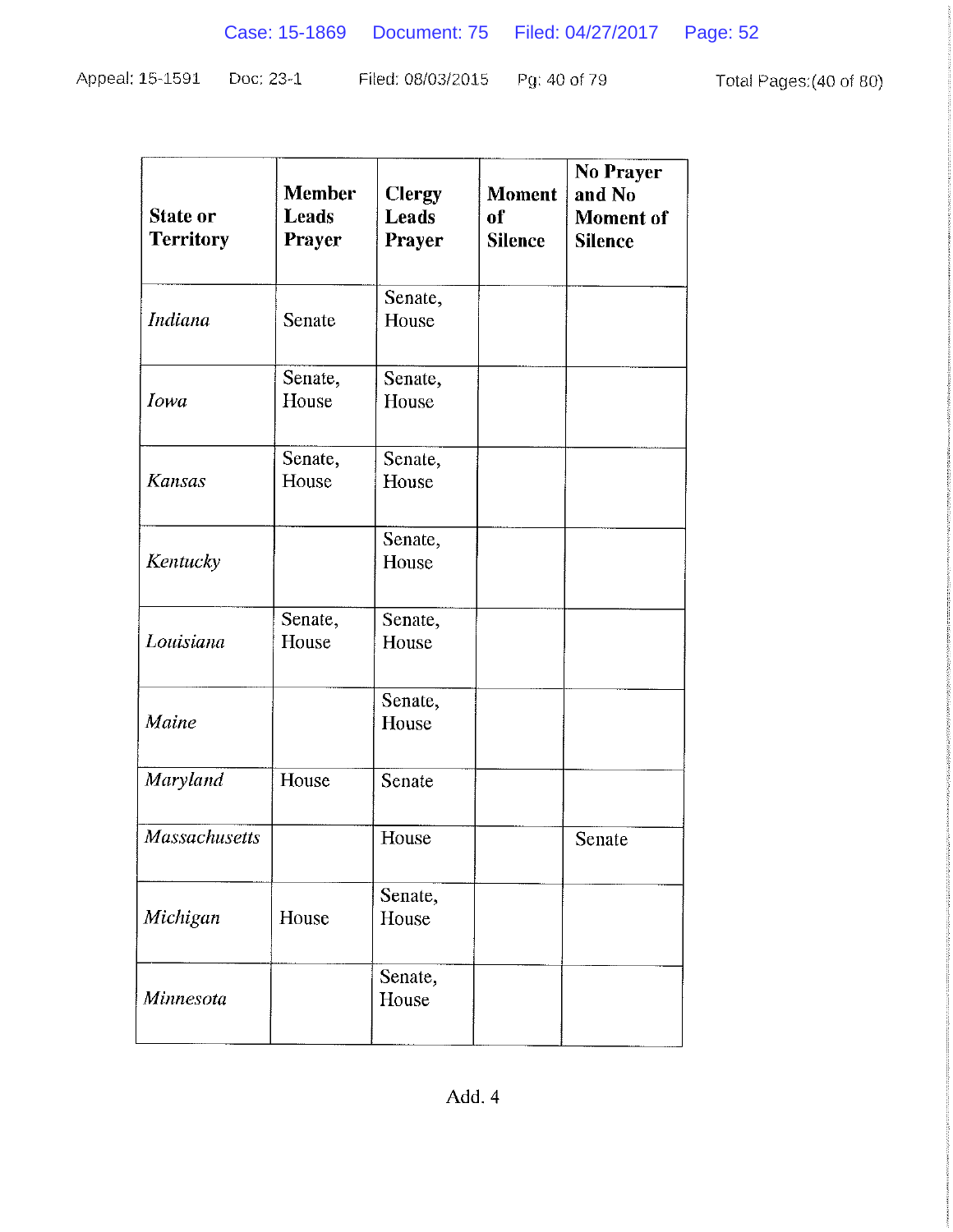| State or Territory | Member Leads Prayer | Clergy Leads Prayer | Moment of Silence | No Prayer and No Moment of Silence |
|---|---|---|---|---|
| *Indiana* | Senate | Senate, House | | |
| *Iowa* | Senate, House | Senate, House | | |
| *Kansas* | Senate, House | Senate, House | | |
| *Kentucky* | | Senate, House | | |
| *Louisiana* | Senate, House | Senate, House | | |
| *Maine* | | Senate, House | | |
| *Maryland* | House | Senate | | |
| *Massachusetts* | | House | | Senate |
| *Michigan* | House | Senate, House | | |
| *Minnesota* | | Senate, House | | |

Add. 4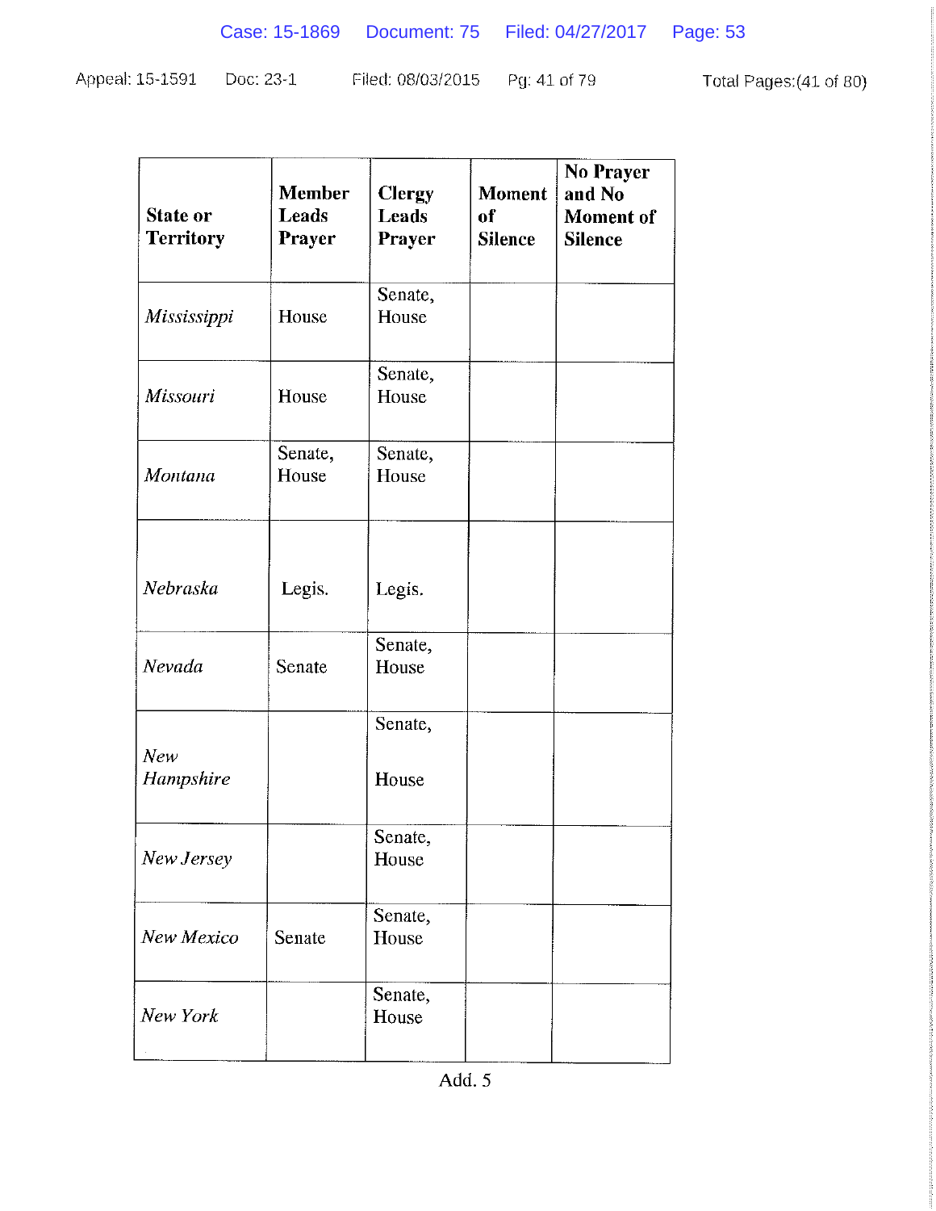| State or Territory | Member Leads Prayer | Clergy Leads Prayer | Moment of Silence | No Prayer and No Moment of Silence |
|---|---|---|---|---|
| *Mississippi* | House | Senate, House | | |
| *Missouri* | House | Senate, House | | |
| *Montana* | Senate, House | Senate, House | | |
| *Nebraska* | Legis. | Legis. | | |
| *Nevada* | Senate | Senate, House | | |
| *New Hampshire* | | Senate, House | | |
| *New Jersey* | | Senate, House | | |
| *New Mexico* | Senate | Senate, House | | |
| *New York* | | Senate, House | | |

Add. 5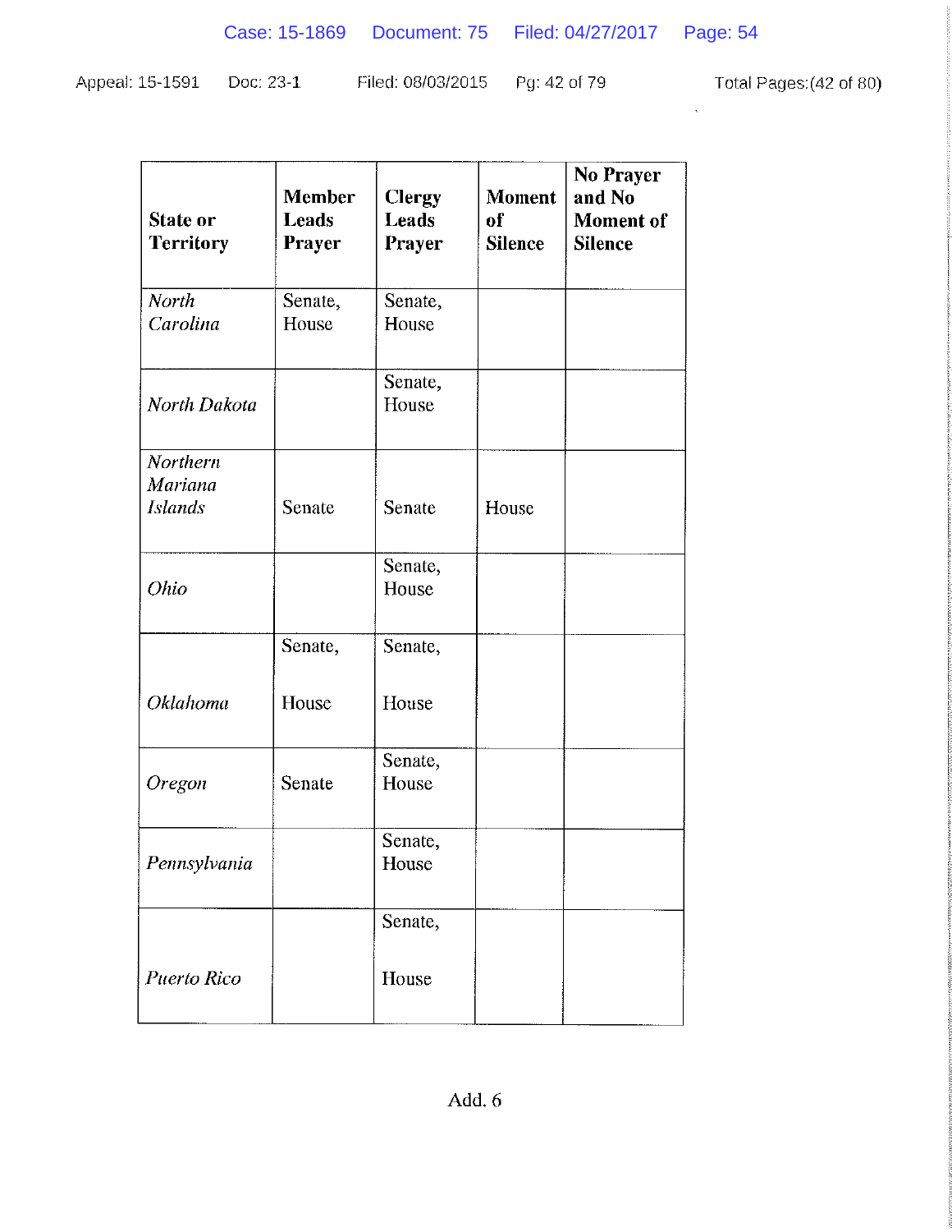| State or Territory | Member Leads Prayer | Clergy Leads Prayer | Moment of Silence | No Prayer and No Moment of Silence |
|---|---|---|---|---|
| *North Carolina* | Senate, House | Senate, House | | |
| *North Dakota* | | Senate, House | | |
| *Northern Mariana Islands* | Senate | Senate | House | |
| *Ohio* | | Senate, House | | |
| *Oklahoma* | Senate, House | Senate, House | | |
| *Oregon* | Senate | Senate, House | | |
| *Pennsylvania* | | Senate, House | | |
| *Puerto Rico* | | Senate, House | | |

Add. 6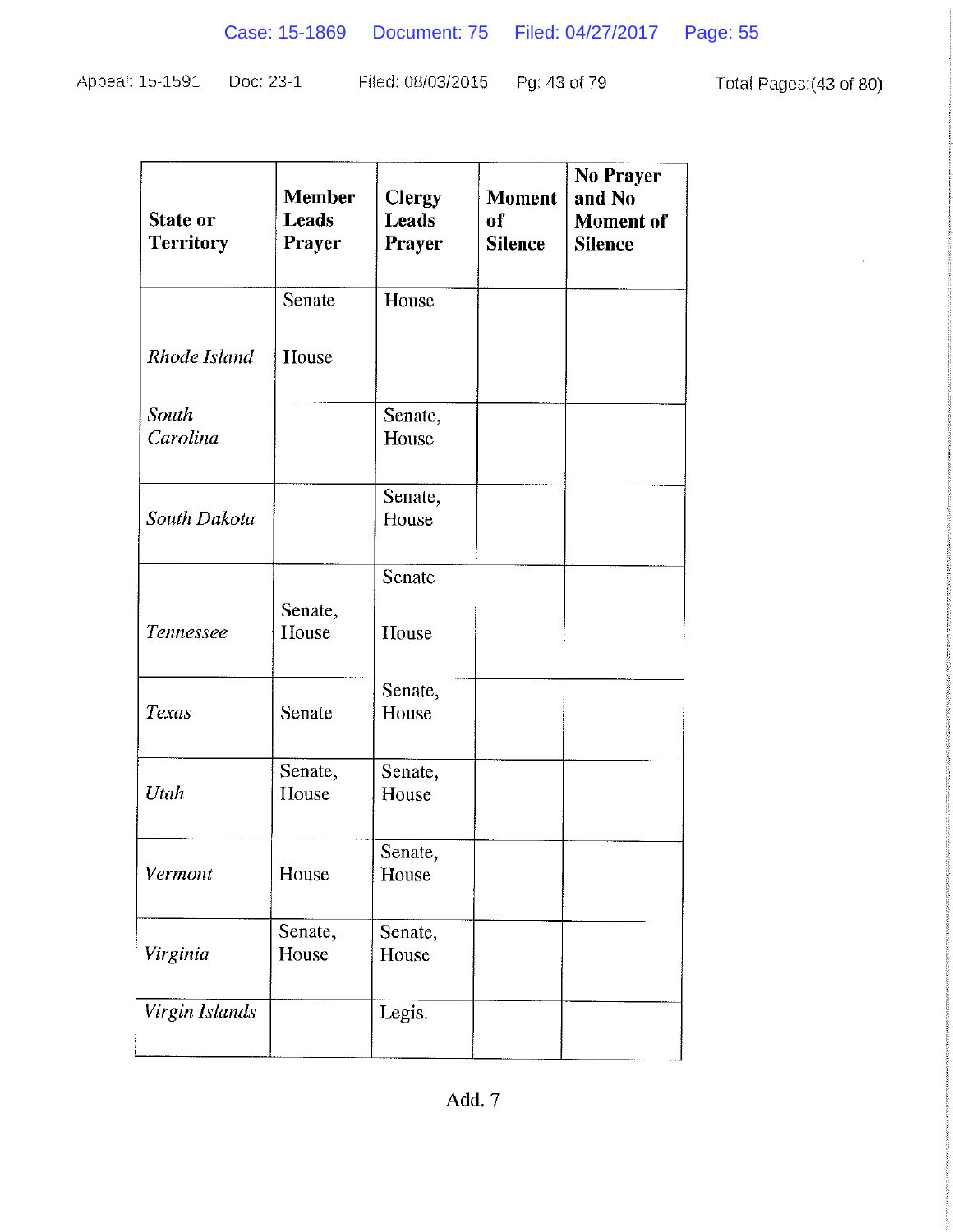| State or Territory | Member Leads Prayer | Clergy Leads Prayer | Moment of Silence | No Prayer and No Moment of Silence |
|---|---|---|---|---|
| *Rhode Island* | Senate House | House | | |
| *South Carolina* | | Senate, House | | |
| *South Dakota* | | Senate, House | | |
| *Tennessee* | Senate, House | Senate House | | |
| *Texas* | Senate | Senate, House | | |
| *Utah* | Senate, House | Senate, House | | |
| *Vermont* | House | Senate, House | | |
| *Virginia* | Senate, House | Senate, House | | |
| *Virgin Islands* | | Legis. | | |

Add. 7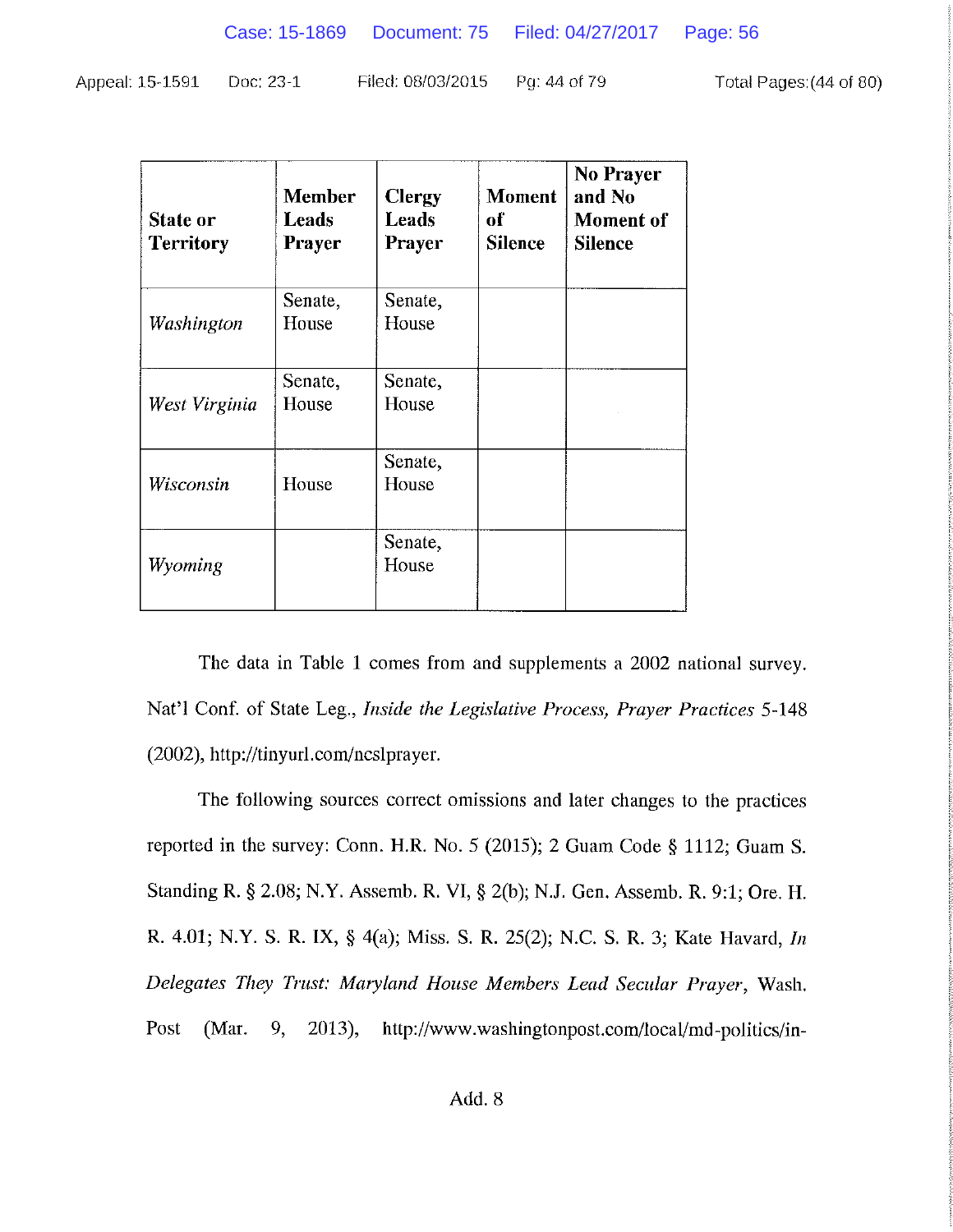| State or Territory | Member Leads Prayer | Clergy Leads Prayer | Moment of Silence | No Prayer and No Moment of Silence |
|---|---|---|---|---|
| *Washington* | Senate, House | Senate, House | | |
| *West Virginia* | Senate, House | Senate, House | | |
| *Wisconsin* | House | Senate, House | | |
| *Wyoming* | | Senate, House | | |

The data in Table 1 comes from and supplements a 2002 national survey. Nat'l Conf. of State Leg., *Inside the Legislative Process, Prayer Practices* 5-148 (2002), http://tinyurl.com/ncslprayer.

The following sources correct omissions and later changes to the practices reported in the survey: Conn. H.R. No. 5 (2015); 2 Guam Code § 1112; Guam S. Standing R. § 2.08; N.Y. Assemb. R. VI, § 2(b); N.J. Gen. Assemb. R. 9:1; Ore. H. R. 4.01; N.Y. S. R. IX, § 4(a); Miss. S. R. 25(2); N.C. S. R. 3; Kate Havard, *In Delegates They Trust: Maryland House Members Lead Secular Prayer*, Wash. Post (Mar. 9, 2013), http://www.washingtonpost.com/local/md-politics/in-

Add. 8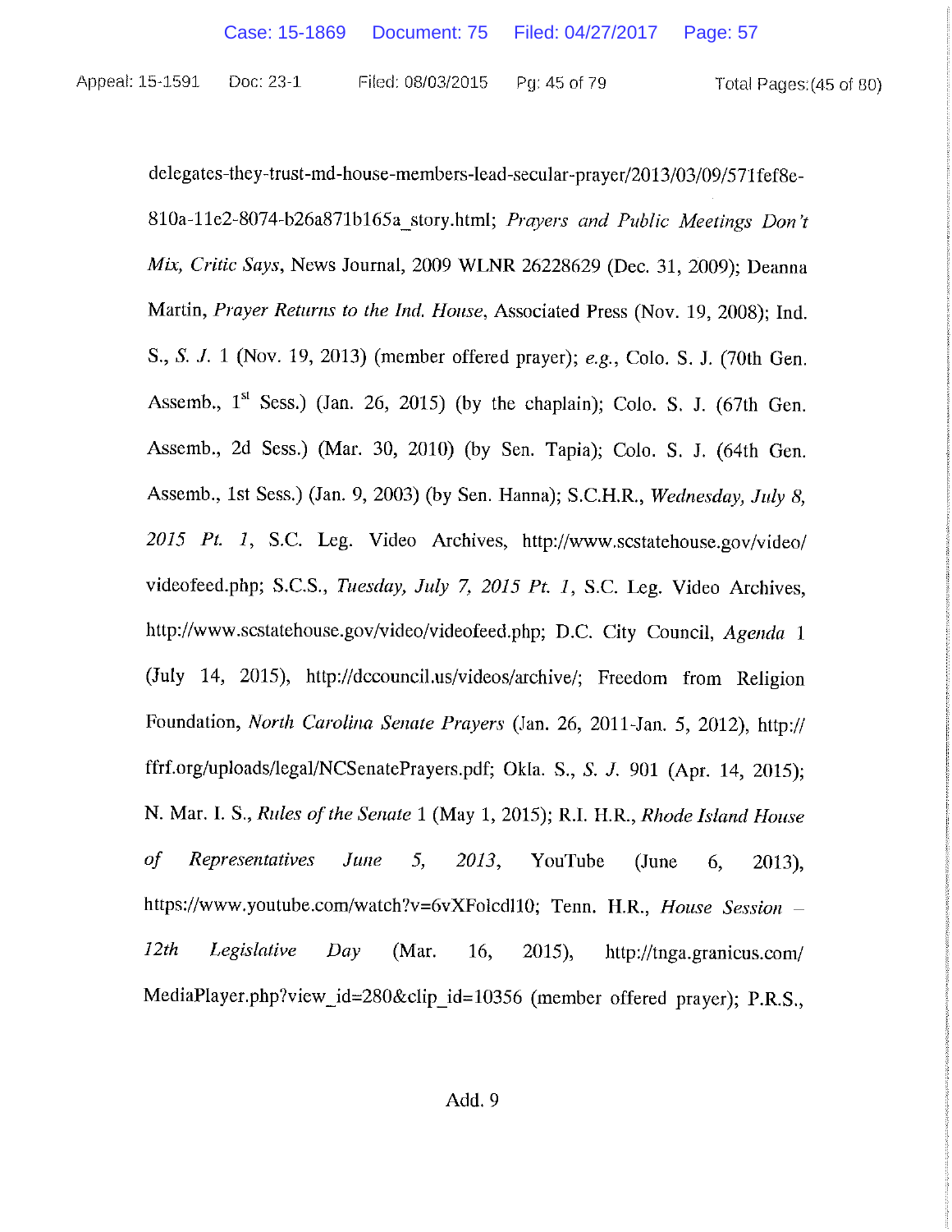delegates-they-trust-md-house-members-lead-secular-prayer/2013/03/09/571fef8e-810a-11e2-8074-b26a871b165a_story.html; *Prayers and Public Meetings Don't Mix, Critic Says*, News Journal, 2009 WLNR 26228629 (Dec. 31, 2009); Deanna Martin, *Prayer Returns to the Ind. House*, Associated Press (Nov. 19, 2008); Ind. S., *S. J.* 1 (Nov. 19, 2013) (member offered prayer); *e.g.*, Colo. S. J. (70th Gen. Assemb., 1st Sess.) (Jan. 26, 2015) (by the chaplain); Colo. S. J. (67th Gen. Assemb., 2d Sess.) (Mar. 30, 2010) (by Sen. Tapia); Colo. S. J. (64th Gen. Assemb., 1st Sess.) (Jan. 9, 2003) (by Sen. Hanna); S.C.H.R., *Wednesday, July 8, 2015 Pt. 1*, S.C. Leg. Video Archives, http://www.scstatehouse.gov/video/videofeed.php; S.C.S., *Tuesday, July 7, 2015 Pt. 1*, S.C. Leg. Video Archives, http://www.scstatehouse.gov/video/videofeed.php; D.C. City Council, *Agenda* 1 (July 14, 2015), http://dccouncil.us/videos/archive/; Freedom from Religion Foundation, *North Carolina Senate Prayers* (Jan. 26, 2011-Jan. 5, 2012), http://ffrf.org/uploads/legal/NCSenatePrayers.pdf; Okla. S., *S. J.* 901 (Apr. 14, 2015); N. Mar. I. S., *Rules of the Senate* 1 (May 1, 2015); R.I. H.R., *Rhode Island House of Representatives June 5, 2013*, YouTube (June 6, 2013), https://www.youtube.com/watch?v=6vXFolcdl10; Tenn. H.R., *House Session – 12th Legislative Day* (Mar. 16, 2015), http://tnga.granicus.com/MediaPlayer.php?view_id=280&clip_id=10356 (member offered prayer); P.R.S.,

Add. 9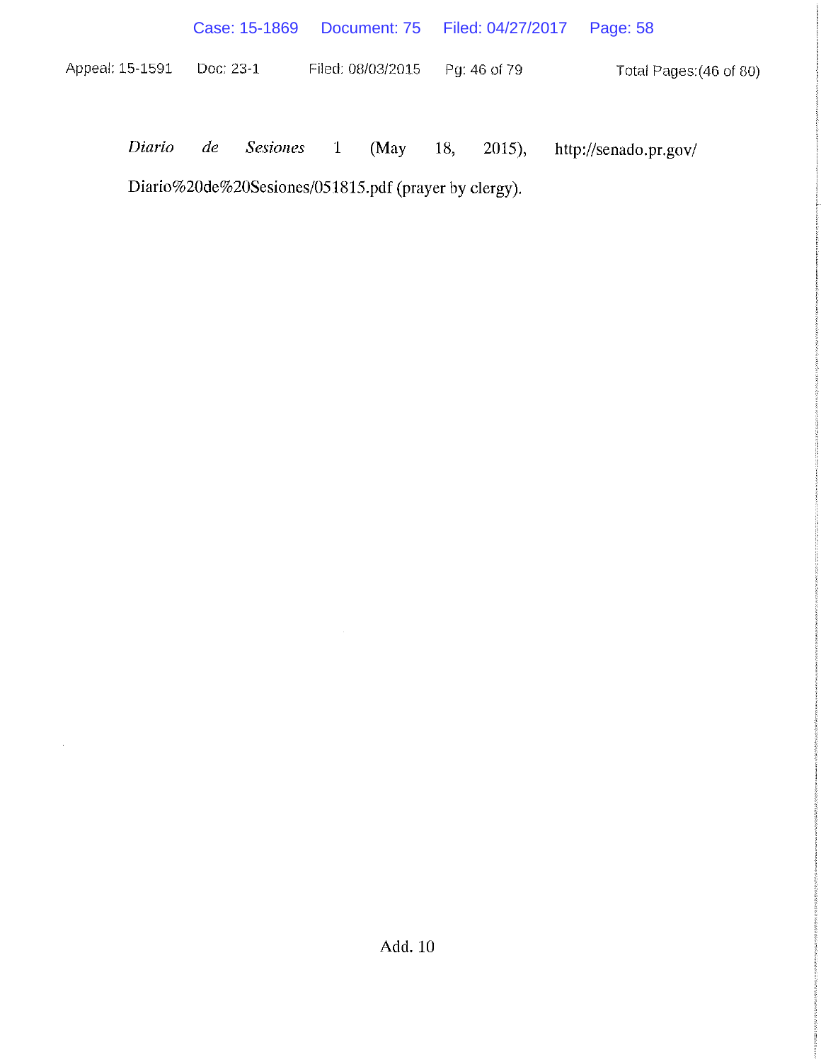*Diario de Sesiones* 1 (May 18, 2015), http://senado.pr.gov/Diario%20de%20Sesiones/051815.pdf (prayer by clergy).

Add. 10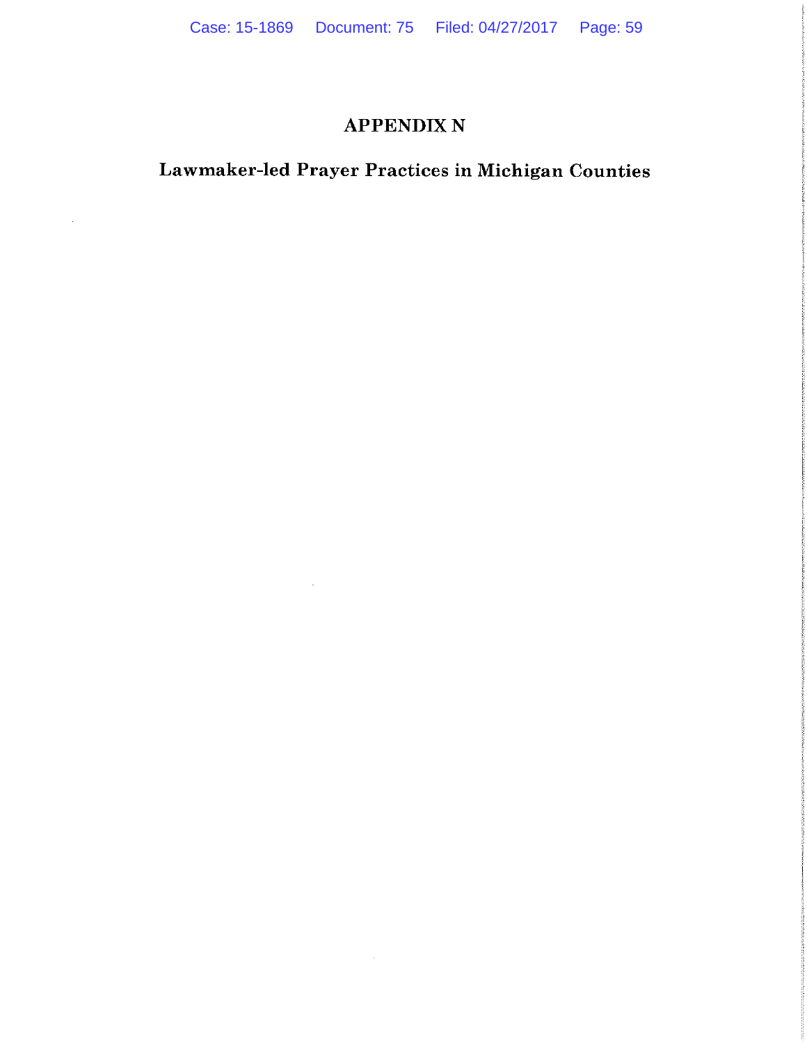# APPENDIX N

## Lawmaker-led Prayer Practices in Michigan Counties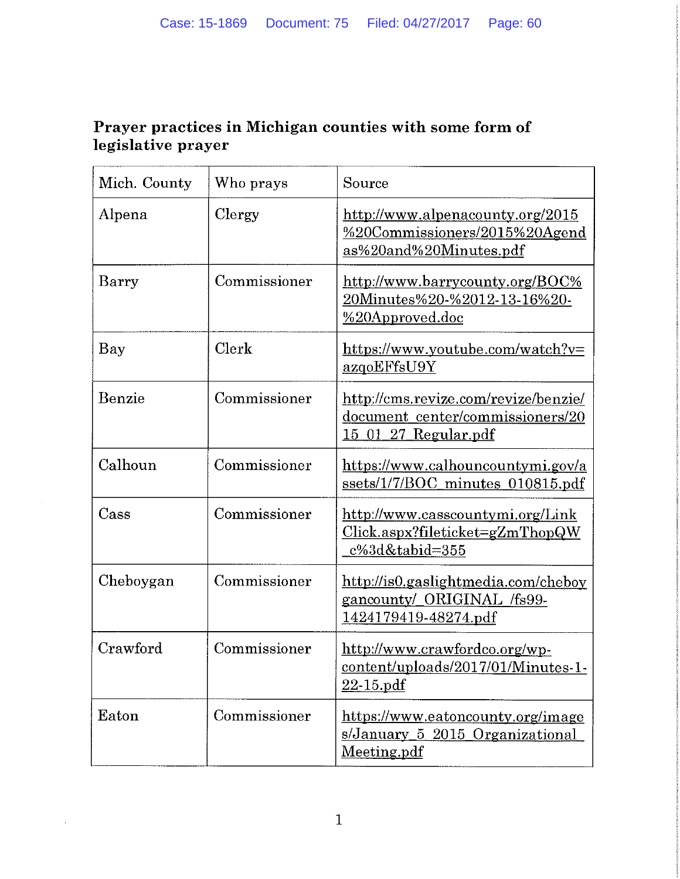**Prayer practices in Michigan counties with some form of legislative prayer**

| Mich. County | Who prays | Source |
|---|---|---|
| Alpena | Clergy | http://www.alpenacounty.org/2015%20Commissioners/2015%20Agendas%20and%20Minutes.pdf |
| Barry | Commissioner | http://www.barrycounty.org/BOC%20Minutes%20-%2012-13-16%20-%20Approved.doc |
| Bay | Clerk | https://www.youtube.com/watch?v=azqoEFfsU9Y |
| Benzie | Commissioner | http://cms.revize.com/revize/benzie/document_center/commissioners/2015_01_27_Regular.pdf |
| Calhoun | Commissioner | https://www.calhouncountymi.gov/assets/1/7/BOC_minutes_010815.pdf |
| Cass | Commissioner | http://www.casscountymi.org/LinkClick.aspx?fileticket=gZmThopQWc%3d&tabid=355 |
| Cheboygan | Commissioner | http://is0.gaslightmedia.com/cheboygancounty/_ORIGINAL_/fs99-1424179419-48274.pdf |
| Crawford | Commissioner | http://www.crawfordco.org/wp-content/uploads/2017/01/Minutes-1-22-15.pdf |
| Eaton | Commissioner | https://www.eatoncounty.org/images/January_5_2015_Organizational_Meeting.pdf |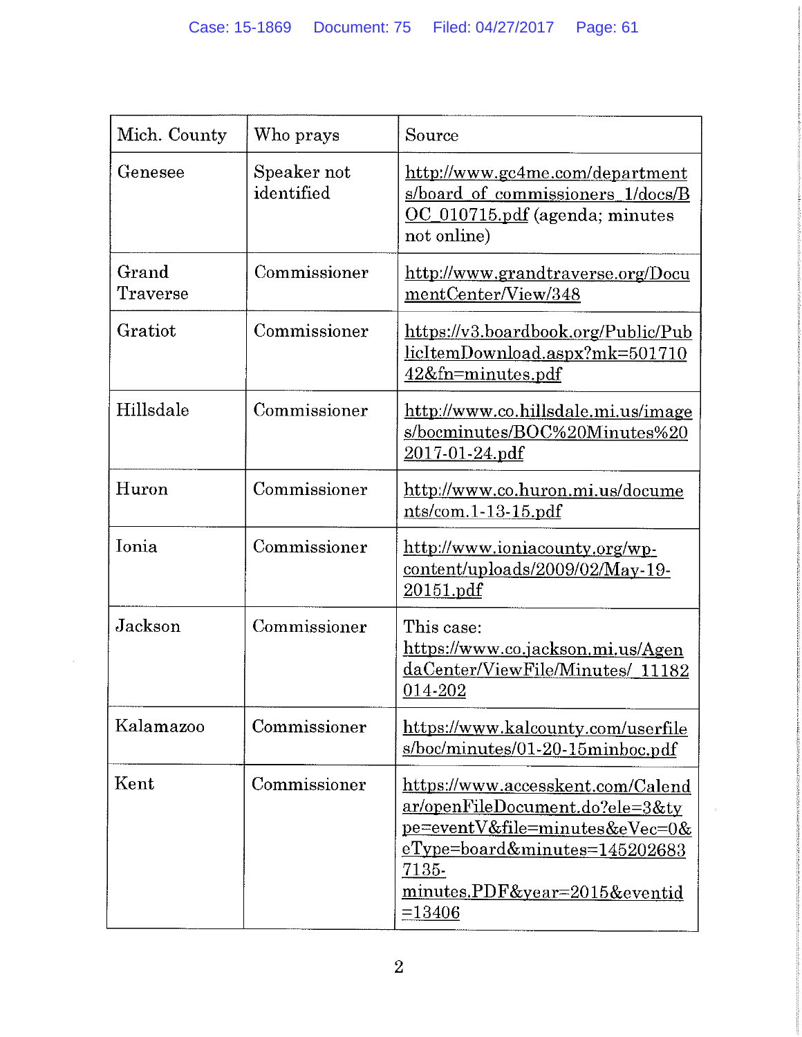| Mich. County | Who prays | Source |
|---|---|---|
| Genesee | Speaker not identified | http://www.gc4me.com/departments/board_of_commissioners_1/docs/BOC_010715.pdf (agenda; minutes not online) |
| Grand Traverse | Commissioner | http://www.grandtraverse.org/DocumentCenter/View/348 |
| Gratiot | Commissioner | https://v3.boardbook.org/Public/PublicItemDownload.aspx?mk=50171042&fn=minutes.pdf |
| Hillsdale | Commissioner | http://www.co.hillsdale.mi.us/images/bocminutes/BOC%20Minutes%202017-01-24.pdf |
| Huron | Commissioner | http://www.co.huron.mi.us/documents/com.1-13-15.pdf |
| Ionia | Commissioner | http://www.ioniacounty.org/wp-content/uploads/2009/02/May-19-20151.pdf |
| Jackson | Commissioner | This case: https://www.co.jackson.mi.us/AgendaCenter/ViewFile/Minutes/_11182014-202 |
| Kalamazoo | Commissioner | https://www.kalcounty.com/userfiles/boc/minutes/01-20-15minboc.pdf |
| Kent | Commissioner | https://www.accesskent.com/Calendar/openFileDocument.do?ele=3&type=eventV&file=minutes&eVec=0&eType=board&minutes=1452026837135-minutes.PDF&year=2015&eventid=13406 |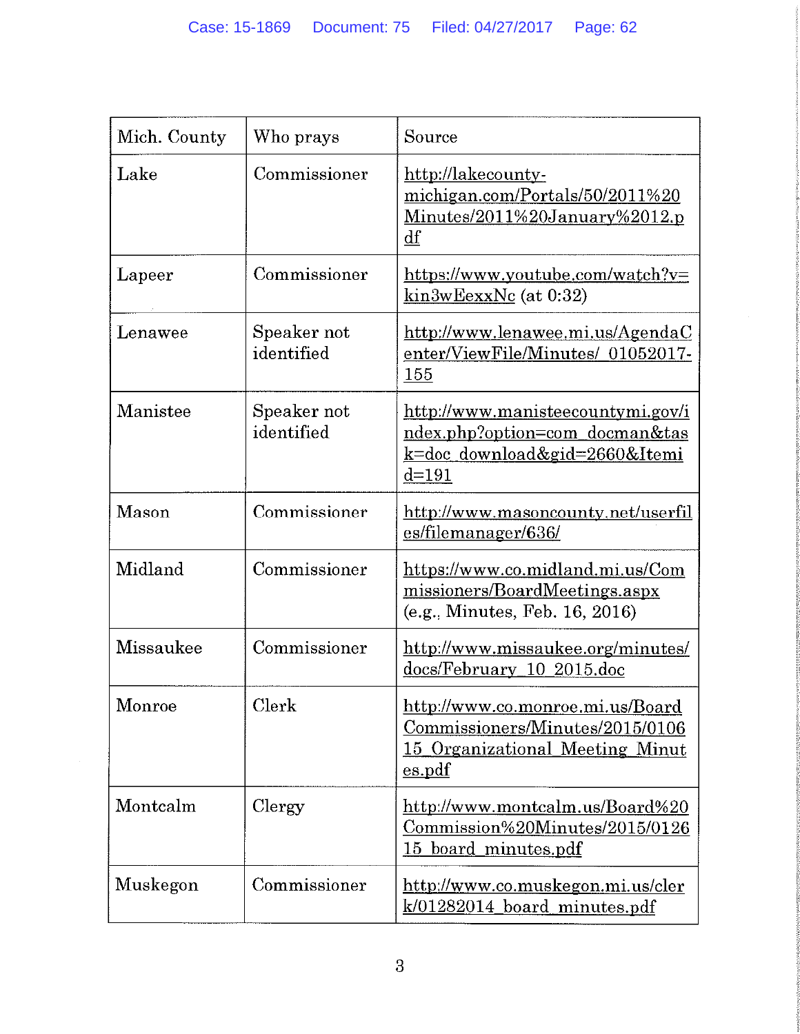| Mich. County | Who prays | Source |
|---|---|---|
| Lake | Commissioner | http://lakecounty-michigan.com/Portals/50/2011%20Minutes/2011%20January%2012.pdf |
| Lapeer | Commissioner | https://www.youtube.com/watch?v=kin3wEexxNc (at 0:32) |
| Lenawee | Speaker not identified | http://www.lenawee.mi.us/AgendaCenter/ViewFile/Minutes/_01052017-155 |
| Manistee | Speaker not identified | http://www.manisteecountymi.gov/index.php?option=com_docman&task=doc_download&gid=2660&Itemid=191 |
| Mason | Commissioner | http://www.masoncounty.net/userfiles/filemanager/636/ |
| Midland | Commissioner | https://www.co.midland.mi.us/Commissioners/BoardMeetings.aspx (e.g., Minutes, Feb. 16, 2016) |
| Missaukee | Commissioner | http://www.missaukee.org/minutes/docs/February_10_2015.doc |
| Monroe | Clerk | http://www.co.monroe.mi.us/BoardCommissioners/Minutes/2015/010615_Organizational_Meeting_Minutes.pdf |
| Montcalm | Clergy | http://www.montcalm.us/Board%20Commission%20Minutes/2015/012615_board_minutes.pdf |
| Muskegon | Commissioner | http://www.co.muskegon.mi.us/clerk/01282014_board_minutes.pdf |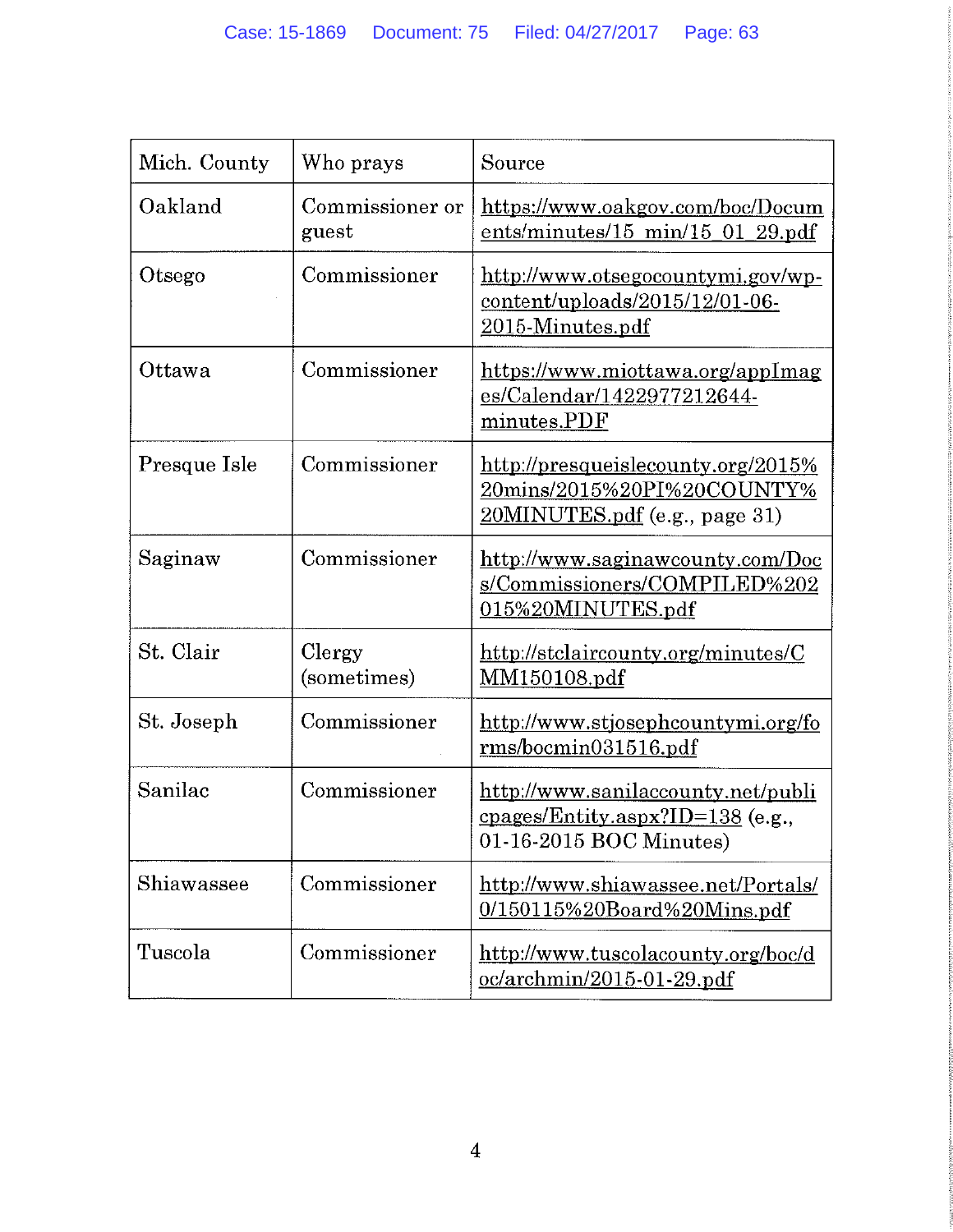| Mich. County | Who prays | Source |
| --- | --- | --- |
| Oakland | Commissioner or guest | https://www.oakgov.com/boc/Documents/minutes/15_min/15_01_29.pdf |
| Otsego | Commissioner | http://www.otsegocountymi.gov/wp-content/uploads/2015/12/01-06-2015-Minutes.pdf |
| Ottawa | Commissioner | https://www.miottawa.org/appImages/Calendar/1422977212644-minutes.PDF |
| Presque Isle | Commissioner | http://presqueislecounty.org/2015%20mins/2015%20PI%20COUNTY%20MINUTES.pdf (e.g., page 31) |
| Saginaw | Commissioner | http://www.saginawcounty.com/Docs/Commissioners/COMPILED%202015%20MINUTES.pdf |
| St. Clair | Clergy (sometimes) | http://stclaircounty.org/minutes/CMM150108.pdf |
| St. Joseph | Commissioner | http://www.stjosephcountymi.org/forms/bocmin031516.pdf |
| Sanilac | Commissioner | http://www.sanilaccounty.net/publicpages/Entity.aspx?ID=138 (e.g., 01-16-2015 BOC Minutes) |
| Shiawassee | Commissioner | http://www.shiawassee.net/Portals/0/150115%20Board%20Mins.pdf |
| Tuscola | Commissioner | http://www.tuscolacounty.org/boc/doc/archmin/2015-01-29.pdf |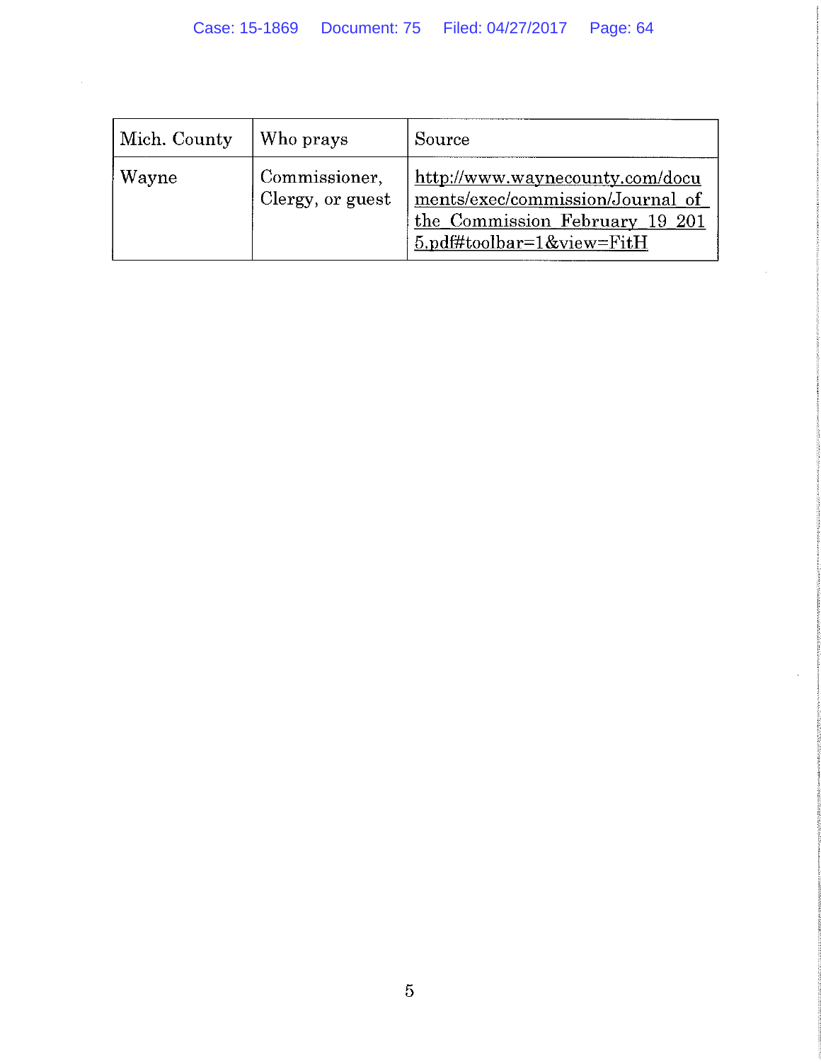| Mich. County | Who prays | Source |
|---|---|---|
| Wayne | Commissioner, Clergy, or guest | http://www.waynecounty.com/documents/exec/commission/Journal_of_the_Commission_February_19_2015.pdf#toolbar=1&view=FitH |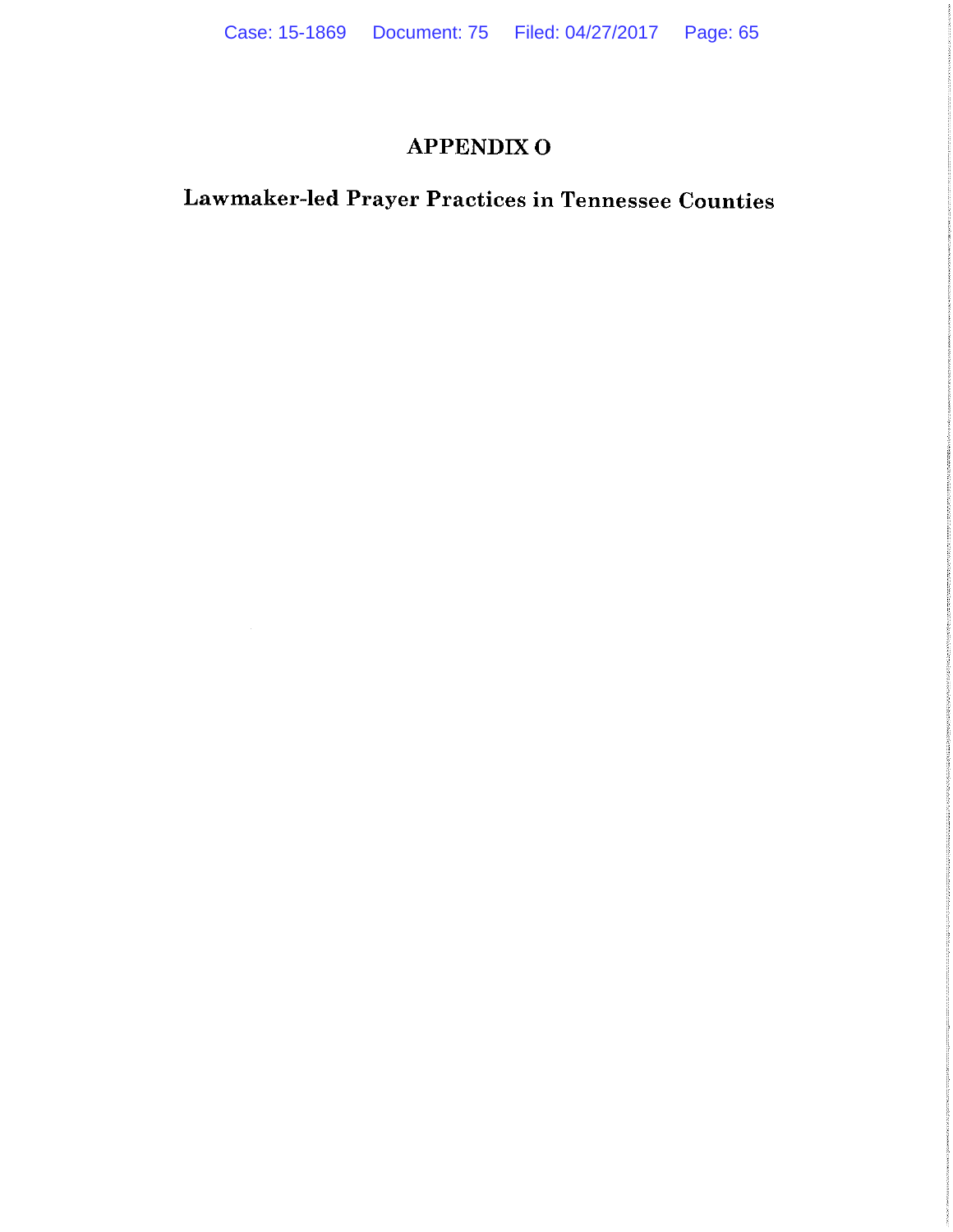# APPENDIX O

## Lawmaker-led Prayer Practices in Tennessee Counties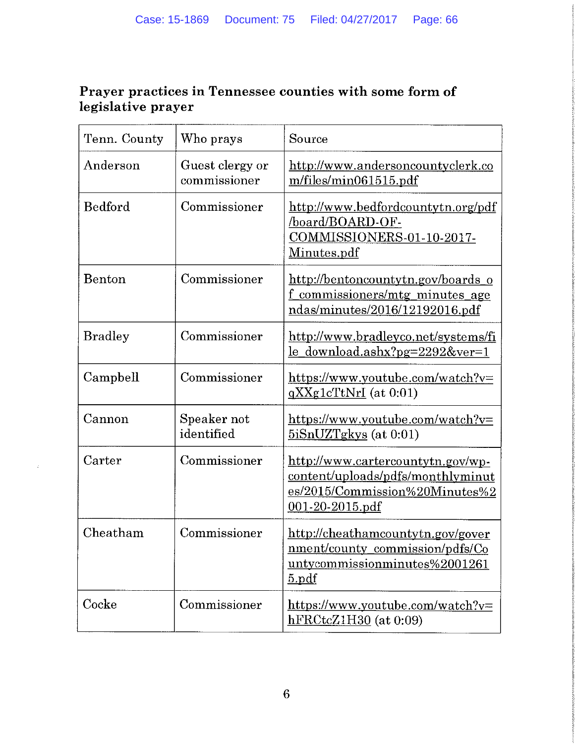**Prayer practices in Tennessee counties with some form of legislative prayer**

| Tenn. County | Who prays | Source |
|---|---|---|
| Anderson | Guest clergy or commissioner | http://www.andersoncountyclerk.com/files/min061515.pdf |
| Bedford | Commissioner | http://www.bedfordcountytn.org/pdf/board/BOARD-OF-COMMISSIONERS-01-10-2017-Minutes.pdf |
| Benton | Commissioner | http://bentoncountytn.gov/boards_of_commissioners/mtg_minutes_agendas/minutes/2016/12192016.pdf |
| Bradley | Commissioner | http://www.bradleyco.net/systems/file_download.ashx?pg=2292&ver=1 |
| Campbell | Commissioner | https://www.youtube.com/watch?v=qXXg1cTtNrI (at 0:01) |
| Cannon | Speaker not identified | https://www.youtube.com/watch?v=5iSnUZTgkys (at 0:01) |
| Carter | Commissioner | http://www.cartercountytn.gov/wp-content/uploads/pdfs/monthlyminutes/2015/Commission%20Minutes%2001-20-2015.pdf |
| Cheatham | Commissioner | http://cheathamcountytn.gov/government/county_commission/pdfs/Countycommissionminutes%20012615.pdf |
| Cocke | Commissioner | https://www.youtube.com/watch?v=hFRCtcZ1H30 (at 0:09) |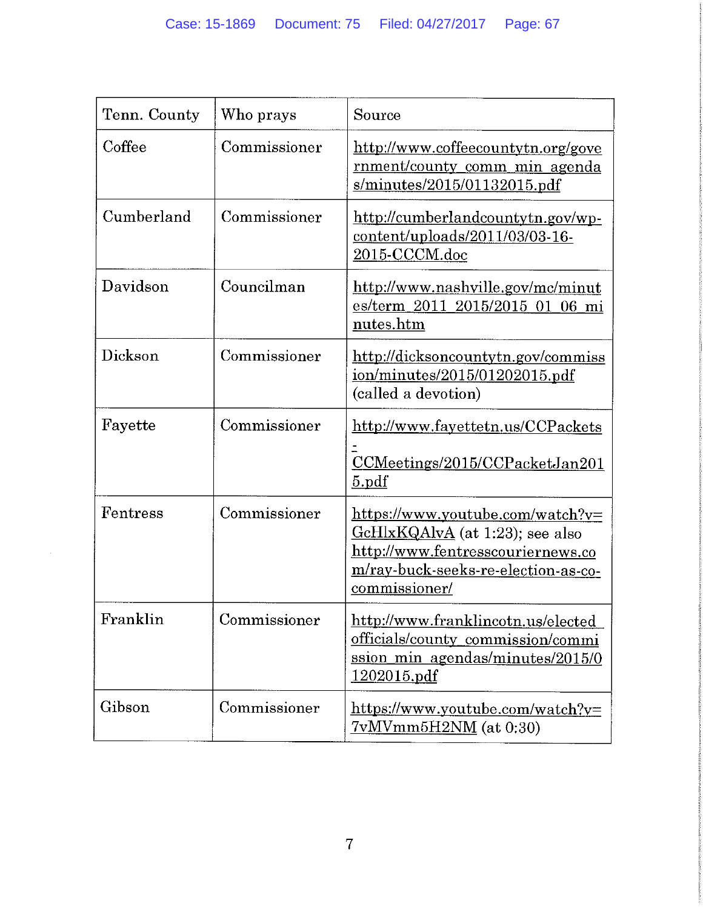| Tenn. County | Who prays | Source |
|---|---|---|
| Coffee | Commissioner | http://www.coffeecountytn.org/government/county_comm_min_agendas/minutes/2015/01132015.pdf |
| Cumberland | Commissioner | http://cumberlandcountytn.gov/wp-content/uploads/2011/03/03-16-2015-CCCM.doc |
| Davidson | Councilman | http://www.nashville.gov/mc/minutes/term_2011_2015/2015_01_06_minutes.htm |
| Dickson | Commissioner | http://dicksoncountytn.gov/commission/minutes/2015/01202015.pdf (called a devotion) |
| Fayette | Commissioner | http://www.fayettetn.us/CCPackets-CCMeetings/2015/CCPacketJan2015.pdf |
| Fentress | Commissioner | https://www.youtube.com/watch?v=GcHlxKQAlvA (at 1:23); see also http://www.fentresscouriernews.com/ray-buck-seeks-re-election-as-co-commissioner/ |
| Franklin | Commissioner | http://www.franklincotn.us/elected_officials/county_commission/commission_min_agendas/minutes/2015/01202015.pdf |
| Gibson | Commissioner | https://www.youtube.com/watch?v=7vMVmm5H2NM (at 0:30) |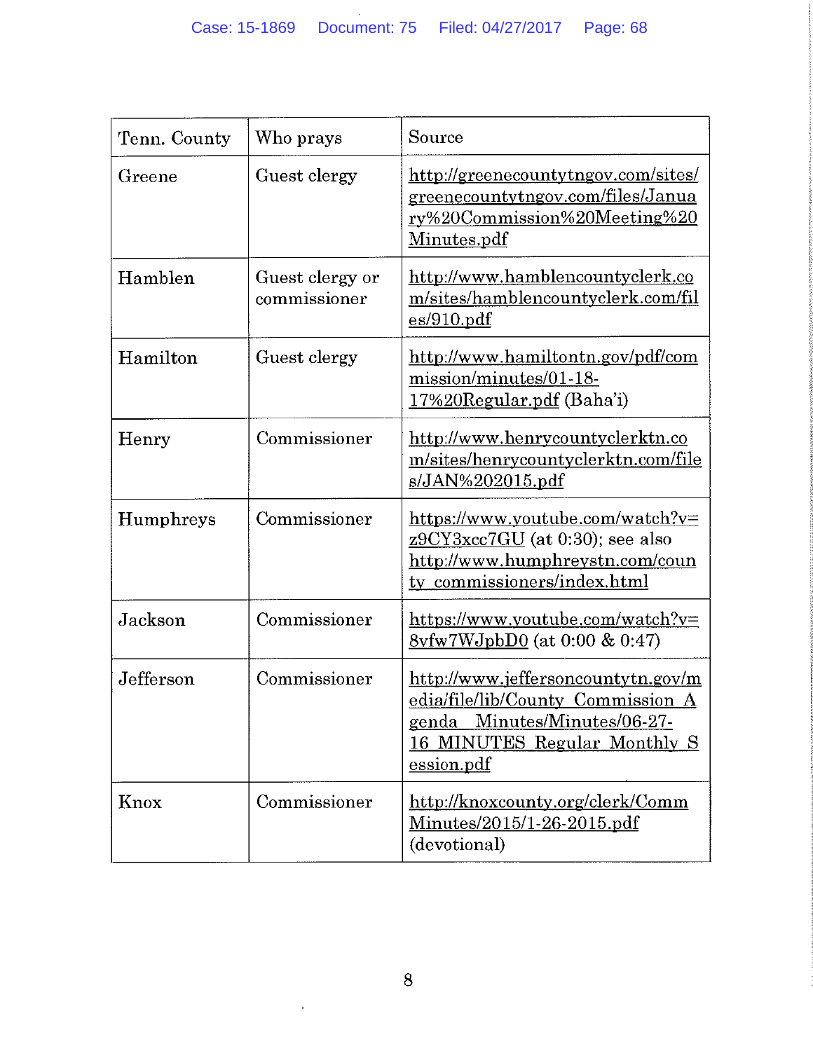| Tenn. County | Who prays | Source |
|---|---|---|
| Greene | Guest clergy | http://greenecountytngov.com/sites/greenecountytngov.com/files/January%20Commission%20Meeting%20Minutes.pdf |
| Hamblen | Guest clergy or commissioner | http://www.hamblencountyclerk.com/sites/hamblencountyclerk.com/files/910.pdf |
| Hamilton | Guest clergy | http://www.hamiltontn.gov/pdf/commission/minutes/01-18-17%20Regular.pdf (Baha'i) |
| Henry | Commissioner | http://www.henrycountyclerktn.com/sites/henrycountyclerktn.com/files/JAN%202015.pdf |
| Humphreys | Commissioner | https://www.youtube.com/watch?v=z9CY3xcc7GU (at 0:30); see also http://www.humphreystn.com/county_commissioners/index.html |
| Jackson | Commissioner | https://www.youtube.com/watch?v=8vfw7WJpbD0 (at 0:00 & 0:47) |
| Jefferson | Commissioner | http://www.jeffersoncountytn.gov/media/file/lib/County_Commission_Agenda__Minutes/Minutes/06-27-16_MINUTES_Regular_Monthly_Session.pdf |
| Knox | Commissioner | http://knoxcounty.org/clerk/CommMinutes/2015/1-26-2015.pdf (devotional) |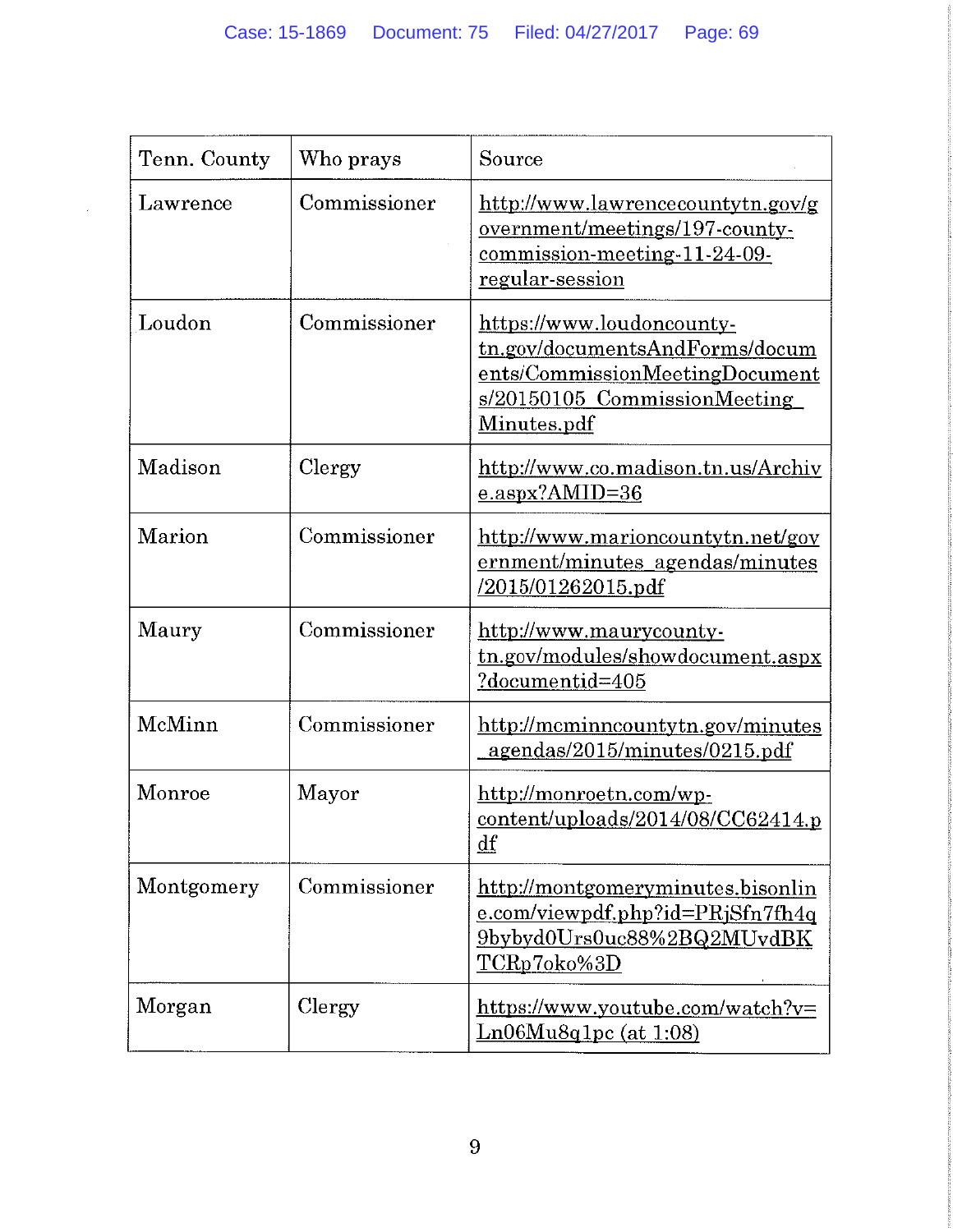| Tenn. County | Who prays | Source |
|---|---|---|
| Lawrence | Commissioner | http://www.lawrencecountytn.gov/government/meetings/197-county-commission-meeting-11-24-09-regular-session |
| Loudon | Commissioner | https://www.loudoncounty-tn.gov/documentsAndForms/documents/CommissionMeetingDocuments/20150105_CommissionMeeting_Minutes.pdf |
| Madison | Clergy | http://www.co.madison.tn.us/Archive.aspx?AMID=36 |
| Marion | Commissioner | http://www.marioncountytn.net/government/minutes_agendas/minutes/2015/01262015.pdf |
| Maury | Commissioner | http://www.maurycounty-tn.gov/modules/showdocument.aspx?documentid=405 |
| McMinn | Commissioner | http://mcminncountytn.gov/minutes_agendas/2015/minutes/0215.pdf |
| Monroe | Mayor | http://monroetn.com/wp-content/uploads/2014/08/CC62414.pdf |
| Montgomery | Commissioner | http://montgomeryminutes.bisonline.com/viewpdf.php?id=PRjSfn7fh4q9bybyd0Urs0uc88%2BQ2MUvdBKTCRp7oko%3D |
| Morgan | Clergy | https://www.youtube.com/watch?v=Ln06Mu8q1pc (at 1:08) |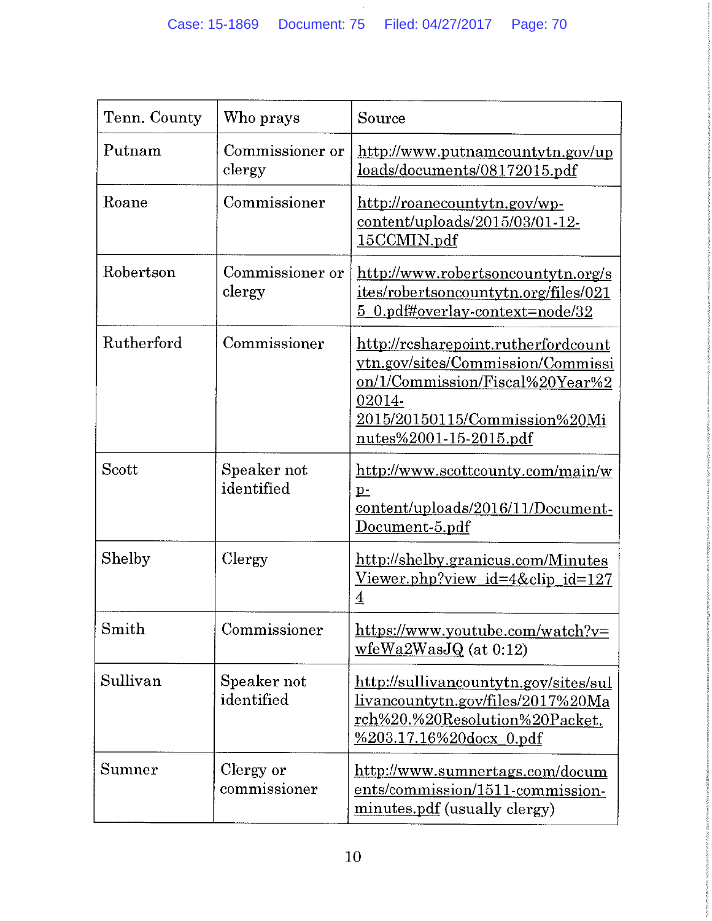| Tenn. County | Who prays | Source |
|---|---|---|
| Putnam | Commissioner or clergy | http://www.putnamcountytn.gov/uploads/documents/08172015.pdf |
| Roane | Commissioner | http://roanecountytn.gov/wp-content/uploads/2015/03/01-12-15CCMIN.pdf |
| Robertson | Commissioner or clergy | http://www.robertsoncountytn.org/sites/robertsoncountytn.org/files/0215_0.pdf#overlay-context=node/32 |
| Rutherford | Commissioner | http://rcsharepoint.rutherfordcountytn.gov/sites/Commission/Commission/1/Commission/Fiscal%20Year%202014-2015/20150115/Commission%20Minutes%2001-15-2015.pdf |
| Scott | Speaker not identified | http://www.scottcounty.com/main/wp-content/uploads/2016/11/Document-Document-5.pdf |
| Shelby | Clergy | http://shelby.granicus.com/MinutesViewer.php?view_id=4&clip_id=1274 |
| Smith | Commissioner | https://www.youtube.com/watch?v=wfeWa2WasJQ (at 0:12) |
| Sullivan | Speaker not identified | http://sullivancountytn.gov/sites/sullivancountytn.gov/files/2017%20March%20.%20Resolution%20Packet.%203.17.16%20docx_0.pdf |
| Sumner | Clergy or commissioner | http://www.sumnertags.com/documents/commission/1511-commission-minutes.pdf (usually clergy) |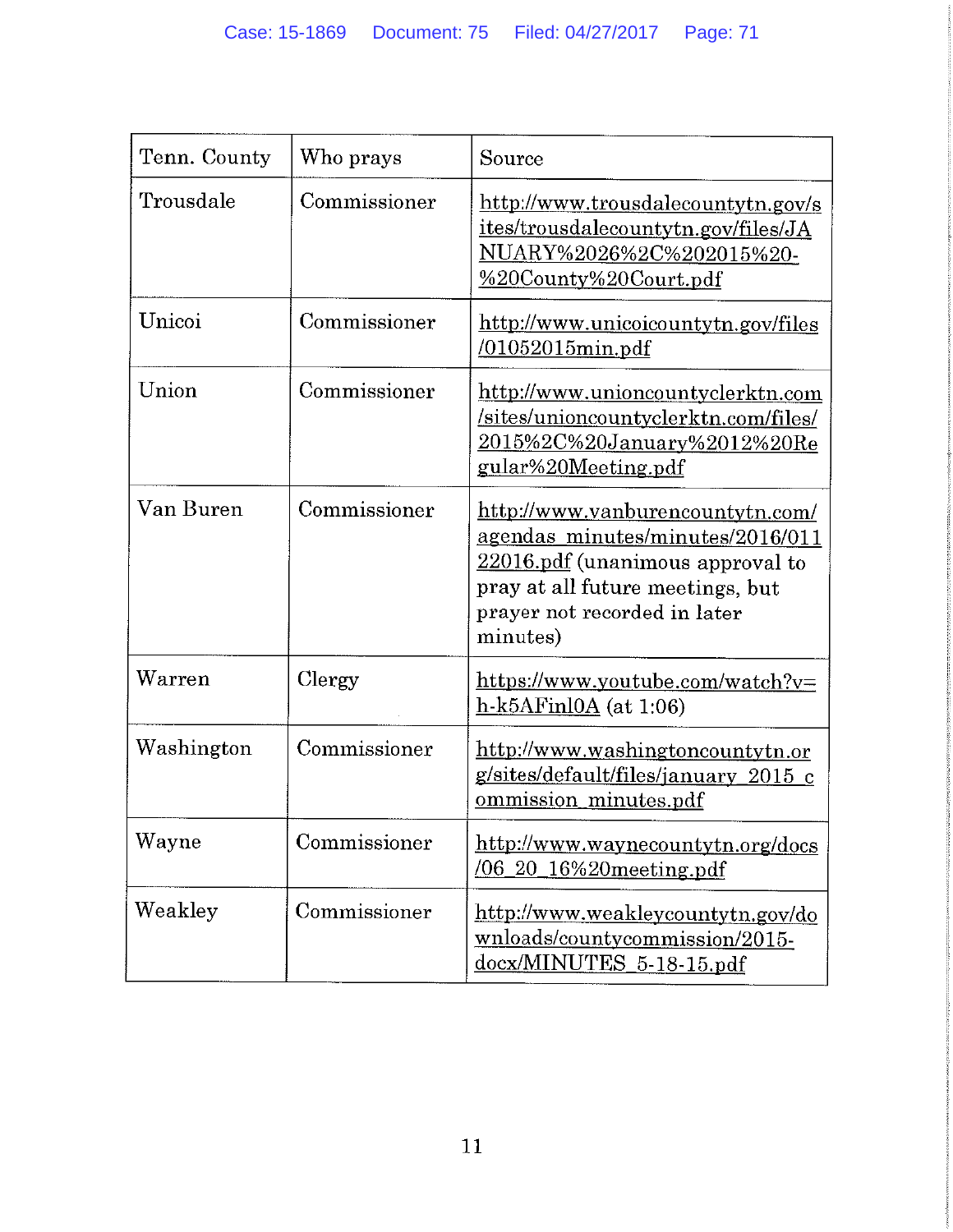| Tenn. County | Who prays | Source |
|---|---|---|
| Trousdale | Commissioner | http://www.trousdalecountytn.gov/sites/trousdalecountytn.gov/files/JANUARY%2026%2C%202015%20-%20County%20Court.pdf |
| Unicoi | Commissioner | http://www.unicoicountytn.gov/files/01052015min.pdf |
| Union | Commissioner | http://www.unioncountyclerktn.com/sites/unioncountyclerktn.com/files/2015%2C%20January%2012%20Regular%20Meeting.pdf |
| Van Buren | Commissioner | http://www.vanburencountytn.com/agendas_minutes/minutes/2016/01122016.pdf (unanimous approval to pray at all future meetings, but prayer not recorded in later minutes) |
| Warren | Clergy | https://www.youtube.com/watch?v=h-k5AFinl0A (at 1:06) |
| Washington | Commissioner | http://www.washingtoncountytn.org/sites/default/files/january_2015_commission_minutes.pdf |
| Wayne | Commissioner | http://www.waynecountytn.org/docs/06_20_16%20meeting.pdf |
| Weakley | Commissioner | http://www.weakleycountytn.gov/downloads/countycommission/2015-docx/MINUTES_5-18-15.pdf |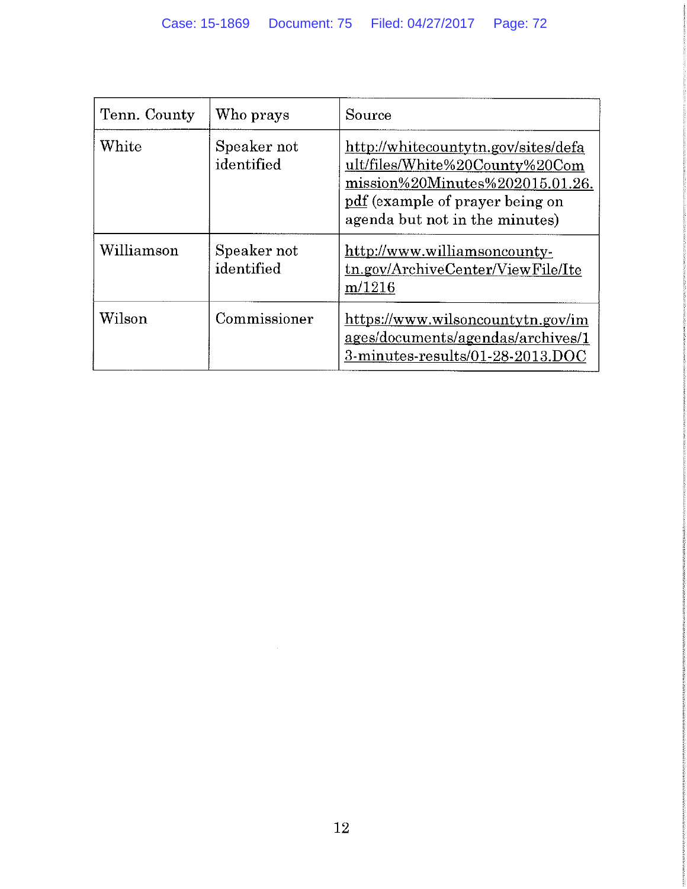| Tenn. County | Who prays | Source |
|---|---|---|
| White | Speaker not identified | http://whitecountytn.gov/sites/default/files/White%20County%20Commission%20Minutes%202015.01.26.pdf (example of prayer being on agenda but not in the minutes) |
| Williamson | Speaker not identified | http://www.williamsoncounty-tn.gov/ArchiveCenter/ViewFile/Item/1216 |
| Wilson | Commissioner | https://www.wilsoncountytn.gov/images/documents/agendas/archives/13-minutes-results/01-28-2013.DOC |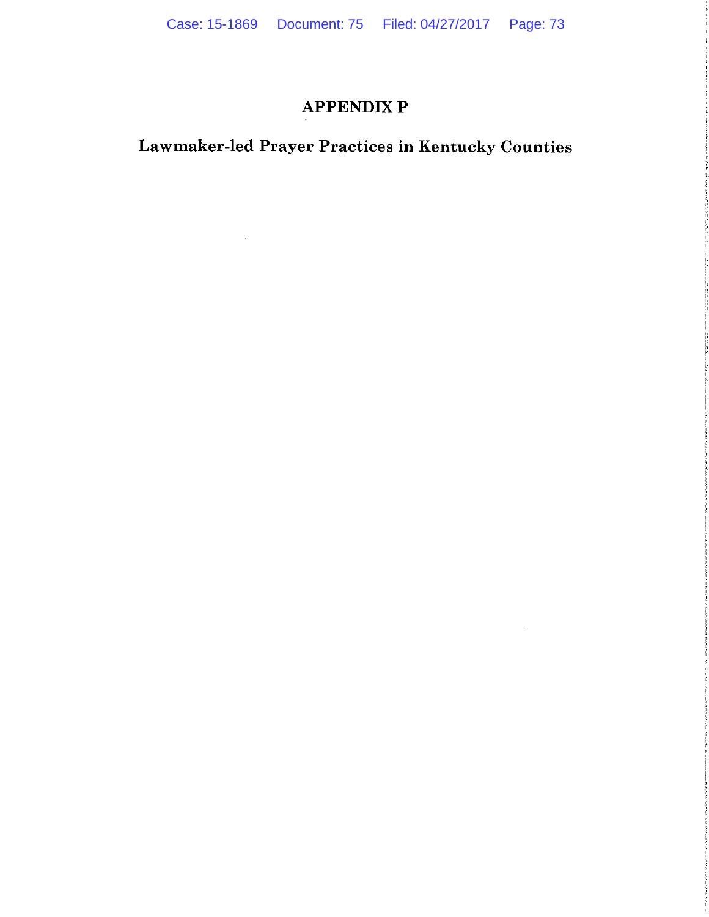# APPENDIX P

## Lawmaker-led Prayer Practices in Kentucky Counties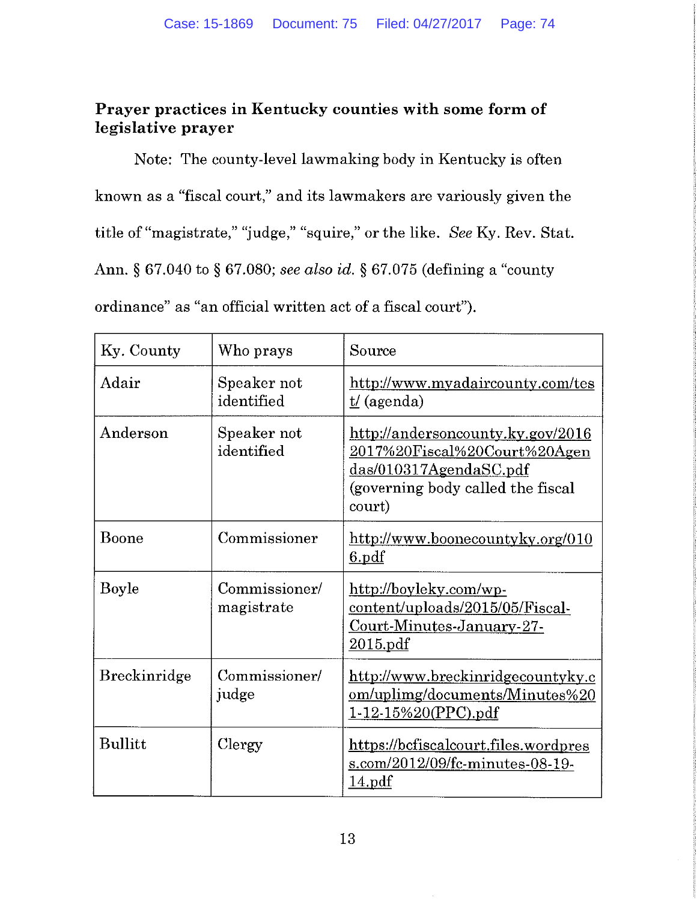**Prayer practices in Kentucky counties with some form of legislative prayer**

Note: The county-level lawmaking body in Kentucky is often known as a "fiscal court," and its lawmakers are variously given the title of "magistrate," "judge," "squire," or the like. *See* Ky. Rev. Stat. Ann. § 67.040 to § 67.080; *see also id.* § 67.075 (defining a "county ordinance" as "an official written act of a fiscal court").

| Ky. County | Who prays | Source |
|---|---|---|
| Adair | Speaker not identified | http://www.myadaircounty.com/test/ (agenda) |
| Anderson | Speaker not identified | http://andersoncounty.ky.gov/2016 2017%20Fiscal%20Court%20Agendas/010317AgendaSC.pdf (governing body called the fiscal court) |
| Boone | Commissioner | http://www.boonecountyky.org/0106.pdf |
| Boyle | Commissioner/ magistrate | http://boyleky.com/wp-content/uploads/2015/05/Fiscal-Court-Minutes-January-27-2015.pdf |
| Breckinridge | Commissioner/ judge | http://www.breckinridgecountyky.com/uplimg/documents/Minutes%201-12-15%20(PPC).pdf |
| Bullitt | Clergy | https://bcfiscalcourt.files.wordpress.com/2012/09/fc-minutes-08-19-14.pdf |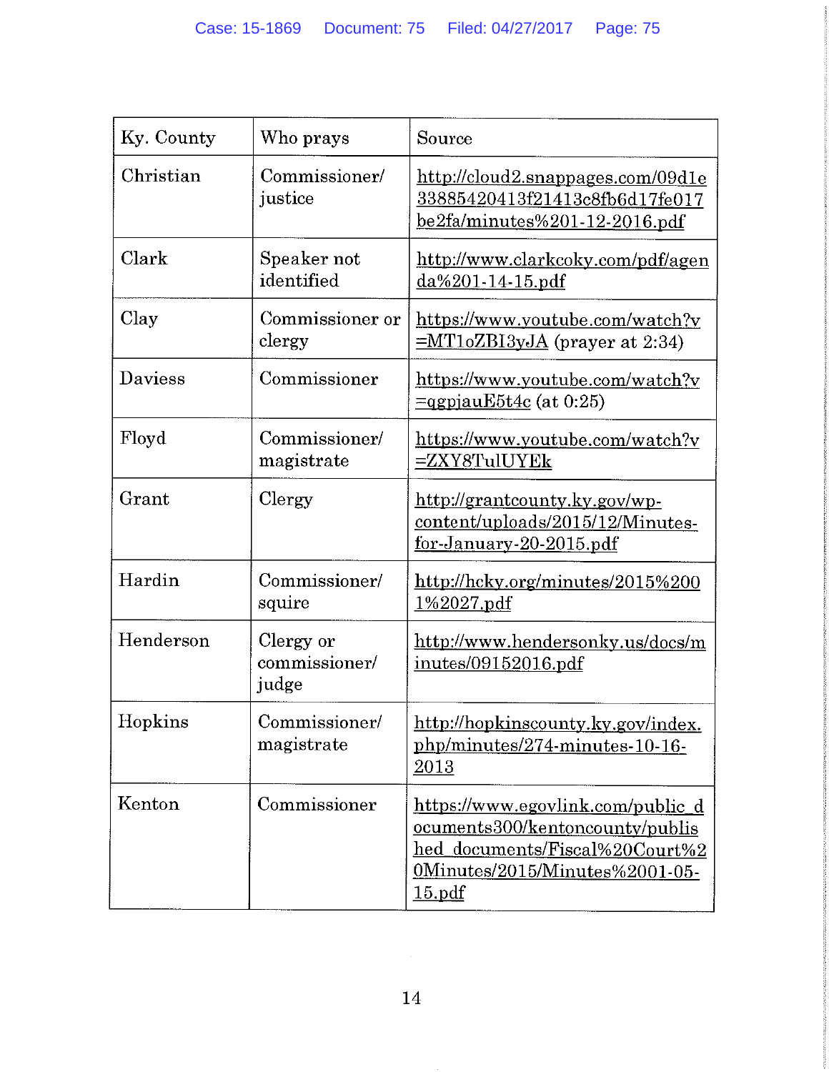| Ky. County | Who prays | Source |
|---|---|---|
| Christian | Commissioner/ justice | http://cloud2.snappages.com/09d1e33885420413f21413c8fb6d17fe017be2fa/minutes%201-12-2016.pdf |
| Clark | Speaker not identified | http://www.clarkcoky.com/pdf/agenda%201-14-15.pdf |
| Clay | Commissioner or clergy | https://www.youtube.com/watch?v=MT1oZBI3yJA (prayer at 2:34) |
| Daviess | Commissioner | https://www.youtube.com/watch?v=qgpjauE5t4c (at 0:25) |
| Floyd | Commissioner/ magistrate | https://www.youtube.com/watch?v=ZXY8TulUYEk |
| Grant | Clergy | http://grantcounty.ky.gov/wp-content/uploads/2015/12/Minutes-for-January-20-2015.pdf |
| Hardin | Commissioner/ squire | http://hcky.org/minutes/2015%2001%2027.pdf |
| Henderson | Clergy or commissioner/ judge | http://www.hendersonky.us/docs/minutes/09152016.pdf |
| Hopkins | Commissioner/ magistrate | http://hopkinscounty.ky.gov/index.php/minutes/274-minutes-10-16-2013 |
| Kenton | Commissioner | https://www.egovlink.com/public_documents300/kentoncounty/published_documents/Fiscal%20Court%20Minutes/2015/Minutes%2001-05-15.pdf |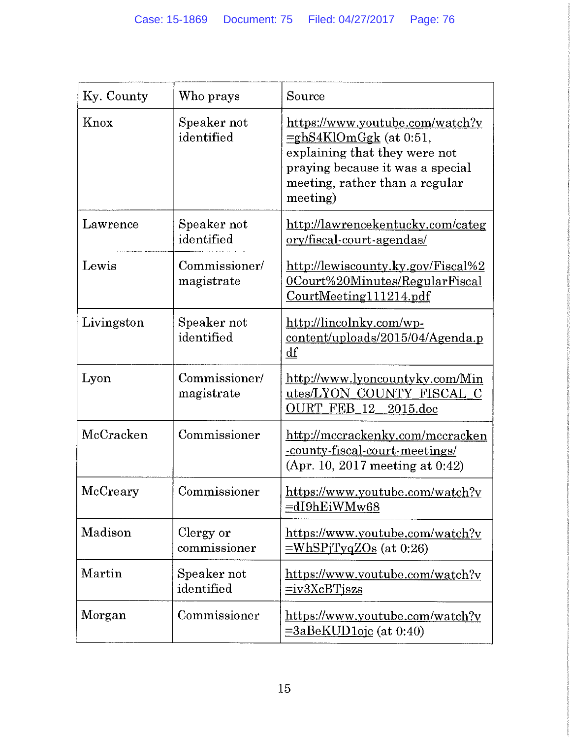| Ky. County | Who prays | Source |
|---|---|---|
| Knox | Speaker not identified | https://www.youtube.com/watch?v=ghS4KlOmGgk (at 0:51, explaining that they were not praying because it was a special meeting, rather than a regular meeting) |
| Lawrence | Speaker not identified | http://lawrencekentucky.com/category/fiscal-court-agendas/ |
| Lewis | Commissioner/ magistrate | http://lewiscounty.ky.gov/Fiscal%20Court%20Minutes/RegularFiscalCourtMeeting111214.pdf |
| Livingston | Speaker not identified | http://lincolnky.com/wp-content/uploads/2015/04/Agenda.pdf |
| Lyon | Commissioner/ magistrate | http://www.lyoncountyky.com/Minutes/LYON_COUNTY_FISCAL_COURT_FEB_12__2015.doc |
| McCracken | Commissioner | http://mccrackenky.com/mccracken-county-fiscal-court-meetings/ (Apr. 10, 2017 meeting at 0:42) |
| McCreary | Commissioner | https://www.youtube.com/watch?v=dI9hEiWMw68 |
| Madison | Clergy or commissioner | https://www.youtube.com/watch?v=WhSPjTyqZOs (at 0:26) |
| Martin | Speaker not identified | https://www.youtube.com/watch?v=iv3XcBTjszs |
| Morgan | Commissioner | https://www.youtube.com/watch?v=3aBeKUD1ojc (at 0:40) |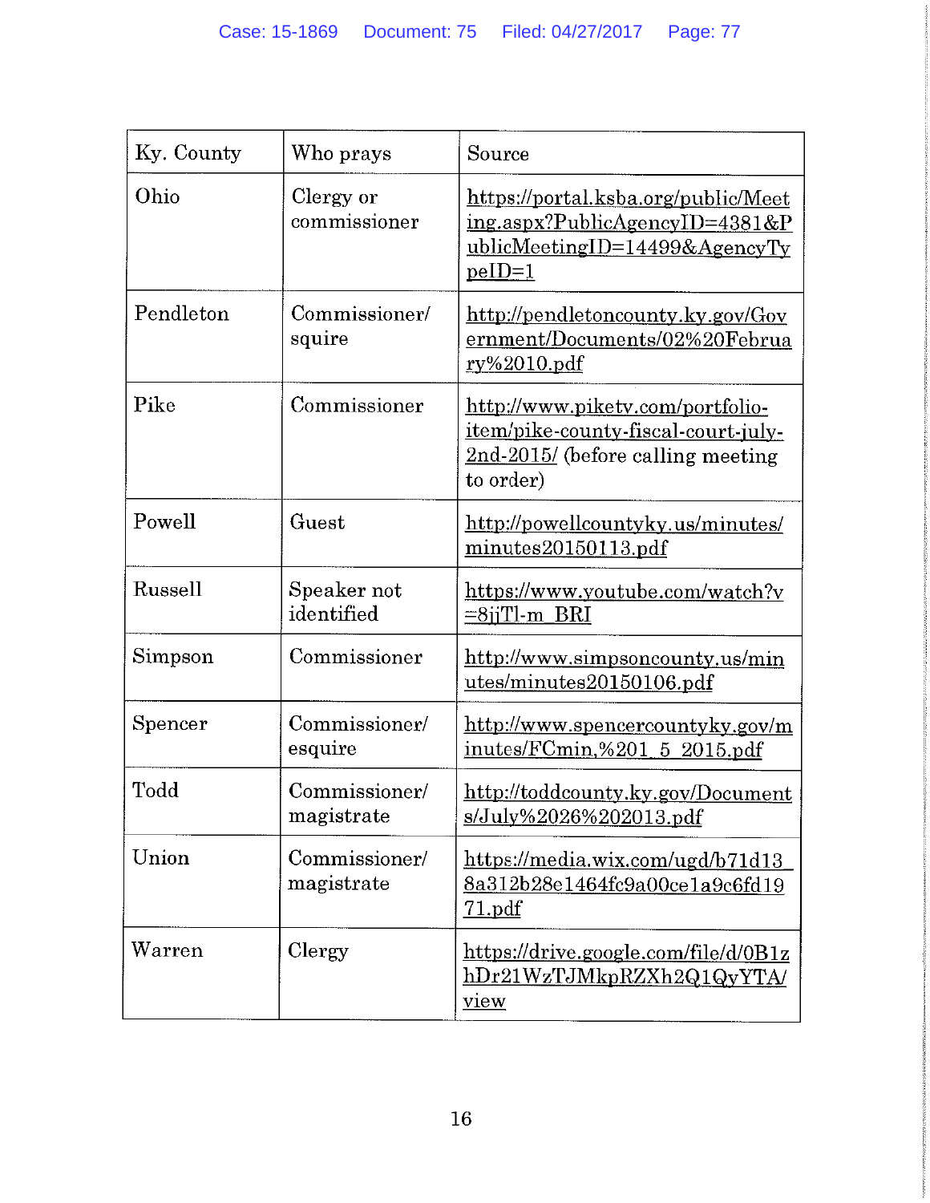| Ky. County | Who prays | Source |
| --- | --- | --- |
| Ohio | Clergy or commissioner | https://portal.ksba.org/public/Meeting.aspx?PublicAgencyID=4381&PublicMeetingID=14499&AgencyTypeID=1 |
| Pendleton | Commissioner/ squire | http://pendletoncounty.ky.gov/Government/Documents/02%20February%2010.pdf |
| Pike | Commissioner | http://www.piketv.com/portfolio-item/pike-county-fiscal-court-july-2nd-2015/ (before calling meeting to order) |
| Powell | Guest | http://powellcountyky.us/minutes/minutes20150113.pdf |
| Russell | Speaker not identified | https://www.youtube.com/watch?v=8jjTl-m_BRI |
| Simpson | Commissioner | http://www.simpsoncounty.us/minutes/minutes20150106.pdf |
| Spencer | Commissioner/ esquire | http://www.spencercountyky.gov/minutes/FCmin,%201_5_2015.pdf |
| Todd | Commissioner/ magistrate | http://toddcounty.ky.gov/Documents/July%2026%202013.pdf |
| Union | Commissioner/ magistrate | https://media.wix.com/ugd/b71d13_8a312b28e1464fc9a00ce1a9c6fd1971.pdf |
| Warren | Clergy | https://drive.google.com/file/d/0B1zhDr21WzTJMkpRZXh2Q1QyYTA/view |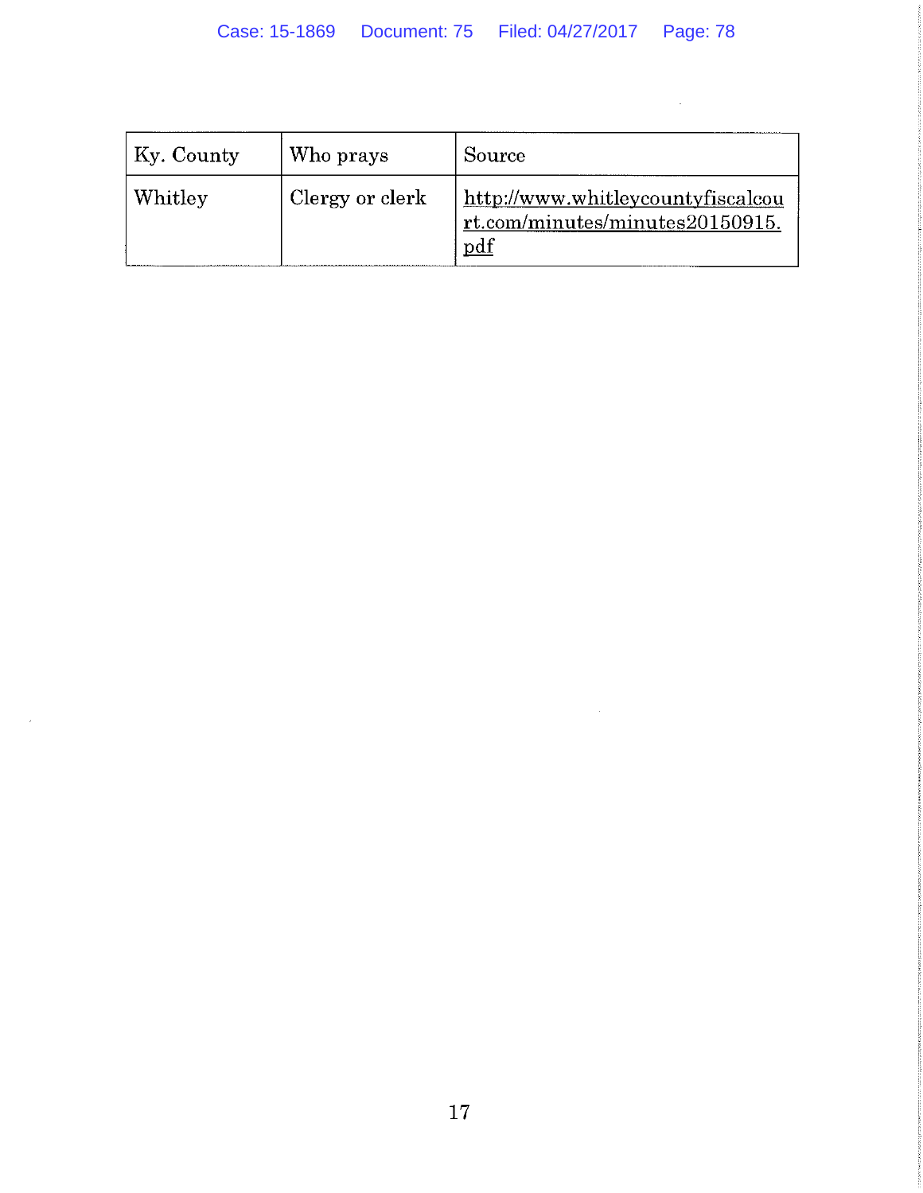| Ky. County | Who prays | Source |
|---|---|---|
| Whitley | Clergy or clerk | http://www.whitleycountyfiscalcourt.com/minutes/minutes20150915.pdf |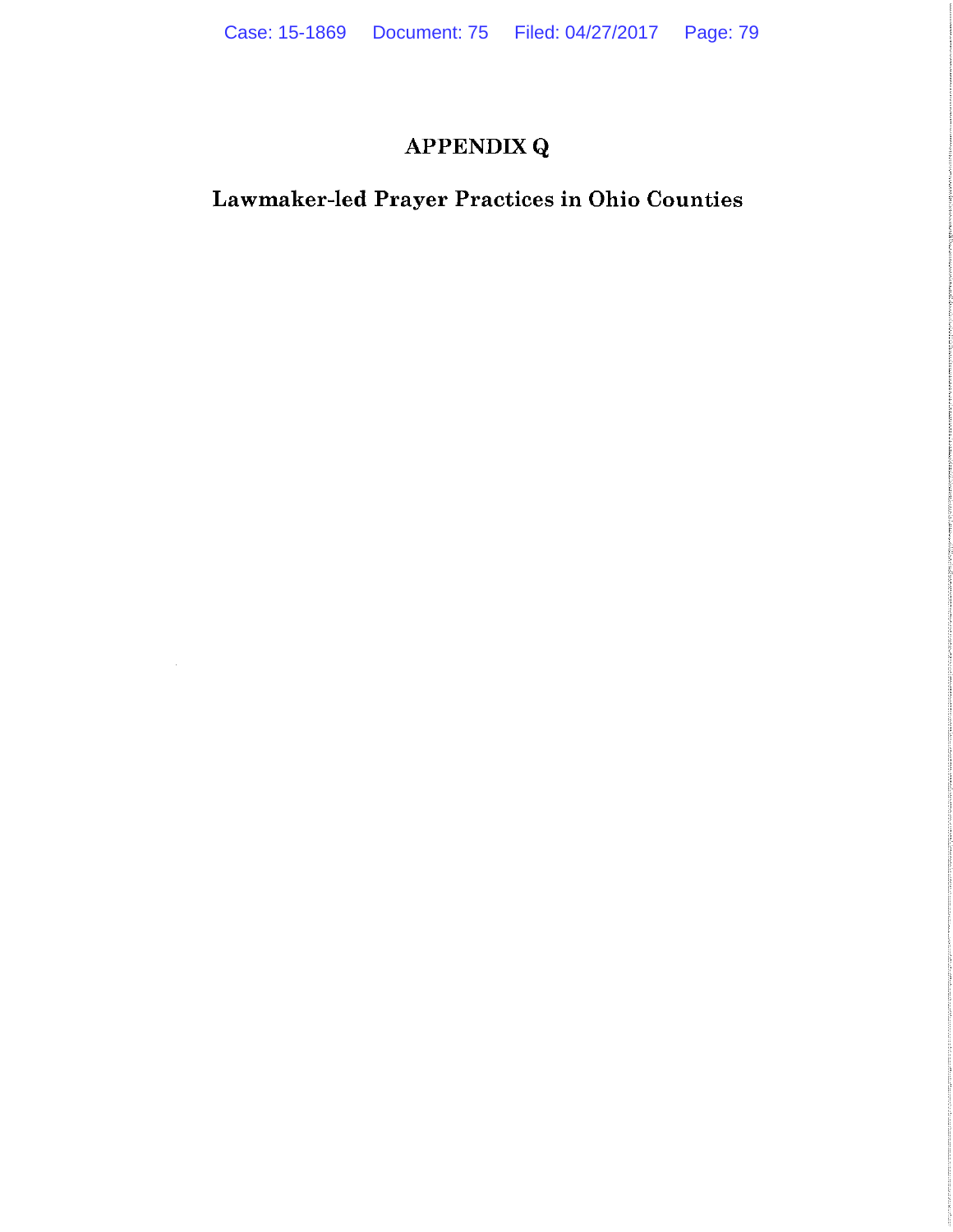# APPENDIX Q

## Lawmaker-led Prayer Practices in Ohio Counties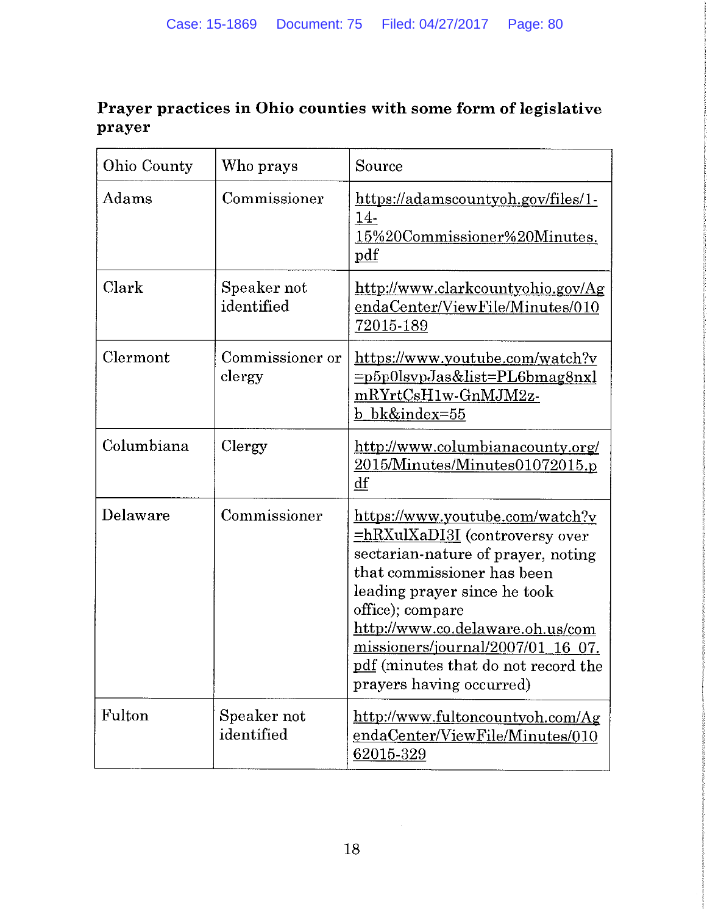**Prayer practices in Ohio counties with some form of legislative prayer**

| Ohio County | Who prays | Source |
|---|---|---|
| Adams | Commissioner | https://adamscountyoh.gov/files/1-14-15%20Commissioner%20Minutes.pdf |
| Clark | Speaker not identified | http://www.clarkcountyohio.gov/AgendaCenter/ViewFile/Minutes/01072015-189 |
| Clermont | Commissioner or clergy | https://www.youtube.com/watch?v=p5p0lsvpJas&list=PL6bmag8nxlmRYrtCsH1w-GnMJM2z-b_bk&index=55 |
| Columbiana | Clergy | http://www.columbianacounty.org/2015/Minutes/Minutes01072015.pdf |
| Delaware | Commissioner | https://www.youtube.com/watch?v=hRXulXaDI3I (controversy over sectarian-nature of prayer, noting that commissioner has been leading prayer since he took office); compare http://www.co.delaware.oh.us/commissioners/journal/2007/01_16_07.pdf (minutes that do not record the prayers having occurred) |
| Fulton | Speaker not identified | http://www.fultoncountyoh.com/AgendaCenter/ViewFile/Minutes/01062015-329 |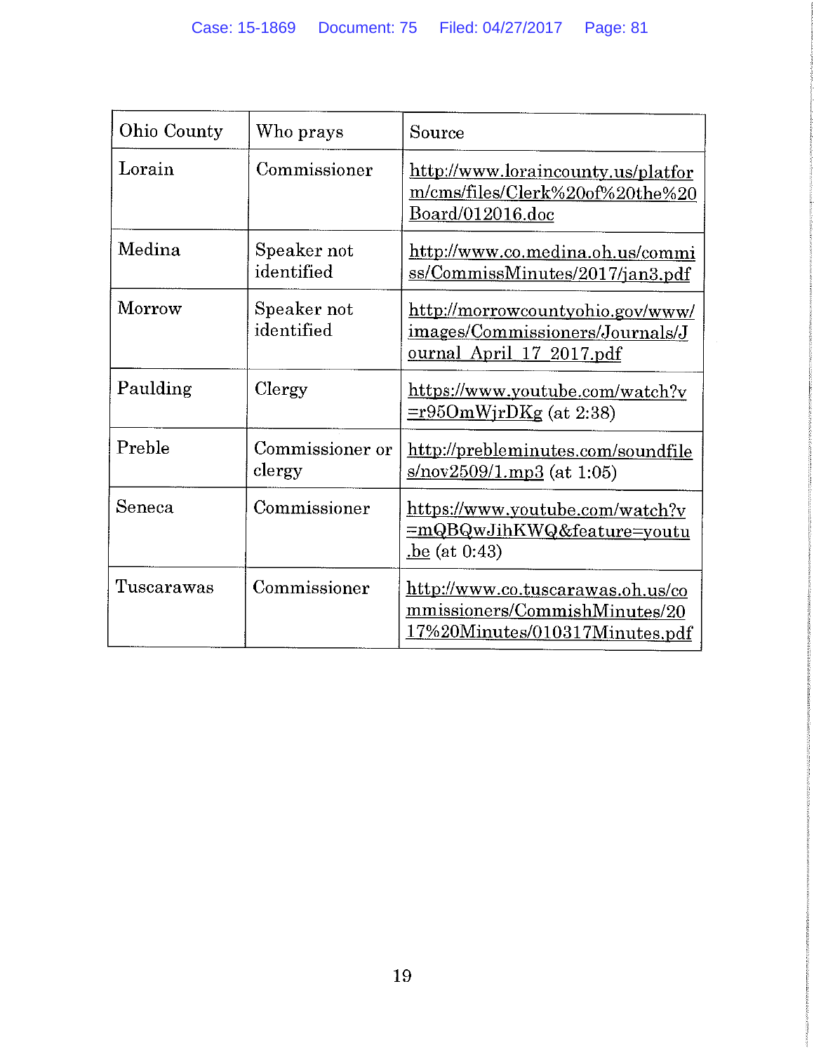| Ohio County | Who prays | Source |
|---|---|---|
| Lorain | Commissioner | http://www.loraincounty.us/platform/cms/files/Clerk%20of%20the%20Board/012016.doc |
| Medina | Speaker not identified | http://www.co.medina.oh.us/commiss/CommissMinutes/2017/jan3.pdf |
| Morrow | Speaker not identified | http://morrowcountyohio.gov/www/images/Commissioners/Journals/Journal_April_17_2017.pdf |
| Paulding | Clergy | https://www.youtube.com/watch?v=r95OmWjrDKg (at 2:38) |
| Preble | Commissioner or clergy | http://prebleminutes.com/soundfiles/nov2509/1.mp3 (at 1:05) |
| Seneca | Commissioner | https://www.youtube.com/watch?v=mQBQwJihKWQ&feature=youtu.be (at 0:43) |
| Tuscarawas | Commissioner | http://www.co.tuscarawas.oh.us/commissioners/CommishMinutes/2017%20Minutes/010317Minutes.pdf |